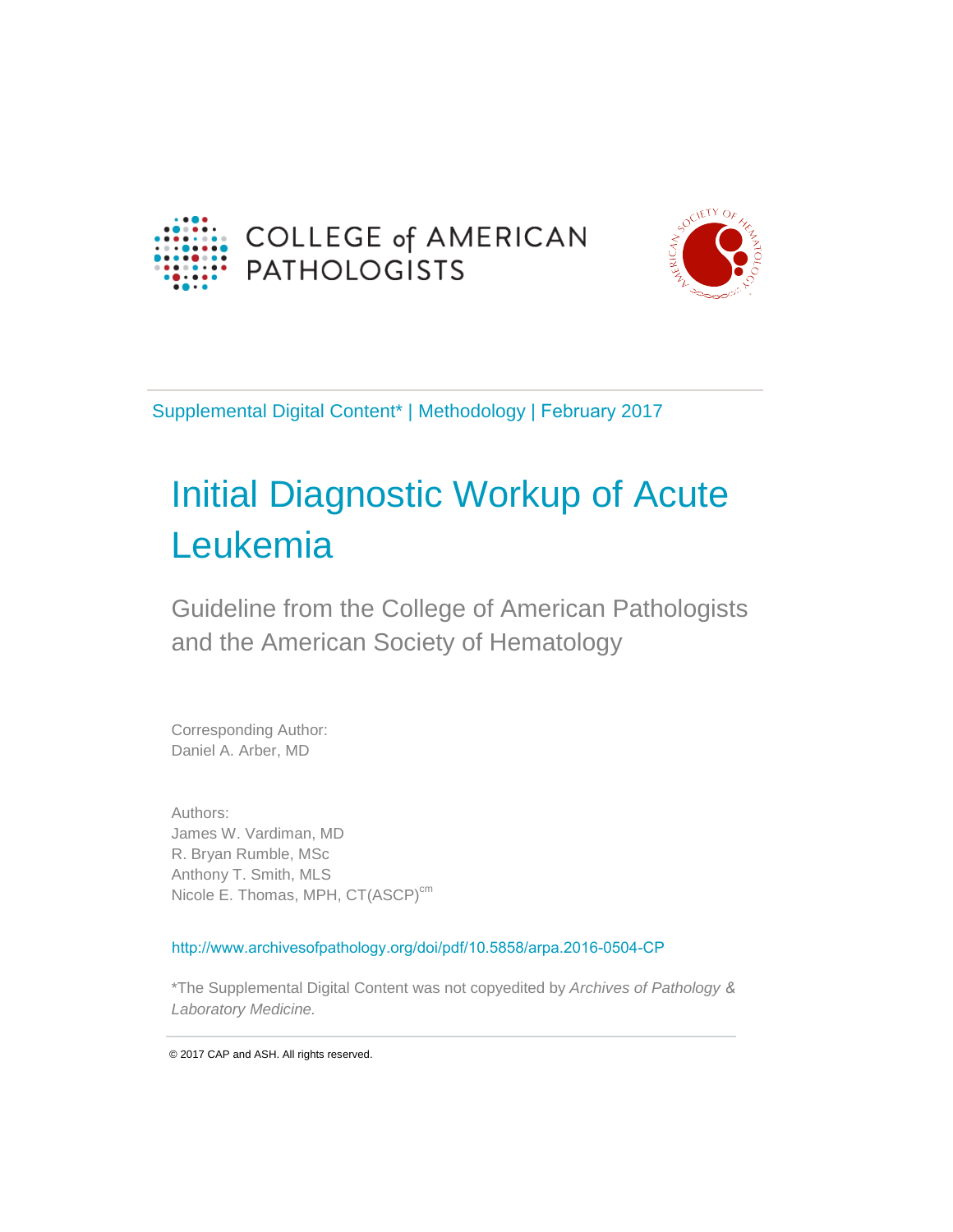COLLEGE of AMERICAN PATHOLOGISTS

Supplemental Digital Content* | Methodology | February 2017

# Initial Diagnostic Workup of Acute Leukemia

## Guideline from the College of American Pathologists and the American Society of Hematology

Corresponding Author:
Daniel A. Arber, MD

Authors:
James W. Vardiman, MD
R. Bryan Rumble, MSc
Anthony T. Smith, MLS
Nicole E. Thomas, MPH, CT(ASCP)cm

http://www.archivesofpathology.org/doi/pdf/10.5858/arpa.2016-0504-CP

*The Supplemental Digital Content was not copyedited by *Archives of Pathology & Laboratory Medicine.*

© 2017 CAP and ASH. All rights reserved.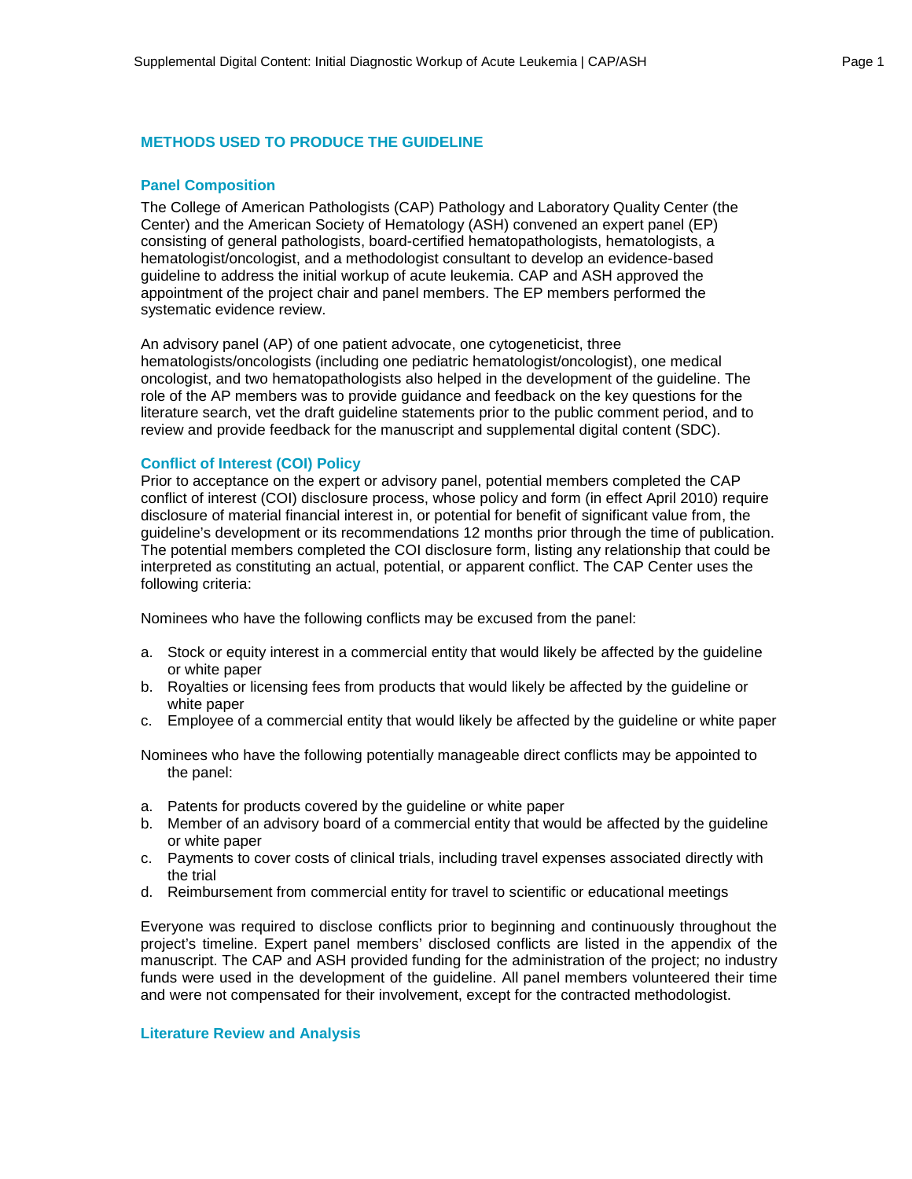# METHODS USED TO PRODUCE THE GUIDELINE

## Panel Composition

The College of American Pathologists (CAP) Pathology and Laboratory Quality Center (the Center) and the American Society of Hematology (ASH) convened an expert panel (EP) consisting of general pathologists, board-certified hematopathologists, hematologists, a hematologist/oncologist, and a methodologist consultant to develop an evidence-based guideline to address the initial workup of acute leukemia. CAP and ASH approved the appointment of the project chair and panel members. The EP members performed the systematic evidence review.

An advisory panel (AP) of one patient advocate, one cytogeneticist, three hematologists/oncologists (including one pediatric hematologist/oncologist), one medical oncologist, and two hematopathologists also helped in the development of the guideline. The role of the AP members was to provide guidance and feedback on the key questions for the literature search, vet the draft guideline statements prior to the public comment period, and to review and provide feedback for the manuscript and supplemental digital content (SDC).

## Conflict of Interest (COI) Policy

Prior to acceptance on the expert or advisory panel, potential members completed the CAP conflict of interest (COI) disclosure process, whose policy and form (in effect April 2010) require disclosure of material financial interest in, or potential for benefit of significant value from, the guideline's development or its recommendations 12 months prior through the time of publication. The potential members completed the COI disclosure form, listing any relationship that could be interpreted as constituting an actual, potential, or apparent conflict. The CAP Center uses the following criteria:

Nominees who have the following conflicts may be excused from the panel:

a. Stock or equity interest in a commercial entity that would likely be affected by the guideline or white paper
b. Royalties or licensing fees from products that would likely be affected by the guideline or white paper
c. Employee of a commercial entity that would likely be affected by the guideline or white paper

Nominees who have the following potentially manageable direct conflicts may be appointed to the panel:

a. Patents for products covered by the guideline or white paper
b. Member of an advisory board of a commercial entity that would be affected by the guideline or white paper
c. Payments to cover costs of clinical trials, including travel expenses associated directly with the trial
d. Reimbursement from commercial entity for travel to scientific or educational meetings

Everyone was required to disclose conflicts prior to beginning and continuously throughout the project's timeline. Expert panel members' disclosed conflicts are listed in the appendix of the manuscript. The CAP and ASH provided funding for the administration of the project; no industry funds were used in the development of the guideline. All panel members volunteered their time and were not compensated for their involvement, except for the contracted methodologist.

## Literature Review and Analysis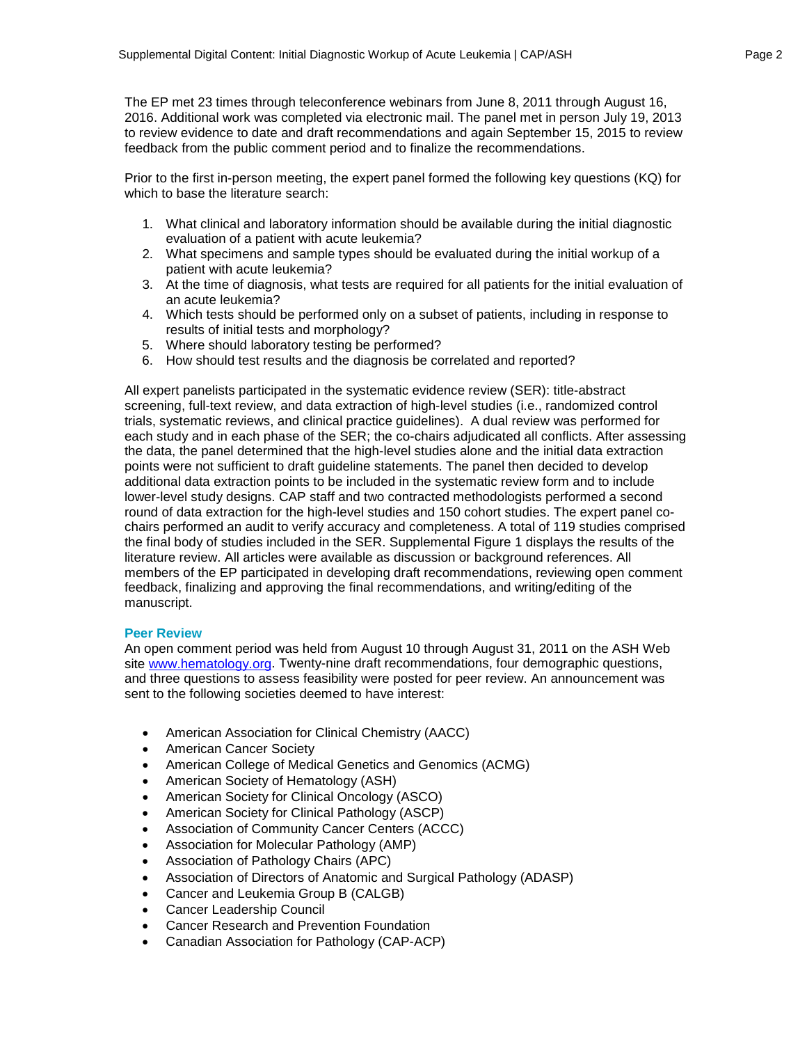The EP met 23 times through teleconference webinars from June 8, 2011 through August 16, 2016. Additional work was completed via electronic mail. The panel met in person July 19, 2013 to review evidence to date and draft recommendations and again September 15, 2015 to review feedback from the public comment period and to finalize the recommendations.

Prior to the first in-person meeting, the expert panel formed the following key questions (KQ) for which to base the literature search:

1. What clinical and laboratory information should be available during the initial diagnostic evaluation of a patient with acute leukemia?
2. What specimens and sample types should be evaluated during the initial workup of a patient with acute leukemia?
3. At the time of diagnosis, what tests are required for all patients for the initial evaluation of an acute leukemia?
4. Which tests should be performed only on a subset of patients, including in response to results of initial tests and morphology?
5. Where should laboratory testing be performed?
6. How should test results and the diagnosis be correlated and reported?

All expert panelists participated in the systematic evidence review (SER): title-abstract screening, full-text review, and data extraction of high-level studies (i.e., randomized control trials, systematic reviews, and clinical practice guidelines). A dual review was performed for each study and in each phase of the SER; the co-chairs adjudicated all conflicts. After assessing the data, the panel determined that the high-level studies alone and the initial data extraction points were not sufficient to draft guideline statements. The panel then decided to develop additional data extraction points to be included in the systematic review form and to include lower-level study designs. CAP staff and two contracted methodologists performed a second round of data extraction for the high-level studies and 150 cohort studies. The expert panel co-chairs performed an audit to verify accuracy and completeness. A total of 119 studies comprised the final body of studies included in the SER. Supplemental Figure 1 displays the results of the literature review. All articles were available as discussion or background references. All members of the EP participated in developing draft recommendations, reviewing open comment feedback, finalizing and approving the final recommendations, and writing/editing of the manuscript.

### Peer Review

An open comment period was held from August 10 through August 31, 2011 on the ASH Web site www.hematology.org. Twenty-nine draft recommendations, four demographic questions, and three questions to assess feasibility were posted for peer review. An announcement was sent to the following societies deemed to have interest:

- American Association for Clinical Chemistry (AACC)
- American Cancer Society
- American College of Medical Genetics and Genomics (ACMG)
- American Society of Hematology (ASH)
- American Society for Clinical Oncology (ASCO)
- American Society for Clinical Pathology (ASCP)
- Association of Community Cancer Centers (ACCC)
- Association for Molecular Pathology (AMP)
- Association of Pathology Chairs (APC)
- Association of Directors of Anatomic and Surgical Pathology (ADASP)
- Cancer and Leukemia Group B (CALGB)
- Cancer Leadership Council
- Cancer Research and Prevention Foundation
- Canadian Association for Pathology (CAP-ACP)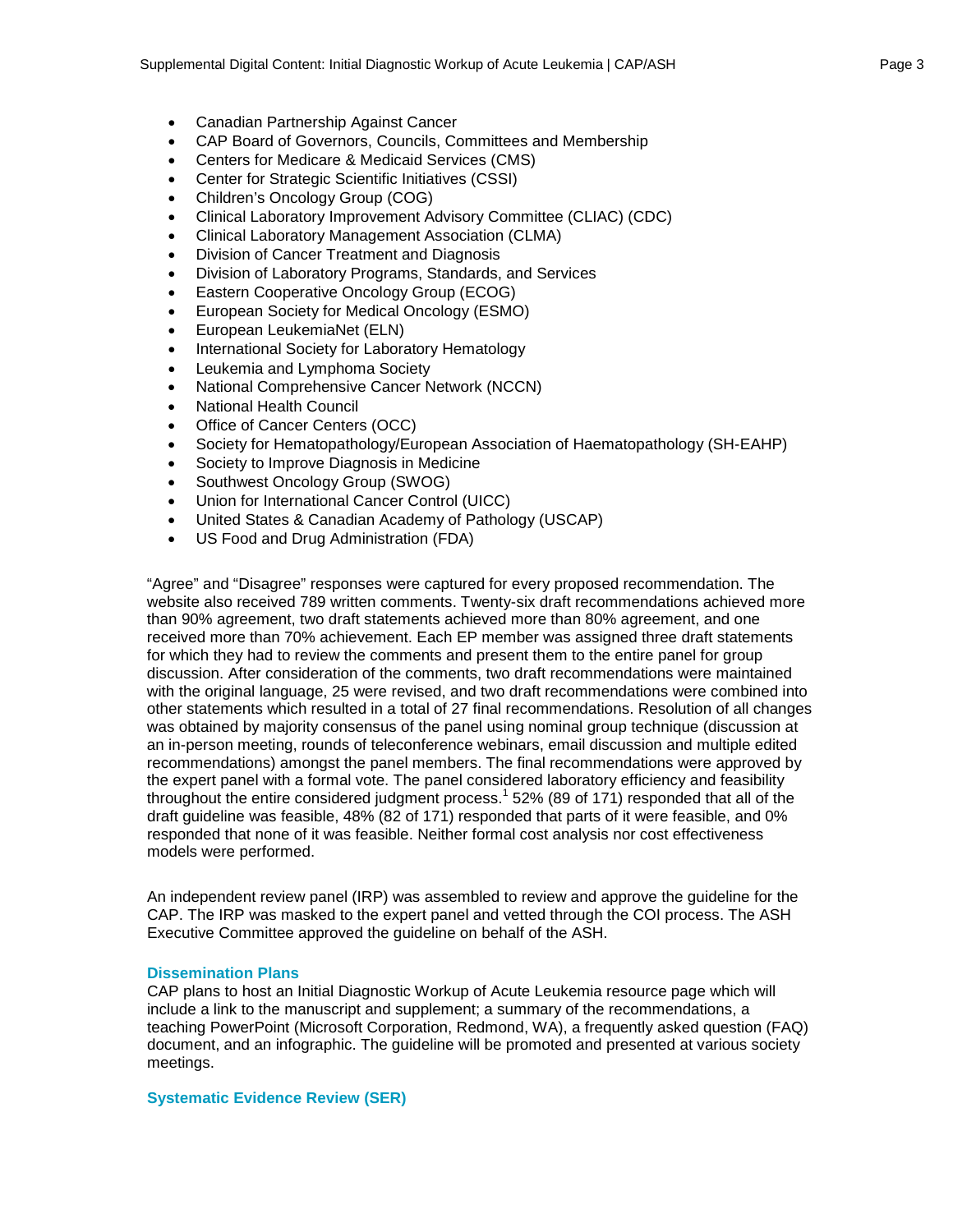- Canadian Partnership Against Cancer
- CAP Board of Governors, Councils, Committees and Membership
- Centers for Medicare & Medicaid Services (CMS)
- Center for Strategic Scientific Initiatives (CSSI)
- Children's Oncology Group (COG)
- Clinical Laboratory Improvement Advisory Committee (CLIAC) (CDC)
- Clinical Laboratory Management Association (CLMA)
- Division of Cancer Treatment and Diagnosis
- Division of Laboratory Programs, Standards, and Services
- Eastern Cooperative Oncology Group (ECOG)
- European Society for Medical Oncology (ESMO)
- European LeukemiaNet (ELN)
- International Society for Laboratory Hematology
- Leukemia and Lymphoma Society
- National Comprehensive Cancer Network (NCCN)
- National Health Council
- Office of Cancer Centers (OCC)
- Society for Hematopathology/European Association of Haematopathology (SH-EAHP)
- Society to Improve Diagnosis in Medicine
- Southwest Oncology Group (SWOG)
- Union for International Cancer Control (UICC)
- United States & Canadian Academy of Pathology (USCAP)
- US Food and Drug Administration (FDA)

"Agree" and "Disagree" responses were captured for every proposed recommendation. The website also received 789 written comments. Twenty-six draft recommendations achieved more than 90% agreement, two draft statements achieved more than 80% agreement, and one received more than 70% achievement. Each EP member was assigned three draft statements for which they had to review the comments and present them to the entire panel for group discussion. After consideration of the comments, two draft recommendations were maintained with the original language, 25 were revised, and two draft recommendations were combined into other statements which resulted in a total of 27 final recommendations. Resolution of all changes was obtained by majority consensus of the panel using nominal group technique (discussion at an in-person meeting, rounds of teleconference webinars, email discussion and multiple edited recommendations) amongst the panel members. The final recommendations were approved by the expert panel with a formal vote. The panel considered laboratory efficiency and feasibility throughout the entire considered judgment process.[1] 52% (89 of 171) responded that all of the draft guideline was feasible, 48% (82 of 171) responded that parts of it were feasible, and 0% responded that none of it was feasible. Neither formal cost analysis nor cost effectiveness models were performed.

An independent review panel (IRP) was assembled to review and approve the guideline for the CAP. The IRP was masked to the expert panel and vetted through the COI process. The ASH Executive Committee approved the guideline on behalf of the ASH.

## Dissemination Plans

CAP plans to host an Initial Diagnostic Workup of Acute Leukemia resource page which will include a link to the manuscript and supplement; a summary of the recommendations, a teaching PowerPoint (Microsoft Corporation, Redmond, WA), a frequently asked question (FAQ) document, and an infographic. The guideline will be promoted and presented at various society meetings.

## Systematic Evidence Review (SER)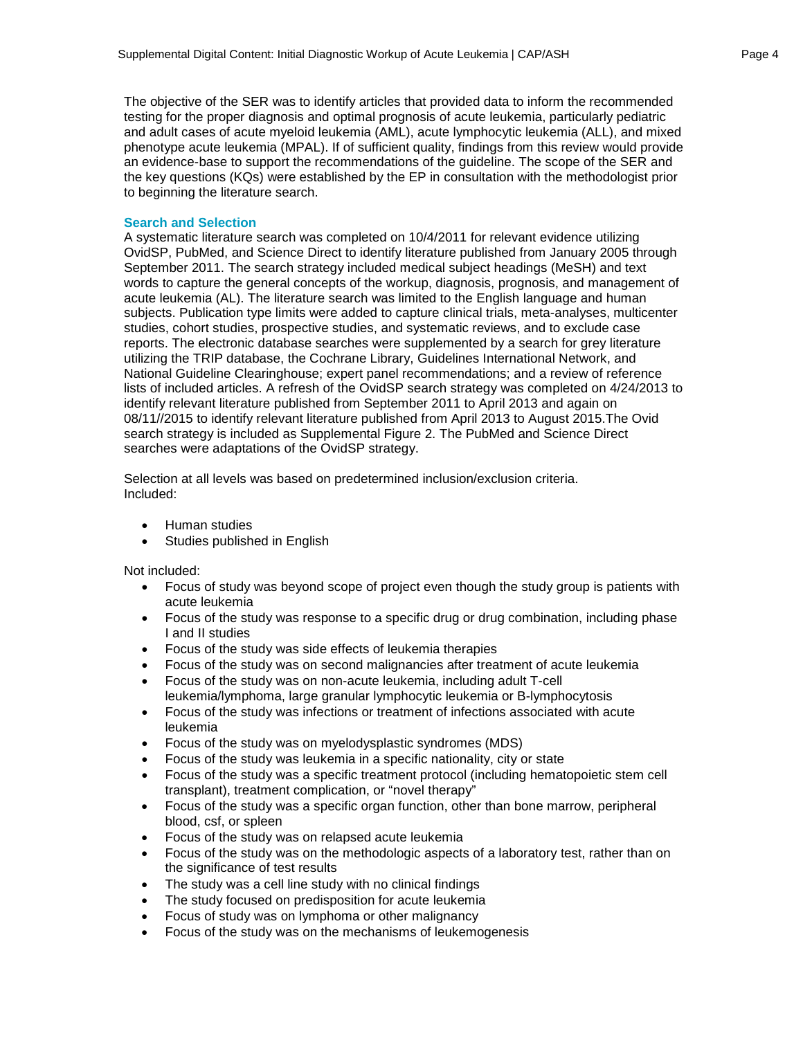The objective of the SER was to identify articles that provided data to inform the recommended testing for the proper diagnosis and optimal prognosis of acute leukemia, particularly pediatric and adult cases of acute myeloid leukemia (AML), acute lymphocytic leukemia (ALL), and mixed phenotype acute leukemia (MPAL). If of sufficient quality, findings from this review would provide an evidence-base to support the recommendations of the guideline. The scope of the SER and the key questions (KQs) were established by the EP in consultation with the methodologist prior to beginning the literature search.

### Search and Selection

A systematic literature search was completed on 10/4/2011 for relevant evidence utilizing OvidSP, PubMed, and Science Direct to identify literature published from January 2005 through September 2011. The search strategy included medical subject headings (MeSH) and text words to capture the general concepts of the workup, diagnosis, prognosis, and management of acute leukemia (AL). The literature search was limited to the English language and human subjects. Publication type limits were added to capture clinical trials, meta-analyses, multicenter studies, cohort studies, prospective studies, and systematic reviews, and to exclude case reports. The electronic database searches were supplemented by a search for grey literature utilizing the TRIP database, the Cochrane Library, Guidelines International Network, and National Guideline Clearinghouse; expert panel recommendations; and a review of reference lists of included articles. A refresh of the OvidSP search strategy was completed on 4/24/2013 to identify relevant literature published from September 2011 to April 2013 and again on 08/11//2015 to identify relevant literature published from April 2013 to August 2015.The Ovid search strategy is included as Supplemental Figure 2. The PubMed and Science Direct searches were adaptations of the OvidSP strategy.

Selection at all levels was based on predetermined inclusion/exclusion criteria.
Included:

- Human studies
- Studies published in English

Not included:

- Focus of study was beyond scope of project even though the study group is patients with acute leukemia
- Focus of the study was response to a specific drug or drug combination, including phase I and II studies
- Focus of the study was side effects of leukemia therapies
- Focus of the study was on second malignancies after treatment of acute leukemia
- Focus of the study was on non-acute leukemia, including adult T-cell leukemia/lymphoma, large granular lymphocytic leukemia or B-lymphocytosis
- Focus of the study was infections or treatment of infections associated with acute leukemia
- Focus of the study was on myelodysplastic syndromes (MDS)
- Focus of the study was leukemia in a specific nationality, city or state
- Focus of the study was a specific treatment protocol (including hematopoietic stem cell transplant), treatment complication, or "novel therapy"
- Focus of the study was a specific organ function, other than bone marrow, peripheral blood, csf, or spleen
- Focus of the study was on relapsed acute leukemia
- Focus of the study was on the methodologic aspects of a laboratory test, rather than on the significance of test results
- The study was a cell line study with no clinical findings
- The study focused on predisposition for acute leukemia
- Focus of study was on lymphoma or other malignancy
- Focus of the study was on the mechanisms of leukemogenesis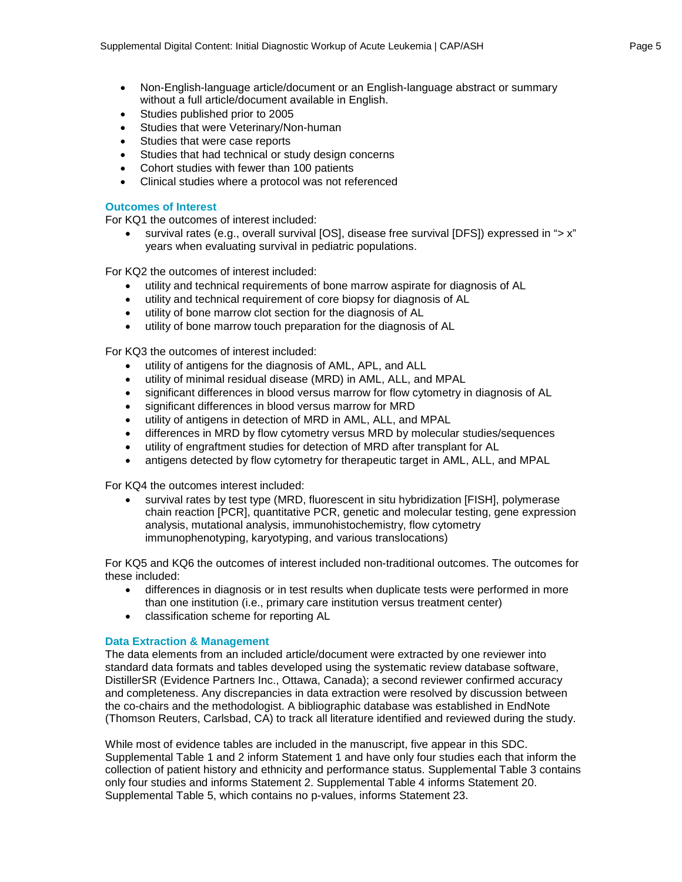- Non-English-language article/document or an English-language abstract or summary without a full article/document available in English.
- Studies published prior to 2005
- Studies that were Veterinary/Non-human
- Studies that were case reports
- Studies that had technical or study design concerns
- Cohort studies with fewer than 100 patients
- Clinical studies where a protocol was not referenced

### Outcomes of Interest

For KQ1 the outcomes of interest included:

- survival rates (e.g., overall survival [OS], disease free survival [DFS]) expressed in "> x" years when evaluating survival in pediatric populations.

For KQ2 the outcomes of interest included:

- utility and technical requirements of bone marrow aspirate for diagnosis of AL
- utility and technical requirement of core biopsy for diagnosis of AL
- utility of bone marrow clot section for the diagnosis of AL
- utility of bone marrow touch preparation for the diagnosis of AL

For KQ3 the outcomes of interest included:

- utility of antigens for the diagnosis of AML, APL, and ALL
- utility of minimal residual disease (MRD) in AML, ALL, and MPAL
- significant differences in blood versus marrow for flow cytometry in diagnosis of AL
- significant differences in blood versus marrow for MRD
- utility of antigens in detection of MRD in AML, ALL, and MPAL
- differences in MRD by flow cytometry versus MRD by molecular studies/sequences
- utility of engraftment studies for detection of MRD after transplant for AL
- antigens detected by flow cytometry for therapeutic target in AML, ALL, and MPAL

For KQ4 the outcomes interest included:

- survival rates by test type (MRD, fluorescent in situ hybridization [FISH], polymerase chain reaction [PCR], quantitative PCR, genetic and molecular testing, gene expression analysis, mutational analysis, immunohistochemistry, flow cytometry immunophenotyping, karyotyping, and various translocations)

For KQ5 and KQ6 the outcomes of interest included non-traditional outcomes. The outcomes for these included:

- differences in diagnosis or in test results when duplicate tests were performed in more than one institution (i.e., primary care institution versus treatment center)
- classification scheme for reporting AL

### Data Extraction & Management

The data elements from an included article/document were extracted by one reviewer into standard data formats and tables developed using the systematic review database software, DistillerSR (Evidence Partners Inc., Ottawa, Canada); a second reviewer confirmed accuracy and completeness. Any discrepancies in data extraction were resolved by discussion between the co-chairs and the methodologist. A bibliographic database was established in EndNote (Thomson Reuters, Carlsbad, CA) to track all literature identified and reviewed during the study.

While most of evidence tables are included in the manuscript, five appear in this SDC. Supplemental Table 1 and 2 inform Statement 1 and have only four studies each that inform the collection of patient history and ethnicity and performance status. Supplemental Table 3 contains only four studies and informs Statement 2. Supplemental Table 4 informs Statement 20. Supplemental Table 5, which contains no p-values, informs Statement 23.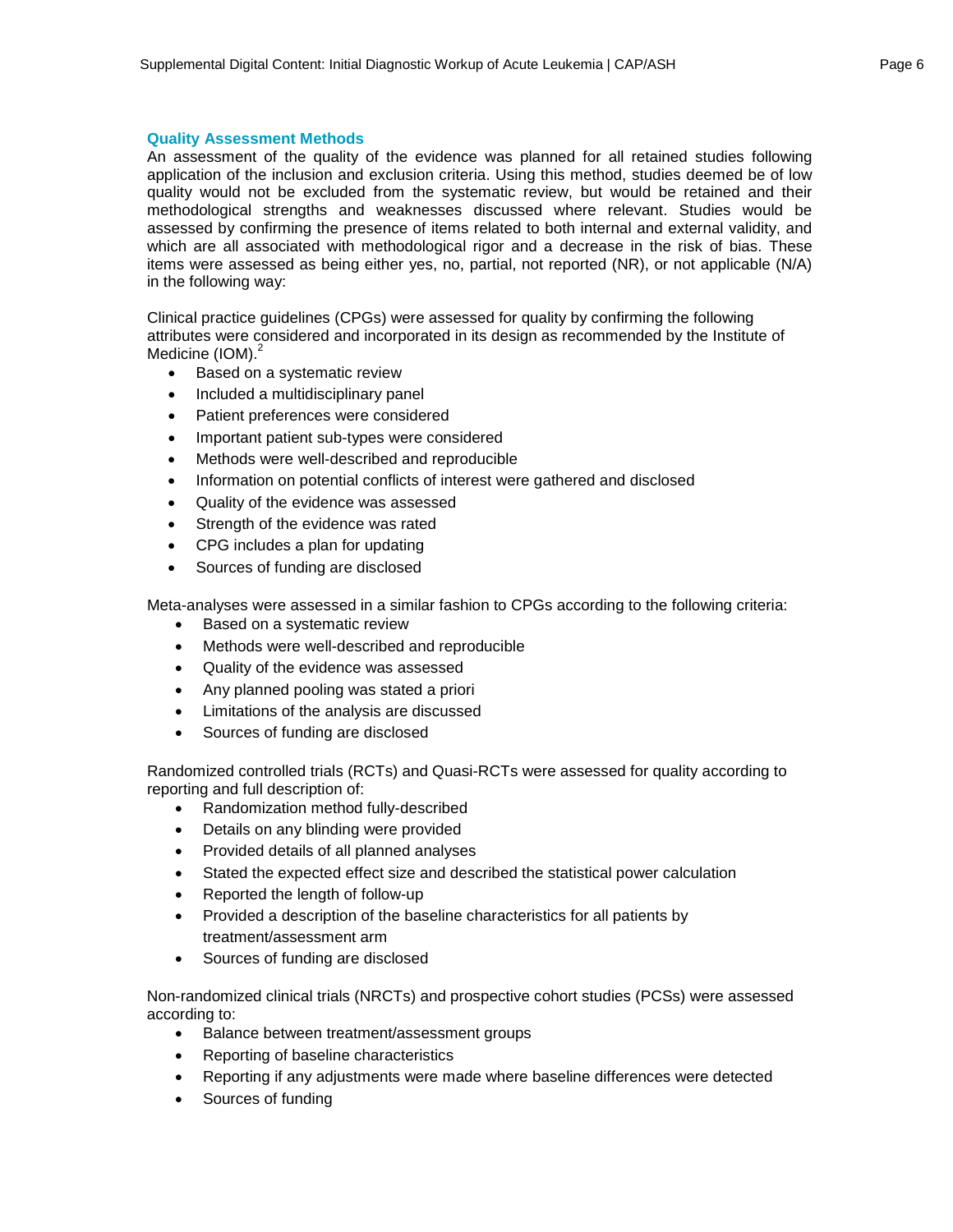### Quality Assessment Methods

An assessment of the quality of the evidence was planned for all retained studies following application of the inclusion and exclusion criteria. Using this method, studies deemed be of low quality would not be excluded from the systematic review, but would be retained and their methodological strengths and weaknesses discussed where relevant. Studies would be assessed by confirming the presence of items related to both internal and external validity, and which are all associated with methodological rigor and a decrease in the risk of bias. These items were assessed as being either yes, no, partial, not reported (NR), or not applicable (N/A) in the following way:

Clinical practice guidelines (CPGs) were assessed for quality by confirming the following attributes were considered and incorporated in its design as recommended by the Institute of Medicine (IOM).[2]

- Based on a systematic review
- Included a multidisciplinary panel
- Patient preferences were considered
- Important patient sub-types were considered
- Methods were well-described and reproducible
- Information on potential conflicts of interest were gathered and disclosed
- Quality of the evidence was assessed
- Strength of the evidence was rated
- CPG includes a plan for updating
- Sources of funding are disclosed

Meta-analyses were assessed in a similar fashion to CPGs according to the following criteria:

- Based on a systematic review
- Methods were well-described and reproducible
- Quality of the evidence was assessed
- Any planned pooling was stated a priori
- Limitations of the analysis are discussed
- Sources of funding are disclosed

Randomized controlled trials (RCTs) and Quasi-RCTs were assessed for quality according to reporting and full description of:

- Randomization method fully-described
- Details on any blinding were provided
- Provided details of all planned analyses
- Stated the expected effect size and described the statistical power calculation
- Reported the length of follow-up
- Provided a description of the baseline characteristics for all patients by treatment/assessment arm
- Sources of funding are disclosed

Non-randomized clinical trials (NRCTs) and prospective cohort studies (PCSs) were assessed according to:

- Balance between treatment/assessment groups
- Reporting of baseline characteristics
- Reporting if any adjustments were made where baseline differences were detected
- Sources of funding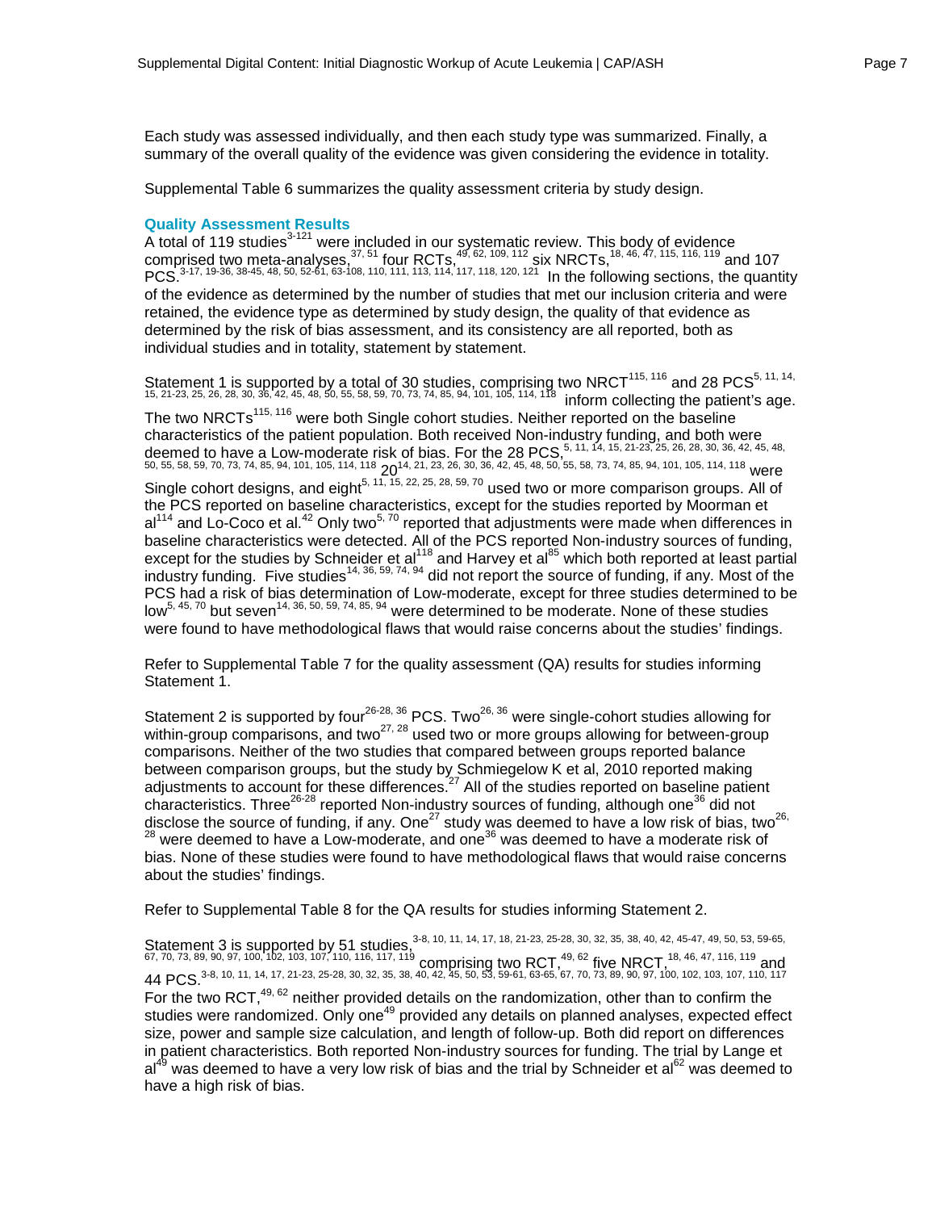Each study was assessed individually, and then each study type was summarized. Finally, a summary of the overall quality of the evidence was given considering the evidence in totality.

Supplemental Table 6 summarizes the quality assessment criteria by study design.

### Quality Assessment Results

A total of 119 studies[3-121] were included in our systematic review. This body of evidence comprised two meta-analyses,[37, 51] four RCTs,[49, 62, 109, 112] six NRCTs,[18, 46, 47, 115, 116, 119] and 107 PCS.[3-17, 19-36, 38-45, 48, 50, 52-61, 63-108, 110, 111, 113, 114, 117, 118, 120, 121] In the following sections, the quantity of the evidence as determined by the number of studies that met our inclusion criteria and were retained, the evidence type as determined by study design, the quality of that evidence as determined by the risk of bias assessment, and its consistency are all reported, both as individual studies and in totality, statement by statement.

Statement 1 is supported by a total of 30 studies, comprising two NRCT[115, 116] and 28 PCS[5, 11, 14, 15, 21-23, 25, 26, 28, 30, 36, 42, 45, 48, 50, 55, 58, 59, 70, 73, 74, 85, 94, 101, 105, 114, 118] inform collecting the patient's age. The two NRCTs[115, 116] were both Single cohort studies. Neither reported on the baseline characteristics of the patient population. Both received Non-industry funding, and both were deemed to have a Low-moderate risk of bias. For the 28 PCS,[5, 11, 14, 15, 21-23, 25, 26, 28, 30, 36, 42, 45, 48, 50, 55, 58, 59, 70, 73, 74, 85, 94, 101, 105, 114, 118] 20[14, 21, 23, 26, 30, 36, 42, 45, 48, 50, 55, 58, 73, 74, 85, 94, 101, 105, 114, 118] were Single cohort designs, and eight[5, 11, 15, 22, 25, 28, 59, 70] used two or more comparison groups. All of the PCS reported on baseline characteristics, except for the studies reported by Moorman et al[114] and Lo-Coco et al.[42] Only two[5, 70] reported that adjustments were made when differences in baseline characteristics were detected. All of the PCS reported Non-industry sources of funding, except for the studies by Schneider et al[118] and Harvey et al[85] which both reported at least partial industry funding. Five studies[14, 36, 59, 74, 94] did not report the source of funding, if any. Most of the PCS had a risk of bias determination of Low-moderate, except for three studies determined to be low[5, 45, 70] but seven[14, 36, 50, 59, 74, 85, 94] were determined to be moderate. None of these studies were found to have methodological flaws that would raise concerns about the studies' findings.

Refer to Supplemental Table 7 for the quality assessment (QA) results for studies informing Statement 1.

Statement 2 is supported by four[26-28, 36] PCS. Two[26, 36] were single-cohort studies allowing for within-group comparisons, and two[27, 28] used two or more groups allowing for between-group comparisons. Neither of the two studies that compared between groups reported balance between comparison groups, but the study by Schmiegelow K et al, 2010 reported making adjustments to account for these differences.[27] All of the studies reported on baseline patient characteristics. Three[26-28] reported Non-industry sources of funding, although one[36] did not disclose the source of funding, if any. One[27] study was deemed to have a low risk of bias, two[26, 28] were deemed to have a Low-moderate, and one[36] was deemed to have a moderate risk of bias. None of these studies were found to have methodological flaws that would raise concerns about the studies' findings.

Refer to Supplemental Table 8 for the QA results for studies informing Statement 2.

Statement 3 is supported by 51 studies,[3-8, 10, 11, 14, 17, 18, 21-23, 25-28, 30, 32, 35, 38, 40, 42, 45-47, 49, 50, 53, 59-65, 67, 70, 73, 89, 90, 97, 100, 102, 103, 107, 110, 116, 117, 119] comprising two RCT,[49, 62] five NRCT,[18, 46, 47, 116, 119] and 44 PCS.[3-8, 10, 11, 14, 17, 21-23, 25-28, 30, 32, 35, 38, 40, 42, 45, 50, 53, 59-61, 63-65, 67, 70, 73, 89, 90, 97, 100, 102, 103, 107, 110, 117] For the two RCT,[49, 62] neither provided details on the randomization, other than to confirm the studies were randomized. Only one[49] provided any details on planned analyses, expected effect size, power and sample size calculation, and length of follow-up. Both did report on differences in patient characteristics. Both reported Non-industry sources for funding. The trial by Lange et al[49] was deemed to have a very low risk of bias and the trial by Schneider et al[62] was deemed to have a high risk of bias.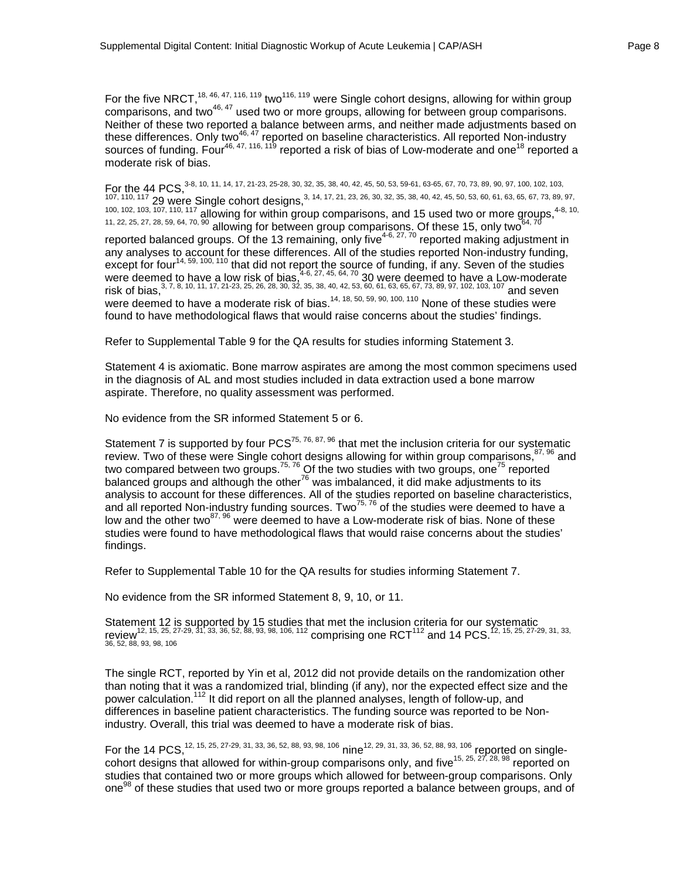For the five NRCT,[18, 46, 47, 116, 119] two[116, 119] were Single cohort designs, allowing for within group comparisons, and two[46, 47] used two or more groups, allowing for between group comparisons. Neither of these two reported a balance between arms, and neither made adjustments based on these differences. Only two[46, 47] reported on baseline characteristics. All reported Non-industry sources of funding. Four[46, 47, 116, 119] reported a risk of bias of Low-moderate and one[18] reported a moderate risk of bias.

For the 44 PCS,[3-8, 10, 11, 14, 17, 21-23, 25-28, 30, 32, 35, 38, 40, 42, 45, 50, 53, 59-61, 63-65, 67, 70, 73, 89, 90, 97, 100, 102, 103, 107, 110, 117] 29 were Single cohort designs,[3, 14, 17, 21, 23, 26, 30, 32, 35, 38, 40, 42, 45, 50, 53, 60, 61, 63, 65, 67, 73, 89, 97, 100, 102, 103, 107, 110, 117] allowing for within group comparisons, and 15 used two or more groups,[4-8, 10, 11, 22, 25, 27, 28, 59, 64, 70, 90] allowing for between group comparisons. Of these 15, only two[64, 70] reported balanced groups. Of the 13 remaining, only five[4-6, 27, 70] reported making adjustment in any analyses to account for these differences. All of the studies reported Non-industry funding, except for four[14, 59, 100, 110] that did not report the source of funding, if any. Seven of the studies were deemed to have a low risk of bias,[4-6, 27, 45, 64, 70] 30 were deemed to have a Low-moderate risk of bias,[3, 7, 8, 10, 11, 17, 21-23, 25, 26, 28, 30, 32, 35, 38, 40, 42, 53, 60, 61, 63, 65, 67, 73, 89, 97, 102, 103, 107] and seven were deemed to have a moderate risk of bias.[14, 18, 50, 59, 90, 100, 110] None of these studies were found to have methodological flaws that would raise concerns about the studies' findings.

Refer to Supplemental Table 9 for the QA results for studies informing Statement 3.

Statement 4 is axiomatic. Bone marrow aspirates are among the most common specimens used in the diagnosis of AL and most studies included in data extraction used a bone marrow aspirate. Therefore, no quality assessment was performed.

No evidence from the SR informed Statement 5 or 6.

Statement 7 is supported by four PCS[75, 76, 87, 96] that met the inclusion criteria for our systematic review. Two of these were Single cohort designs allowing for within group comparisons,[87, 96] and two compared between two groups.[75, 76] Of the two studies with two groups, one[75] reported balanced groups and although the other[76] was imbalanced, it did make adjustments to its analysis to account for these differences. All of the studies reported on baseline characteristics, and all reported Non-industry funding sources. Two[75, 76] of the studies were deemed to have a low and the other two[87, 96] were deemed to have a Low-moderate risk of bias. None of these studies were found to have methodological flaws that would raise concerns about the studies' findings.

Refer to Supplemental Table 10 for the QA results for studies informing Statement 7.

No evidence from the SR informed Statement 8, 9, 10, or 11.

Statement 12 is supported by 15 studies that met the inclusion criteria for our systematic review[12, 15, 25, 27-29, 31, 33, 36, 52, 88, 93, 98, 106, 112] comprising one RCT[112] and 14 PCS.[12, 15, 25, 27-29, 31, 33, 36, 52, 88, 93, 98, 106]

The single RCT, reported by Yin et al, 2012 did not provide details on the randomization other than noting that it was a randomized trial, blinding (if any), nor the expected effect size and the power calculation.[112] It did report on all the planned analyses, length of follow-up, and differences in baseline patient characteristics. The funding source was reported to be Non-industry. Overall, this trial was deemed to have a moderate risk of bias.

For the 14 PCS,[12, 15, 25, 27-29, 31, 33, 36, 52, 88, 93, 98, 106] nine[12, 29, 31, 33, 36, 52, 88, 93, 106] reported on single-cohort designs that allowed for within-group comparisons only, and five[15, 25, 27, 28, 98] reported on studies that contained two or more groups which allowed for between-group comparisons. Only one[98] of these studies that used two or more groups reported a balance between groups, and of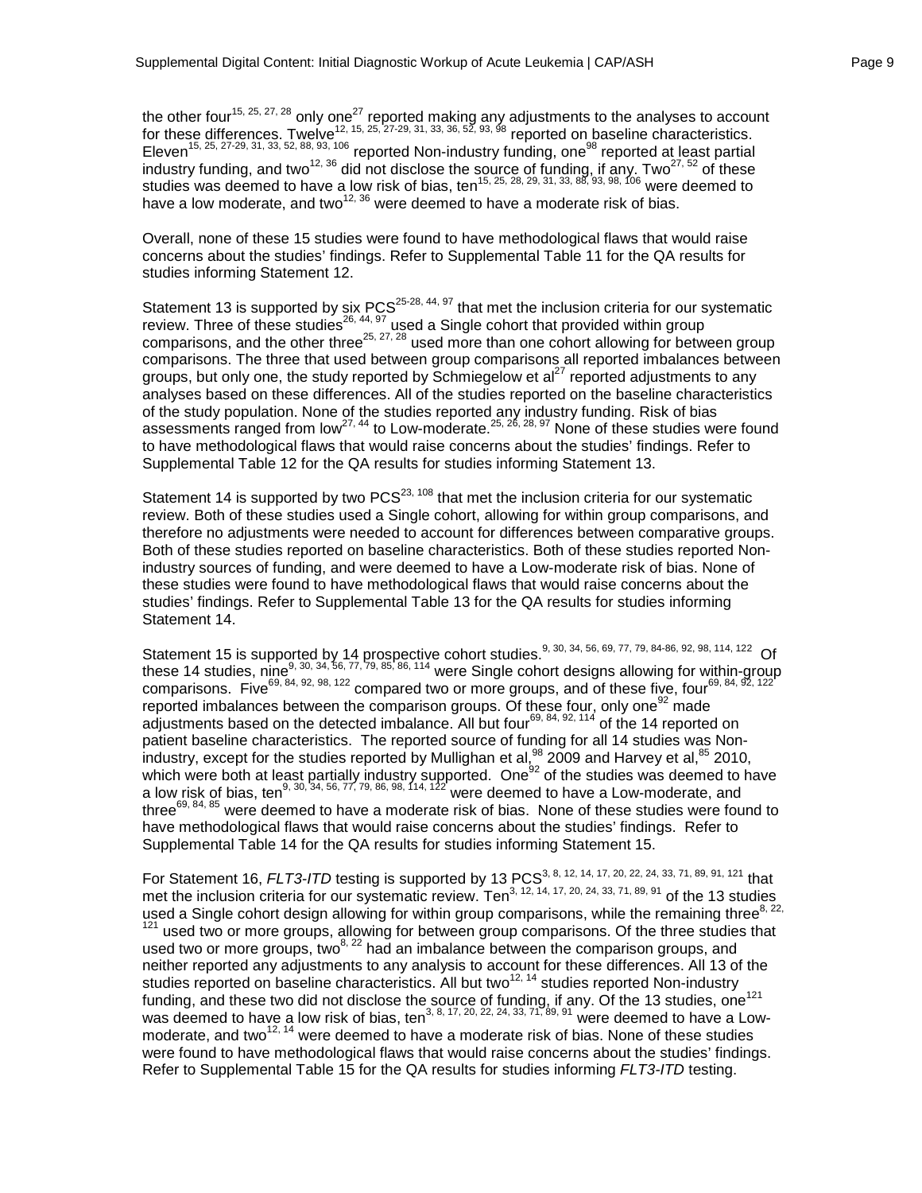the other four[15, 25, 27, 28] only one[27] reported making any adjustments to the analyses to account for these differences. Twelve[12, 15, 25, 27-29, 31, 33, 36, 52, 93, 98] reported on baseline characteristics. Eleven[15, 25, 27-29, 31, 33, 52, 88, 93, 106] reported Non-industry funding, one[98] reported at least partial industry funding, and two[12, 36] did not disclose the source of funding, if any. Two[27, 52] of these studies was deemed to have a low risk of bias, ten[15, 25, 28, 29, 31, 33, 88, 93, 98, 106] were deemed to have a low moderate, and two[12, 36] were deemed to have a moderate risk of bias.

Overall, none of these 15 studies were found to have methodological flaws that would raise concerns about the studies' findings. Refer to Supplemental Table 11 for the QA results for studies informing Statement 12.

Statement 13 is supported by six PCS[25-28, 44, 97] that met the inclusion criteria for our systematic review. Three of these studies[26, 44, 97] used a Single cohort that provided within group comparisons, and the other three[25, 27, 28] used more than one cohort allowing for between group comparisons. The three that used between group comparisons all reported imbalances between groups, but only one, the study reported by Schmiegelow et al[27] reported adjustments to any analyses based on these differences. All of the studies reported on the baseline characteristics of the study population. None of the studies reported any industry funding. Risk of bias assessments ranged from low[27, 44] to Low-moderate.[25, 26, 28, 97] None of these studies were found to have methodological flaws that would raise concerns about the studies' findings. Refer to Supplemental Table 12 for the QA results for studies informing Statement 13.

Statement 14 is supported by two PCS[23, 108] that met the inclusion criteria for our systematic review. Both of these studies used a Single cohort, allowing for within group comparisons, and therefore no adjustments were needed to account for differences between comparative groups. Both of these studies reported on baseline characteristics. Both of these studies reported Non-industry sources of funding, and were deemed to have a Low-moderate risk of bias. None of these studies were found to have methodological flaws that would raise concerns about the studies' findings. Refer to Supplemental Table 13 for the QA results for studies informing Statement 14.

Statement 15 is supported by 14 prospective cohort studies.[9, 30, 34, 56, 69, 77, 79, 84-86, 92, 98, 114, 122] Of these 14 studies, nine[9, 30, 34, 56, 77, 79, 85, 86, 114] were Single cohort designs allowing for within-group comparisons. Five[69, 84, 92, 98, 122] compared two or more groups, and of these five, four[69, 84, 92, 122] reported imbalances between the comparison groups. Of these four, only one[92] made adjustments based on the detected imbalance. All but four[69, 84, 92, 114] of the 14 reported on patient baseline characteristics. The reported source of funding for all 14 studies was Non-industry, except for the studies reported by Mullighan et al,[98] 2009 and Harvey et al,[85] 2010, which were both at least partially industry supported. One[92] of the studies was deemed to have a low risk of bias, ten[9, 30, 34, 56, 77, 79, 86, 98, 114, 122] were deemed to have a Low-moderate, and three[69, 84, 85] were deemed to have a moderate risk of bias. None of these studies were found to have methodological flaws that would raise concerns about the studies' findings. Refer to Supplemental Table 14 for the QA results for studies informing Statement 15.

For Statement 16, *FLT3-ITD* testing is supported by 13 PCS[3, 8, 12, 14, 17, 20, 22, 24, 33, 71, 89, 91, 121] that met the inclusion criteria for our systematic review. Ten[3, 12, 14, 17, 20, 24, 33, 71, 89, 91] of the 13 studies used a Single cohort design allowing for within group comparisons, while the remaining three[8, 22, 121] used two or more groups, allowing for between group comparisons. Of the three studies that used two or more groups, two[8, 22] had an imbalance between the comparison groups, and neither reported any adjustments to any analysis to account for these differences. All 13 of the studies reported on baseline characteristics. All but two[12, 14] studies reported Non-industry funding, and these two did not disclose the source of funding, if any. Of the 13 studies, one[121] was deemed to have a low risk of bias, ten[3, 8, 17, 20, 22, 24, 33, 71, 89, 91] were deemed to have a Low-moderate, and two[12, 14] were deemed to have a moderate risk of bias. None of these studies were found to have methodological flaws that would raise concerns about the studies' findings. Refer to Supplemental Table 15 for the QA results for studies informing *FLT3-ITD* testing.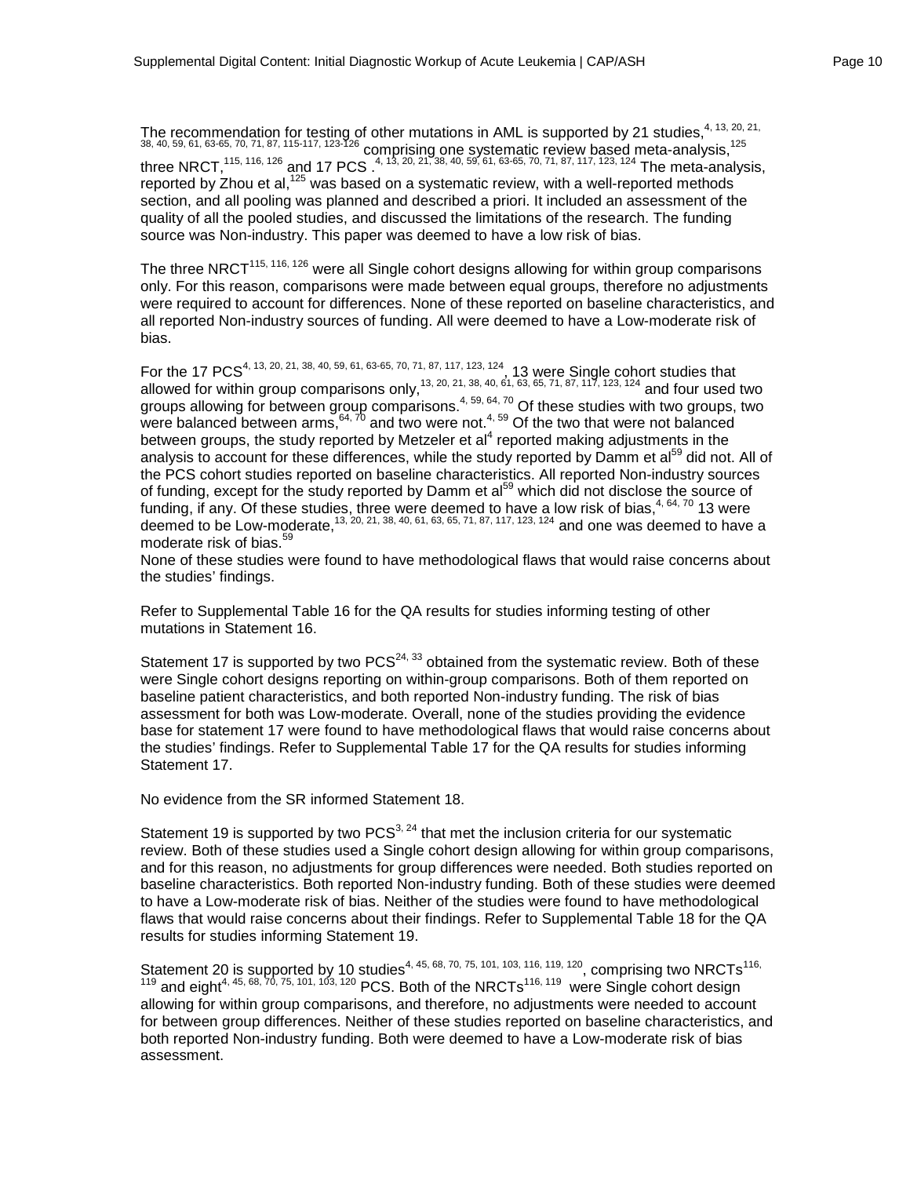The recommendation for testing of other mutations in AML is supported by 21 studies,[4, 13, 20, 21, 38, 40, 59, 61, 63-65, 70, 71, 87, 115-117, 123-126] comprising one systematic review based meta-analysis,[125] three NRCT,[115, 116, 126] and 17 PCS .[4, 13, 20, 21, 38, 40, 59, 61, 63-65, 70, 71, 87, 117, 123, 124] The meta-analysis, reported by Zhou et al,[125] was based on a systematic review, with a well-reported methods section, and all pooling was planned and described a priori. It included an assessment of the quality of all the pooled studies, and discussed the limitations of the research. The funding source was Non-industry. This paper was deemed to have a low risk of bias.

The three NRCT[115, 116, 126] were all Single cohort designs allowing for within group comparisons only. For this reason, comparisons were made between equal groups, therefore no adjustments were required to account for differences. None of these reported on baseline characteristics, and all reported Non-industry sources of funding. All were deemed to have a Low-moderate risk of bias.

For the 17 PCS[4, 13, 20, 21, 38, 40, 59, 61, 63-65, 70, 71, 87, 117, 123, 124], 13 were Single cohort studies that allowed for within group comparisons only,[13, 20, 21, 38, 40, 61, 63, 65, 71, 87, 117, 123, 124] and four used two groups allowing for between group comparisons.[4, 59, 64, 70] Of these studies with two groups, two were balanced between arms,[64, 70] and two were not.[4, 59] Of the two that were not balanced between groups, the study reported by Metzeler et al[4] reported making adjustments in the analysis to account for these differences, while the study reported by Damm et al[59] did not. All of the PCS cohort studies reported on baseline characteristics. All reported Non-industry sources of funding, except for the study reported by Damm et al[59] which did not disclose the source of funding, if any. Of these studies, three were deemed to have a low risk of bias,[4, 64, 70] 13 were deemed to be Low-moderate,[13, 20, 21, 38, 40, 61, 63, 65, 71, 87, 117, 123, 124] and one was deemed to have a moderate risk of bias.[59]
None of these studies were found to have methodological flaws that would raise concerns about the studies' findings.

Refer to Supplemental Table 16 for the QA results for studies informing testing of other mutations in Statement 16.

Statement 17 is supported by two PCS[24, 33] obtained from the systematic review. Both of these were Single cohort designs reporting on within-group comparisons. Both of them reported on baseline patient characteristics, and both reported Non-industry funding. The risk of bias assessment for both was Low-moderate. Overall, none of the studies providing the evidence base for statement 17 were found to have methodological flaws that would raise concerns about the studies' findings. Refer to Supplemental Table 17 for the QA results for studies informing Statement 17.

No evidence from the SR informed Statement 18.

Statement 19 is supported by two PCS[3, 24] that met the inclusion criteria for our systematic review. Both of these studies used a Single cohort design allowing for within group comparisons, and for this reason, no adjustments for group differences were needed. Both studies reported on baseline characteristics. Both reported Non-industry funding. Both of these studies were deemed to have a Low-moderate risk of bias. Neither of the studies were found to have methodological flaws that would raise concerns about their findings. Refer to Supplemental Table 18 for the QA results for studies informing Statement 19.

Statement 20 is supported by 10 studies[4, 45, 68, 70, 75, 101, 103, 116, 119, 120], comprising two NRCTs[116, 119] and eight[4, 45, 68, 70, 75, 101, 103, 120] PCS. Both of the NRCTs[116, 119] were Single cohort design allowing for within group comparisons, and therefore, no adjustments were needed to account for between group differences. Neither of these studies reported on baseline characteristics, and both reported Non-industry funding. Both were deemed to have a Low-moderate risk of bias assessment.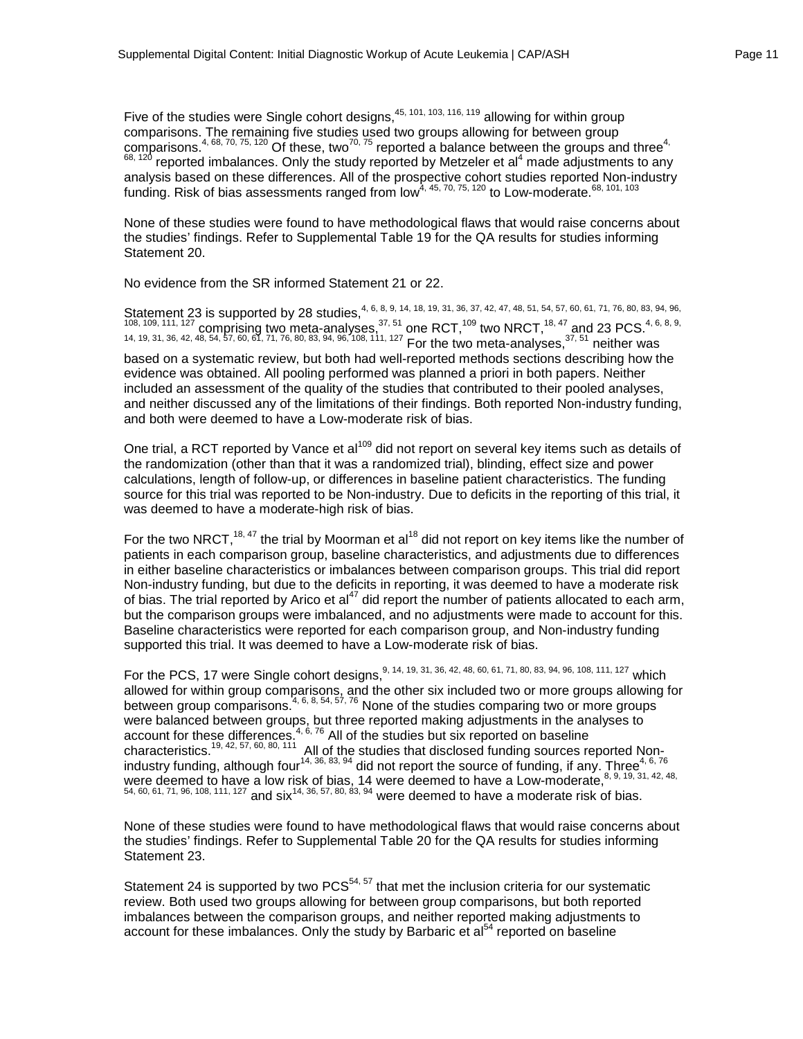Five of the studies were Single cohort designs,[45, 101, 103, 116, 119] allowing for within group comparisons. The remaining five studies used two groups allowing for between group comparisons.[4, 68, 70, 75, 120] Of these, two[70, 75] reported a balance between the groups and three[4, 68, 120] reported imbalances. Only the study reported by Metzeler et al[4] made adjustments to any analysis based on these differences. All of the prospective cohort studies reported Non-industry funding. Risk of bias assessments ranged from low[4, 45, 70, 75, 120] to Low-moderate.[68, 101, 103]

None of these studies were found to have methodological flaws that would raise concerns about the studies' findings. Refer to Supplemental Table 19 for the QA results for studies informing Statement 20.

No evidence from the SR informed Statement 21 or 22.

Statement 23 is supported by 28 studies,[4, 6, 8, 9, 14, 18, 19, 31, 36, 37, 42, 47, 48, 51, 54, 57, 60, 61, 71, 76, 80, 83, 94, 96, 108, 109, 111, 127] comprising two meta-analyses,[37, 51] one RCT,[109] two NRCT,[18, 47] and 23 PCS.[4, 6, 8, 9, 14, 19, 31, 36, 42, 48, 54, 57, 60, 61, 71, 76, 80, 83, 94, 96, 108, 111, 127] For the two meta-analyses,[37, 51] neither was based on a systematic review, but both had well-reported methods sections describing how the evidence was obtained. All pooling performed was planned a priori in both papers. Neither included an assessment of the quality of the studies that contributed to their pooled analyses, and neither discussed any of the limitations of their findings. Both reported Non-industry funding, and both were deemed to have a Low-moderate risk of bias.

One trial, a RCT reported by Vance et al[109] did not report on several key items such as details of the randomization (other than that it was a randomized trial), blinding, effect size and power calculations, length of follow-up, or differences in baseline patient characteristics. The funding source for this trial was reported to be Non-industry. Due to deficits in the reporting of this trial, it was deemed to have a moderate-high risk of bias.

For the two NRCT,[18, 47] the trial by Moorman et al[18] did not report on key items like the number of patients in each comparison group, baseline characteristics, and adjustments due to differences in either baseline characteristics or imbalances between comparison groups. This trial did report Non-industry funding, but due to the deficits in reporting, it was deemed to have a moderate risk of bias. The trial reported by Arico et al[47] did report the number of patients allocated to each arm, but the comparison groups were imbalanced, and no adjustments were made to account for this. Baseline characteristics were reported for each comparison group, and Non-industry funding supported this trial. It was deemed to have a Low-moderate risk of bias.

For the PCS, 17 were Single cohort designs,[9, 14, 19, 31, 36, 42, 48, 60, 61, 71, 80, 83, 94, 96, 108, 111, 127] which allowed for within group comparisons, and the other six included two or more groups allowing for between group comparisons.[4, 6, 8, 54, 57, 76] None of the studies comparing two or more groups were balanced between groups, but three reported making adjustments in the analyses to account for these differences.[4, 6, 76] All of the studies but six reported on baseline characteristics.[19, 42, 57, 60, 80, 111] All of the studies that disclosed funding sources reported Non-industry funding, although four[14, 36, 83, 94] did not report the source of funding, if any. Three[4, 6, 76] were deemed to have a low risk of bias, 14 were deemed to have a Low-moderate,[8, 9, 19, 31, 42, 48, 54, 60, 61, 71, 96, 108, 111, 127] and six[14, 36, 57, 80, 83, 94] were deemed to have a moderate risk of bias.

None of these studies were found to have methodological flaws that would raise concerns about the studies' findings. Refer to Supplemental Table 20 for the QA results for studies informing Statement 23.

Statement 24 is supported by two PCS[54, 57] that met the inclusion criteria for our systematic review. Both used two groups allowing for between group comparisons, but both reported imbalances between the comparison groups, and neither reported making adjustments to account for these imbalances. Only the study by Barbaric et al[54] reported on baseline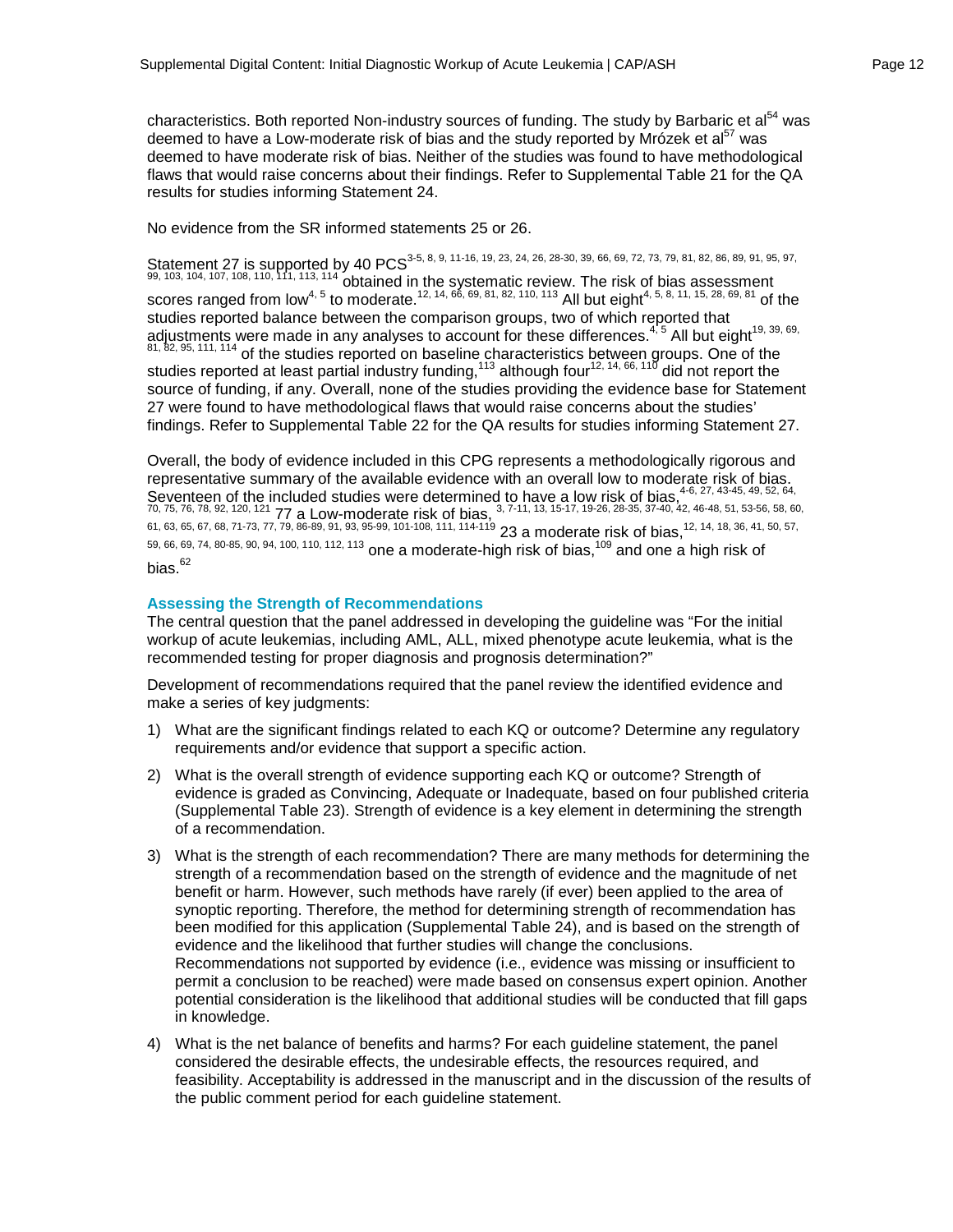characteristics. Both reported Non-industry sources of funding. The study by Barbaric et al[54] was deemed to have a Low-moderate risk of bias and the study reported by Mrózek et al[57] was deemed to have moderate risk of bias. Neither of the studies was found to have methodological flaws that would raise concerns about their findings. Refer to Supplemental Table 21 for the QA results for studies informing Statement 24.

No evidence from the SR informed statements 25 or 26.

Statement 27 is supported by 40 PCS[3-5, 8, 9, 11-16, 19, 23, 24, 26, 28-30, 39, 66, 69, 72, 73, 79, 81, 82, 86, 89, 91, 95, 97, 99, 103, 104, 107, 108, 110, 111, 113, 114] obtained in the systematic review. The risk of bias assessment scores ranged from low[4, 5] to moderate.[12, 14, 66, 69, 81, 82, 110, 113] All but eight[4, 5, 8, 11, 15, 28, 69, 81] of the studies reported balance between the comparison groups, two of which reported that adjustments were made in any analyses to account for these differences.[4, 5] All but eight[19, 39, 69, 81, 82, 95, 111, 114] of the studies reported on baseline characteristics between groups. One of the studies reported at least partial industry funding,[113] although four[12, 14, 66, 110] did not report the source of funding, if any. Overall, none of the studies providing the evidence base for Statement 27 were found to have methodological flaws that would raise concerns about the studies' findings. Refer to Supplemental Table 22 for the QA results for studies informing Statement 27.

Overall, the body of evidence included in this CPG represents a methodologically rigorous and representative summary of the available evidence with an overall low to moderate risk of bias. Seventeen of the included studies were determined to have a low risk of bias,[4-6, 27, 43-45, 49, 52, 64, 70, 75, 76, 78, 92, 120, 121] 77 a Low-moderate risk of bias, [3, 7-11, 13, 15-17, 19-26, 28-35, 37-40, 42, 46-48, 51, 53-56, 58, 60, 61, 63, 65, 67, 68, 71-73, 77, 79, 86-89, 91, 93, 95-99, 101-108, 111, 114-119] 23 a moderate risk of bias,[12, 14, 18, 36, 41, 50, 57, 59, 66, 69, 74, 80-85, 90, 94, 100, 110, 112, 113] one a moderate-high risk of bias,[109] and one a high risk of bias.[62]

## Assessing the Strength of Recommendations

The central question that the panel addressed in developing the guideline was "For the initial workup of acute leukemias, including AML, ALL, mixed phenotype acute leukemia, what is the recommended testing for proper diagnosis and prognosis determination?"

Development of recommendations required that the panel review the identified evidence and make a series of key judgments:

1) What are the significant findings related to each KQ or outcome? Determine any regulatory requirements and/or evidence that support a specific action.

2) What is the overall strength of evidence supporting each KQ or outcome? Strength of evidence is graded as Convincing, Adequate or Inadequate, based on four published criteria (Supplemental Table 23). Strength of evidence is a key element in determining the strength of a recommendation.

3) What is the strength of each recommendation? There are many methods for determining the strength of a recommendation based on the strength of evidence and the magnitude of net benefit or harm. However, such methods have rarely (if ever) been applied to the area of synoptic reporting. Therefore, the method for determining strength of recommendation has been modified for this application (Supplemental Table 24), and is based on the strength of evidence and the likelihood that further studies will change the conclusions. Recommendations not supported by evidence (i.e., evidence was missing or insufficient to permit a conclusion to be reached) were made based on consensus expert opinion. Another potential consideration is the likelihood that additional studies will be conducted that fill gaps in knowledge.

4) What is the net balance of benefits and harms? For each guideline statement, the panel considered the desirable effects, the undesirable effects, the resources required, and feasibility. Acceptability is addressed in the manuscript and in the discussion of the results of the public comment period for each guideline statement.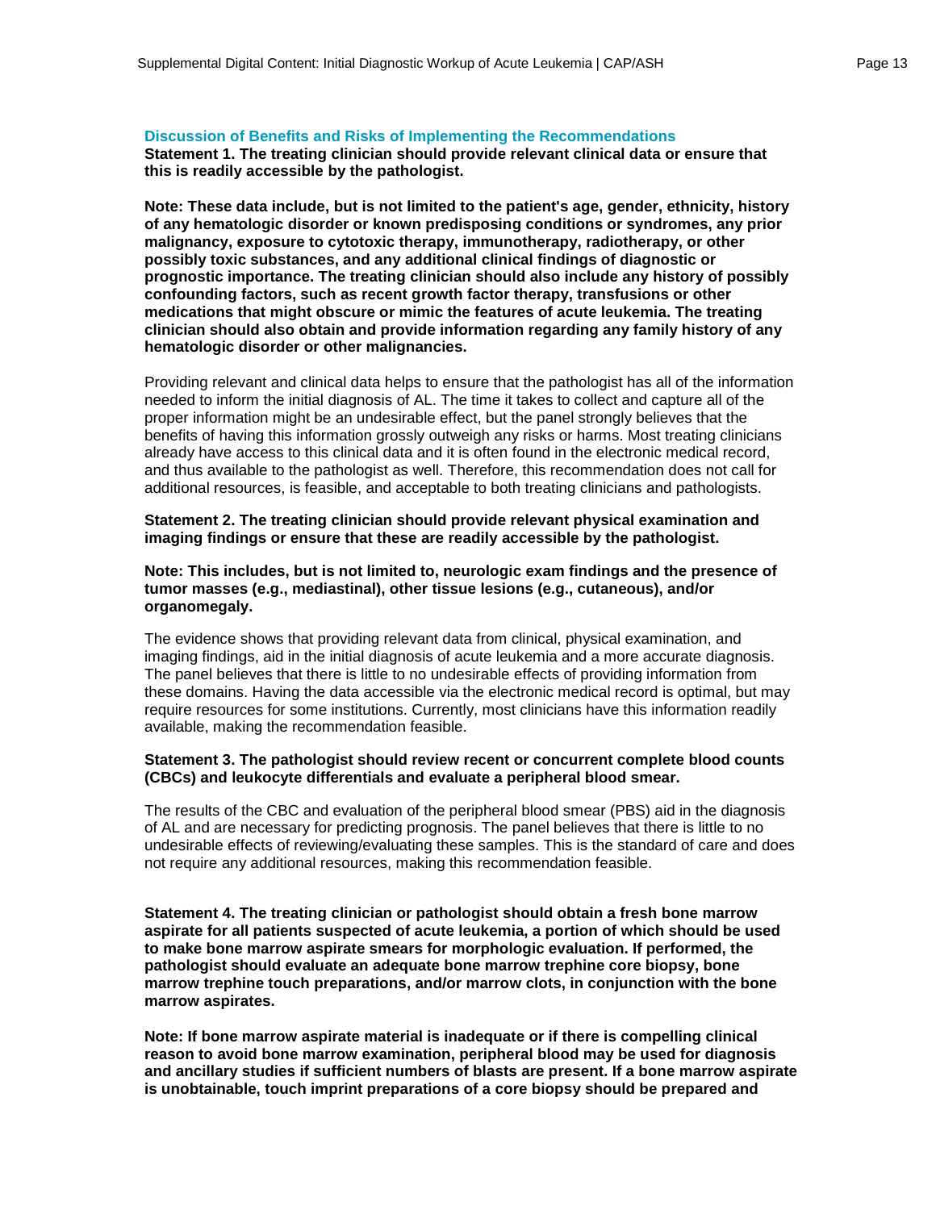### Discussion of Benefits and Risks of Implementing the Recommendations

**Statement 1. The treating clinician should provide relevant clinical data or ensure that this is readily accessible by the pathologist.**

**Note: These data include, but is not limited to the patient's age, gender, ethnicity, history of any hematologic disorder or known predisposing conditions or syndromes, any prior malignancy, exposure to cytotoxic therapy, immunotherapy, radiotherapy, or other possibly toxic substances, and any additional clinical findings of diagnostic or prognostic importance. The treating clinician should also include any history of possibly confounding factors, such as recent growth factor therapy, transfusions or other medications that might obscure or mimic the features of acute leukemia. The treating clinician should also obtain and provide information regarding any family history of any hematologic disorder or other malignancies.**

Providing relevant and clinical data helps to ensure that the pathologist has all of the information needed to inform the initial diagnosis of AL. The time it takes to collect and capture all of the proper information might be an undesirable effect, but the panel strongly believes that the benefits of having this information grossly outweigh any risks or harms. Most treating clinicians already have access to this clinical data and it is often found in the electronic medical record, and thus available to the pathologist as well. Therefore, this recommendation does not call for additional resources, is feasible, and acceptable to both treating clinicians and pathologists.

**Statement 2. The treating clinician should provide relevant physical examination and imaging findings or ensure that these are readily accessible by the pathologist.**

**Note: This includes, but is not limited to, neurologic exam findings and the presence of tumor masses (e.g., mediastinal), other tissue lesions (e.g., cutaneous), and/or organomegaly.**

The evidence shows that providing relevant data from clinical, physical examination, and imaging findings, aid in the initial diagnosis of acute leukemia and a more accurate diagnosis. The panel believes that there is little to no undesirable effects of providing information from these domains. Having the data accessible via the electronic medical record is optimal, but may require resources for some institutions. Currently, most clinicians have this information readily available, making the recommendation feasible.

**Statement 3. The pathologist should review recent or concurrent complete blood counts (CBCs) and leukocyte differentials and evaluate a peripheral blood smear.**

The results of the CBC and evaluation of the peripheral blood smear (PBS) aid in the diagnosis of AL and are necessary for predicting prognosis. The panel believes that there is little to no undesirable effects of reviewing/evaluating these samples. This is the standard of care and does not require any additional resources, making this recommendation feasible.

**Statement 4. The treating clinician or pathologist should obtain a fresh bone marrow aspirate for all patients suspected of acute leukemia, a portion of which should be used to make bone marrow aspirate smears for morphologic evaluation. If performed, the pathologist should evaluate an adequate bone marrow trephine core biopsy, bone marrow trephine touch preparations, and/or marrow clots, in conjunction with the bone marrow aspirates.**

**Note: If bone marrow aspirate material is inadequate or if there is compelling clinical reason to avoid bone marrow examination, peripheral blood may be used for diagnosis and ancillary studies if sufficient numbers of blasts are present. If a bone marrow aspirate is unobtainable, touch imprint preparations of a core biopsy should be prepared and**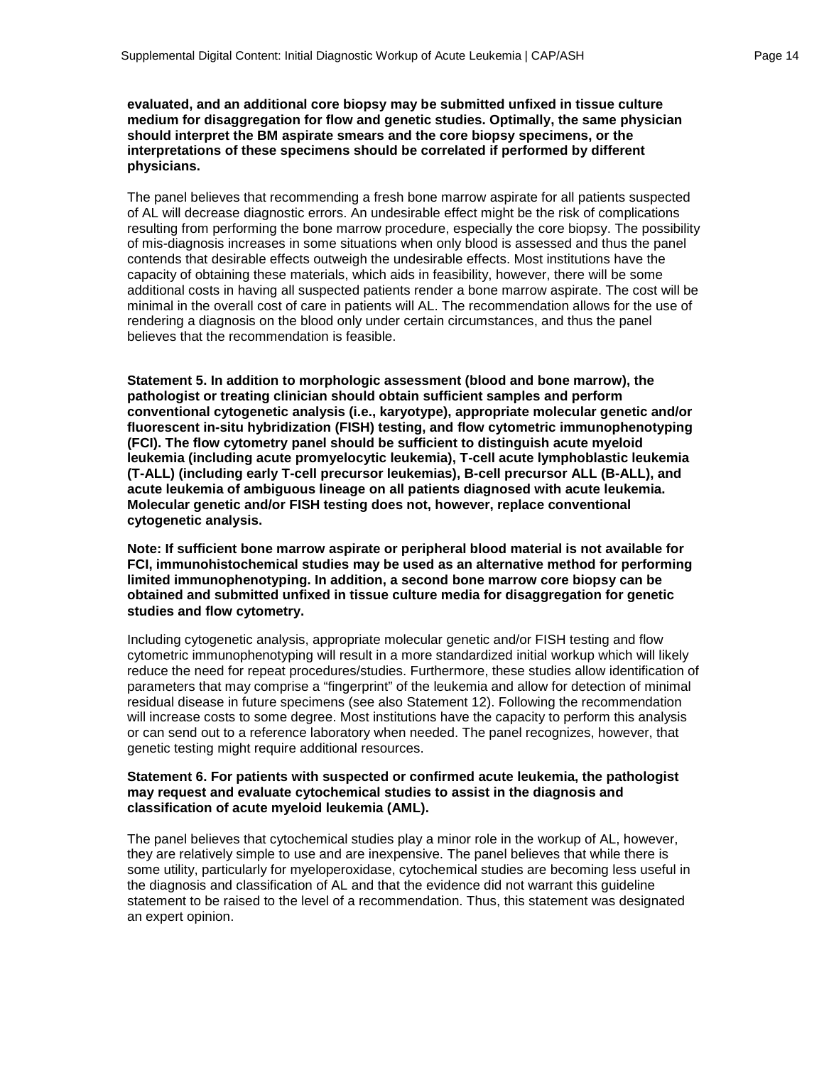**evaluated, and an additional core biopsy may be submitted unfixed in tissue culture medium for disaggregation for flow and genetic studies. Optimally, the same physician should interpret the BM aspirate smears and the core biopsy specimens, or the interpretations of these specimens should be correlated if performed by different physicians.**

The panel believes that recommending a fresh bone marrow aspirate for all patients suspected of AL will decrease diagnostic errors. An undesirable effect might be the risk of complications resulting from performing the bone marrow procedure, especially the core biopsy. The possibility of mis-diagnosis increases in some situations when only blood is assessed and thus the panel contends that desirable effects outweigh the undesirable effects. Most institutions have the capacity of obtaining these materials, which aids in feasibility, however, there will be some additional costs in having all suspected patients render a bone marrow aspirate. The cost will be minimal in the overall cost of care in patients will AL. The recommendation allows for the use of rendering a diagnosis on the blood only under certain circumstances, and thus the panel believes that the recommendation is feasible.

**Statement 5. In addition to morphologic assessment (blood and bone marrow), the pathologist or treating clinician should obtain sufficient samples and perform conventional cytogenetic analysis (i.e., karyotype), appropriate molecular genetic and/or fluorescent in-situ hybridization (FISH) testing, and flow cytometric immunophenotyping (FCI). The flow cytometry panel should be sufficient to distinguish acute myeloid leukemia (including acute promyelocytic leukemia), T-cell acute lymphoblastic leukemia (T-ALL) (including early T-cell precursor leukemias), B-cell precursor ALL (B-ALL), and acute leukemia of ambiguous lineage on all patients diagnosed with acute leukemia. Molecular genetic and/or FISH testing does not, however, replace conventional cytogenetic analysis.**

**Note: If sufficient bone marrow aspirate or peripheral blood material is not available for FCI, immunohistochemical studies may be used as an alternative method for performing limited immunophenotyping. In addition, a second bone marrow core biopsy can be obtained and submitted unfixed in tissue culture media for disaggregation for genetic studies and flow cytometry.**

Including cytogenetic analysis, appropriate molecular genetic and/or FISH testing and flow cytometric immunophenotyping will result in a more standardized initial workup which will likely reduce the need for repeat procedures/studies. Furthermore, these studies allow identification of parameters that may comprise a "fingerprint" of the leukemia and allow for detection of minimal residual disease in future specimens (see also Statement 12). Following the recommendation will increase costs to some degree. Most institutions have the capacity to perform this analysis or can send out to a reference laboratory when needed. The panel recognizes, however, that genetic testing might require additional resources.

**Statement 6. For patients with suspected or confirmed acute leukemia, the pathologist may request and evaluate cytochemical studies to assist in the diagnosis and classification of acute myeloid leukemia (AML).**

The panel believes that cytochemical studies play a minor role in the workup of AL, however, they are relatively simple to use and are inexpensive. The panel believes that while there is some utility, particularly for myeloperoxidase, cytochemical studies are becoming less useful in the diagnosis and classification of AL and that the evidence did not warrant this guideline statement to be raised to the level of a recommendation. Thus, this statement was designated an expert opinion.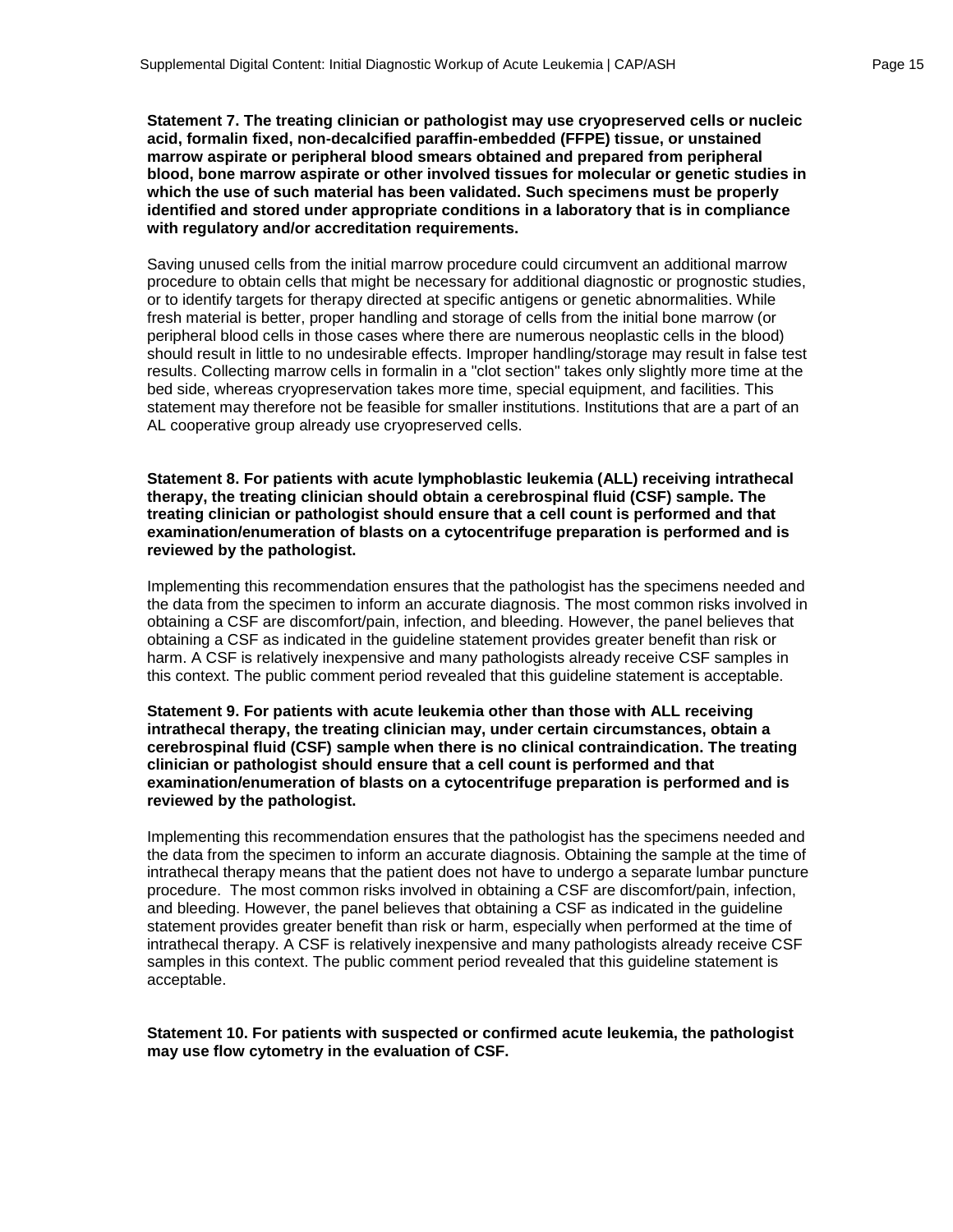**Statement 7. The treating clinician or pathologist may use cryopreserved cells or nucleic acid, formalin fixed, non-decalcified paraffin-embedded (FFPE) tissue, or unstained marrow aspirate or peripheral blood smears obtained and prepared from peripheral blood, bone marrow aspirate or other involved tissues for molecular or genetic studies in which the use of such material has been validated. Such specimens must be properly identified and stored under appropriate conditions in a laboratory that is in compliance with regulatory and/or accreditation requirements.**

Saving unused cells from the initial marrow procedure could circumvent an additional marrow procedure to obtain cells that might be necessary for additional diagnostic or prognostic studies, or to identify targets for therapy directed at specific antigens or genetic abnormalities. While fresh material is better, proper handling and storage of cells from the initial bone marrow (or peripheral blood cells in those cases where there are numerous neoplastic cells in the blood) should result in little to no undesirable effects. Improper handling/storage may result in false test results. Collecting marrow cells in formalin in a "clot section" takes only slightly more time at the bed side, whereas cryopreservation takes more time, special equipment, and facilities. This statement may therefore not be feasible for smaller institutions. Institutions that are a part of an AL cooperative group already use cryopreserved cells.

**Statement 8. For patients with acute lymphoblastic leukemia (ALL) receiving intrathecal therapy, the treating clinician should obtain a cerebrospinal fluid (CSF) sample. The treating clinician or pathologist should ensure that a cell count is performed and that examination/enumeration of blasts on a cytocentrifuge preparation is performed and is reviewed by the pathologist.**

Implementing this recommendation ensures that the pathologist has the specimens needed and the data from the specimen to inform an accurate diagnosis. The most common risks involved in obtaining a CSF are discomfort/pain, infection, and bleeding. However, the panel believes that obtaining a CSF as indicated in the guideline statement provides greater benefit than risk or harm. A CSF is relatively inexpensive and many pathologists already receive CSF samples in this context. The public comment period revealed that this guideline statement is acceptable.

**Statement 9. For patients with acute leukemia other than those with ALL receiving intrathecal therapy, the treating clinician may, under certain circumstances, obtain a cerebrospinal fluid (CSF) sample when there is no clinical contraindication. The treating clinician or pathologist should ensure that a cell count is performed and that examination/enumeration of blasts on a cytocentrifuge preparation is performed and is reviewed by the pathologist.**

Implementing this recommendation ensures that the pathologist has the specimens needed and the data from the specimen to inform an accurate diagnosis. Obtaining the sample at the time of intrathecal therapy means that the patient does not have to undergo a separate lumbar puncture procedure. The most common risks involved in obtaining a CSF are discomfort/pain, infection, and bleeding. However, the panel believes that obtaining a CSF as indicated in the guideline statement provides greater benefit than risk or harm, especially when performed at the time of intrathecal therapy. A CSF is relatively inexpensive and many pathologists already receive CSF samples in this context. The public comment period revealed that this guideline statement is acceptable.

**Statement 10. For patients with suspected or confirmed acute leukemia, the pathologist may use flow cytometry in the evaluation of CSF.**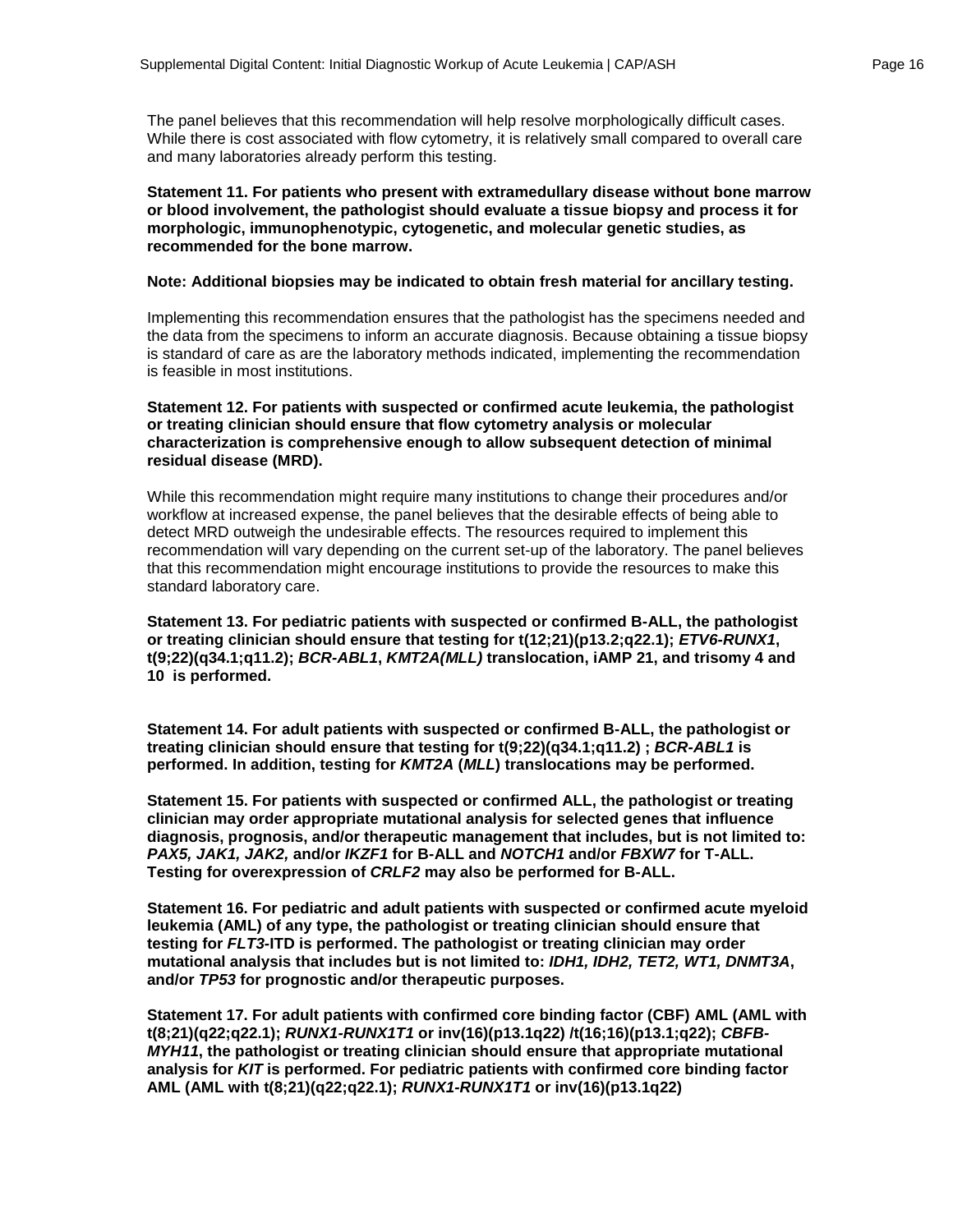The panel believes that this recommendation will help resolve morphologically difficult cases. While there is cost associated with flow cytometry, it is relatively small compared to overall care and many laboratories already perform this testing.

**Statement 11. For patients who present with extramedullary disease without bone marrow or blood involvement, the pathologist should evaluate a tissue biopsy and process it for morphologic, immunophenotypic, cytogenetic, and molecular genetic studies, as recommended for the bone marrow.**

**Note: Additional biopsies may be indicated to obtain fresh material for ancillary testing.**

Implementing this recommendation ensures that the pathologist has the specimens needed and the data from the specimens to inform an accurate diagnosis. Because obtaining a tissue biopsy is standard of care as are the laboratory methods indicated, implementing the recommendation is feasible in most institutions.

**Statement 12. For patients with suspected or confirmed acute leukemia, the pathologist or treating clinician should ensure that flow cytometry analysis or molecular characterization is comprehensive enough to allow subsequent detection of minimal residual disease (MRD).**

While this recommendation might require many institutions to change their procedures and/or workflow at increased expense, the panel believes that the desirable effects of being able to detect MRD outweigh the undesirable effects. The resources required to implement this recommendation will vary depending on the current set-up of the laboratory. The panel believes that this recommendation might encourage institutions to provide the resources to make this standard laboratory care.

**Statement 13. For pediatric patients with suspected or confirmed B-ALL, the pathologist or treating clinician should ensure that testing for t(12;21)(p13.2;q22.1); *ETV6-RUNX1*, t(9;22)(q34.1;q11.2); *BCR-ABL1*, *KMT2A(MLL)* translocation, iAMP 21, and trisomy 4 and 10 is performed.**

**Statement 14. For adult patients with suspected or confirmed B-ALL, the pathologist or treating clinician should ensure that testing for t(9;22)(q34.1;q11.2) ; *BCR-ABL1* is performed. In addition, testing for *KMT2A* (*MLL*) translocations may be performed.**

**Statement 15. For patients with suspected or confirmed ALL, the pathologist or treating clinician may order appropriate mutational analysis for selected genes that influence diagnosis, prognosis, and/or therapeutic management that includes, but is not limited to: *PAX5, JAK1, JAK2,* and/or *IKZF1* for B-ALL and *NOTCH1* and/or *FBXW7* for T-ALL. Testing for overexpression of *CRLF2* may also be performed for B-ALL.**

**Statement 16. For pediatric and adult patients with suspected or confirmed acute myeloid leukemia (AML) of any type, the pathologist or treating clinician should ensure that testing for *FLT3*-ITD is performed. The pathologist or treating clinician may order mutational analysis that includes but is not limited to: *IDH1, IDH2, TET2, WT1, DNMT3A*, and/or *TP53* for prognostic and/or therapeutic purposes.**

**Statement 17. For adult patients with confirmed core binding factor (CBF) AML (AML with t(8;21)(q22;q22.1); *RUNX1-RUNX1T1* or inv(16)(p13.1q22) /t(16;16)(p13.1;q22); *CBFB-MYH11*, the pathologist or treating clinician should ensure that appropriate mutational analysis for *KIT* is performed. For pediatric patients with confirmed core binding factor AML (AML with t(8;21)(q22;q22.1); *RUNX1-RUNX1T1* or inv(16)(p13.1q22)**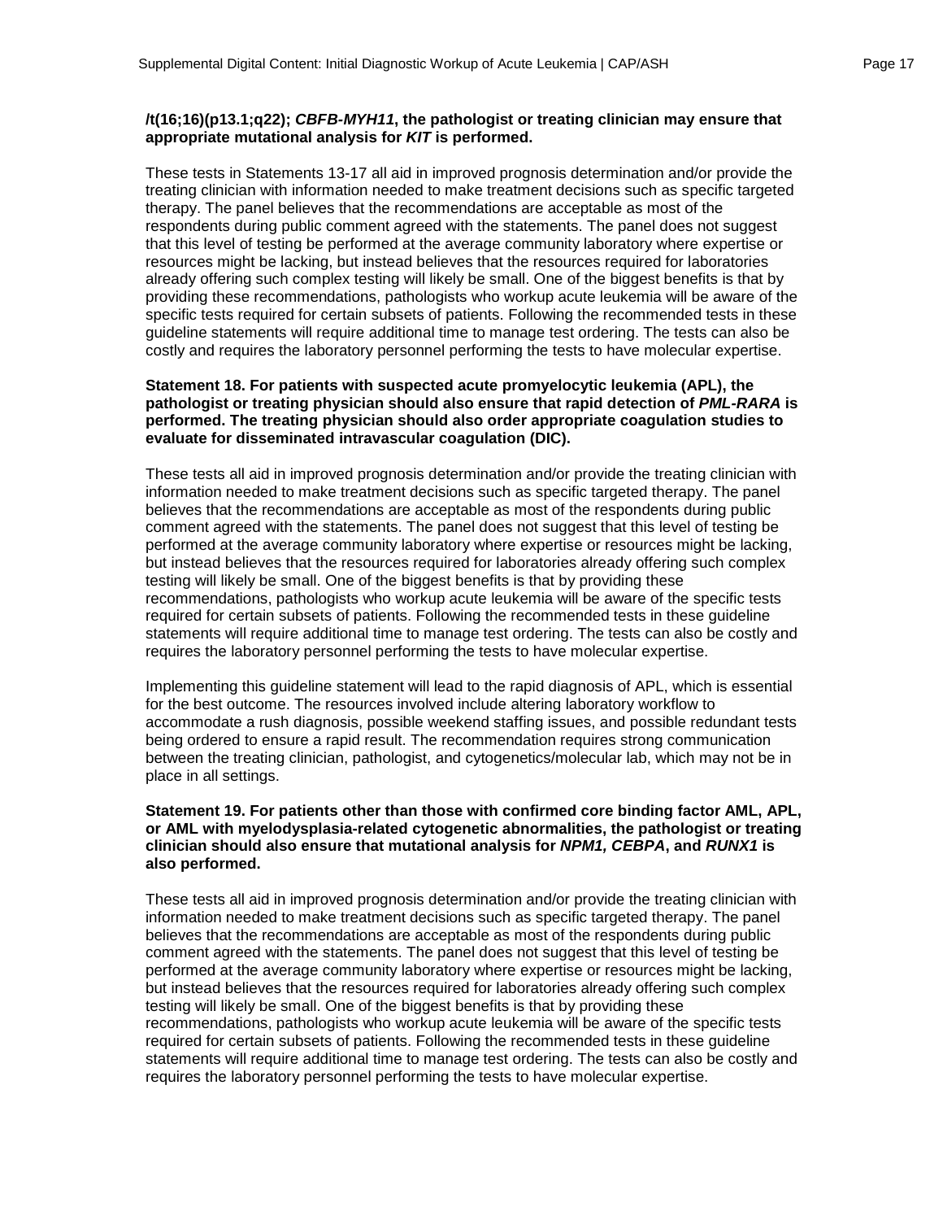**/t(16;16)(p13.1;q22); *CBFB-MYH11*, the pathologist or treating clinician may ensure that appropriate mutational analysis for *KIT* is performed.**

These tests in Statements 13-17 all aid in improved prognosis determination and/or provide the treating clinician with information needed to make treatment decisions such as specific targeted therapy. The panel believes that the recommendations are acceptable as most of the respondents during public comment agreed with the statements. The panel does not suggest that this level of testing be performed at the average community laboratory where expertise or resources might be lacking, but instead believes that the resources required for laboratories already offering such complex testing will likely be small. One of the biggest benefits is that by providing these recommendations, pathologists who workup acute leukemia will be aware of the specific tests required for certain subsets of patients. Following the recommended tests in these guideline statements will require additional time to manage test ordering. The tests can also be costly and requires the laboratory personnel performing the tests to have molecular expertise.

**Statement 18. For patients with suspected acute promyelocytic leukemia (APL), the pathologist or treating physician should also ensure that rapid detection of *PML-RARA* is performed. The treating physician should also order appropriate coagulation studies to evaluate for disseminated intravascular coagulation (DIC).**

These tests all aid in improved prognosis determination and/or provide the treating clinician with information needed to make treatment decisions such as specific targeted therapy. The panel believes that the recommendations are acceptable as most of the respondents during public comment agreed with the statements. The panel does not suggest that this level of testing be performed at the average community laboratory where expertise or resources might be lacking, but instead believes that the resources required for laboratories already offering such complex testing will likely be small. One of the biggest benefits is that by providing these recommendations, pathologists who workup acute leukemia will be aware of the specific tests required for certain subsets of patients. Following the recommended tests in these guideline statements will require additional time to manage test ordering. The tests can also be costly and requires the laboratory personnel performing the tests to have molecular expertise.

Implementing this guideline statement will lead to the rapid diagnosis of APL, which is essential for the best outcome. The resources involved include altering laboratory workflow to accommodate a rush diagnosis, possible weekend staffing issues, and possible redundant tests being ordered to ensure a rapid result. The recommendation requires strong communication between the treating clinician, pathologist, and cytogenetics/molecular lab, which may not be in place in all settings.

**Statement 19. For patients other than those with confirmed core binding factor AML, APL, or AML with myelodysplasia-related cytogenetic abnormalities, the pathologist or treating clinician should also ensure that mutational analysis for *NPM1, CEBPA*, and *RUNX1* is also performed.**

These tests all aid in improved prognosis determination and/or provide the treating clinician with information needed to make treatment decisions such as specific targeted therapy. The panel believes that the recommendations are acceptable as most of the respondents during public comment agreed with the statements. The panel does not suggest that this level of testing be performed at the average community laboratory where expertise or resources might be lacking, but instead believes that the resources required for laboratories already offering such complex testing will likely be small. One of the biggest benefits is that by providing these recommendations, pathologists who workup acute leukemia will be aware of the specific tests required for certain subsets of patients. Following the recommended tests in these guideline statements will require additional time to manage test ordering. The tests can also be costly and requires the laboratory personnel performing the tests to have molecular expertise.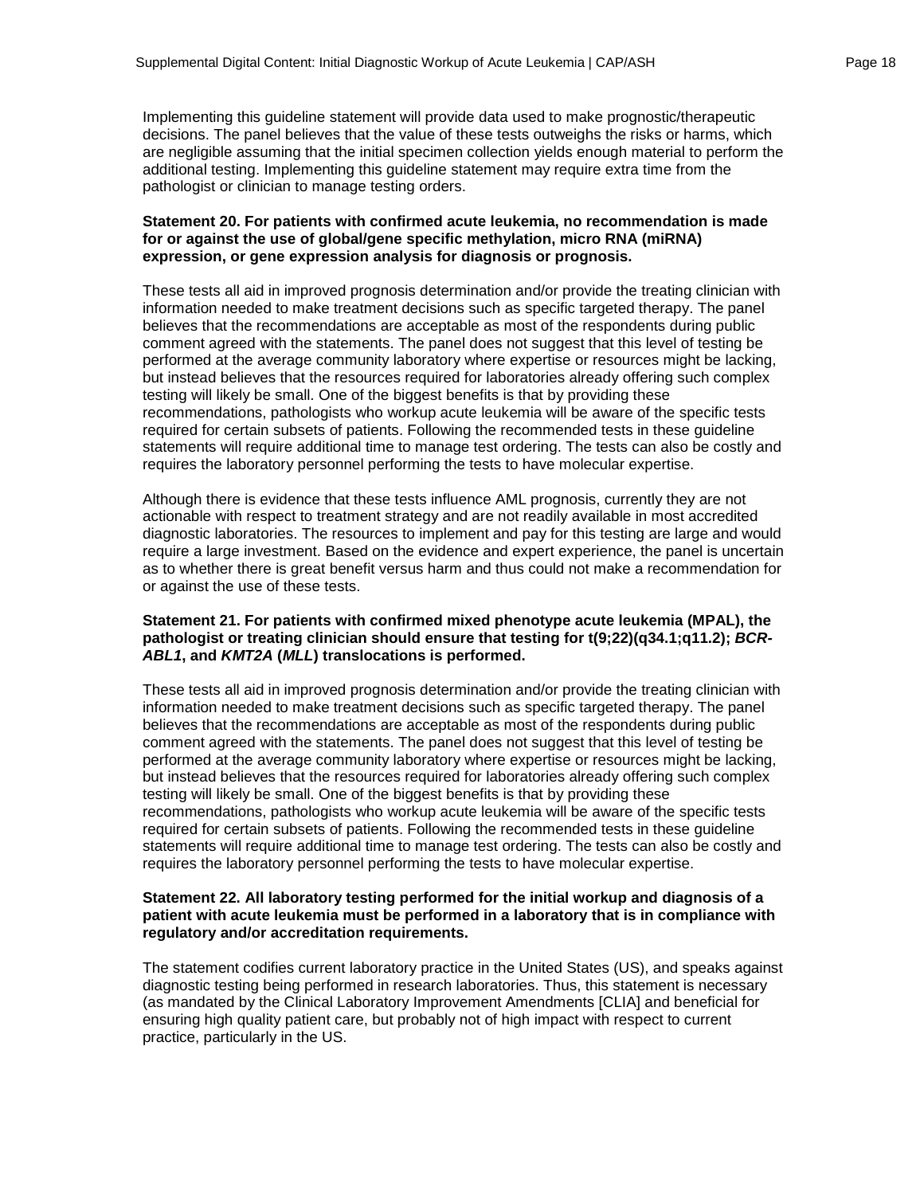Implementing this guideline statement will provide data used to make prognostic/therapeutic decisions. The panel believes that the value of these tests outweighs the risks or harms, which are negligible assuming that the initial specimen collection yields enough material to perform the additional testing. Implementing this guideline statement may require extra time from the pathologist or clinician to manage testing orders.

**Statement 20. For patients with confirmed acute leukemia, no recommendation is made for or against the use of global/gene specific methylation, micro RNA (miRNA) expression, or gene expression analysis for diagnosis or prognosis.**

These tests all aid in improved prognosis determination and/or provide the treating clinician with information needed to make treatment decisions such as specific targeted therapy. The panel believes that the recommendations are acceptable as most of the respondents during public comment agreed with the statements. The panel does not suggest that this level of testing be performed at the average community laboratory where expertise or resources might be lacking, but instead believes that the resources required for laboratories already offering such complex testing will likely be small. One of the biggest benefits is that by providing these recommendations, pathologists who workup acute leukemia will be aware of the specific tests required for certain subsets of patients. Following the recommended tests in these guideline statements will require additional time to manage test ordering. The tests can also be costly and requires the laboratory personnel performing the tests to have molecular expertise.

Although there is evidence that these tests influence AML prognosis, currently they are not actionable with respect to treatment strategy and are not readily available in most accredited diagnostic laboratories. The resources to implement and pay for this testing are large and would require a large investment. Based on the evidence and expert experience, the panel is uncertain as to whether there is great benefit versus harm and thus could not make a recommendation for or against the use of these tests.

**Statement 21. For patients with confirmed mixed phenotype acute leukemia (MPAL), the pathologist or treating clinician should ensure that testing for t(9;22)(q34.1;q11.2); *BCR-ABL1*, and *KMT2A* (*MLL*) translocations is performed.**

These tests all aid in improved prognosis determination and/or provide the treating clinician with information needed to make treatment decisions such as specific targeted therapy. The panel believes that the recommendations are acceptable as most of the respondents during public comment agreed with the statements. The panel does not suggest that this level of testing be performed at the average community laboratory where expertise or resources might be lacking, but instead believes that the resources required for laboratories already offering such complex testing will likely be small. One of the biggest benefits is that by providing these recommendations, pathologists who workup acute leukemia will be aware of the specific tests required for certain subsets of patients. Following the recommended tests in these guideline statements will require additional time to manage test ordering. The tests can also be costly and requires the laboratory personnel performing the tests to have molecular expertise.

**Statement 22. All laboratory testing performed for the initial workup and diagnosis of a patient with acute leukemia must be performed in a laboratory that is in compliance with regulatory and/or accreditation requirements.**

The statement codifies current laboratory practice in the United States (US), and speaks against diagnostic testing being performed in research laboratories. Thus, this statement is necessary (as mandated by the Clinical Laboratory Improvement Amendments [CLIA] and beneficial for ensuring high quality patient care, but probably not of high impact with respect to current practice, particularly in the US.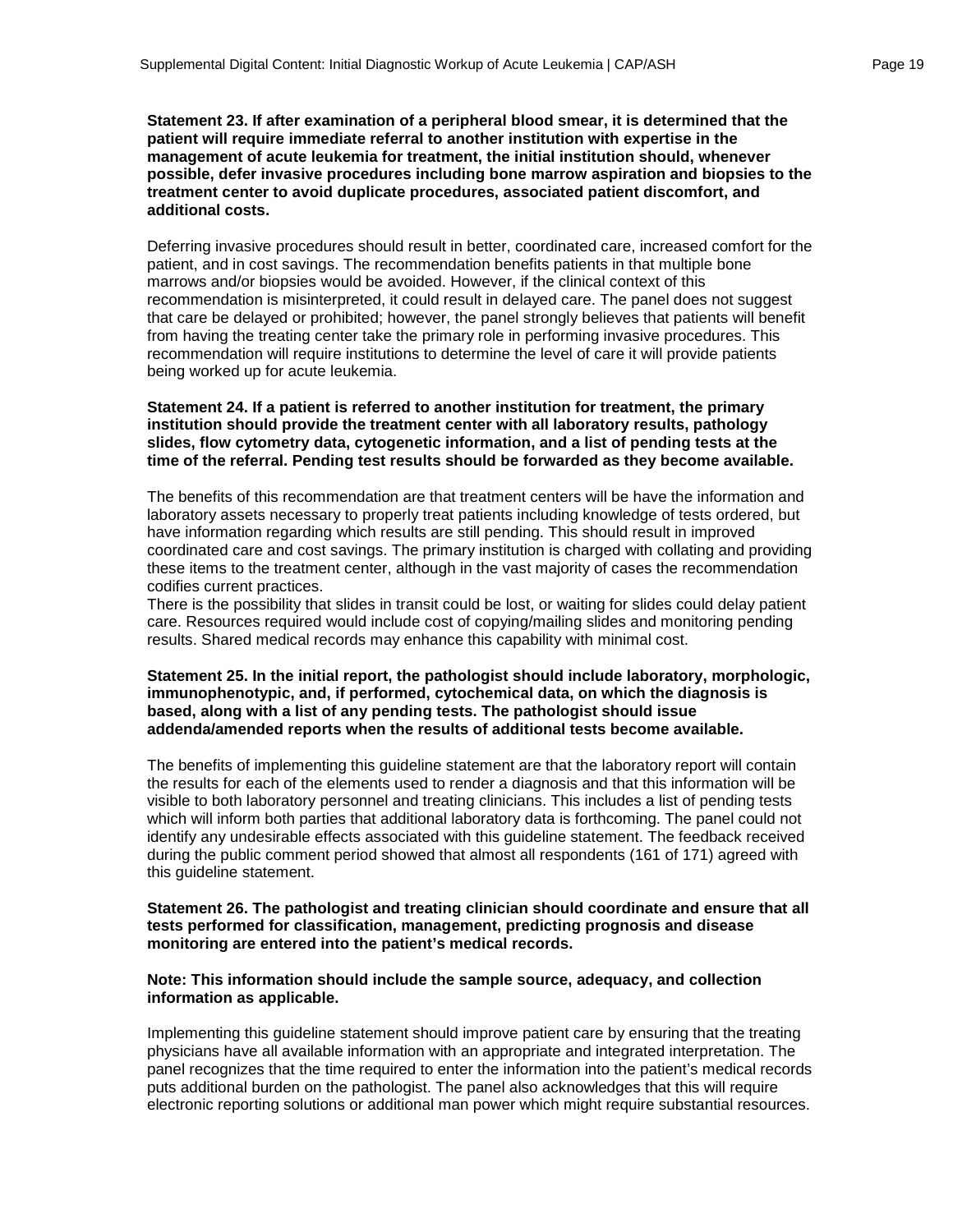**Statement 23. If after examination of a peripheral blood smear, it is determined that the patient will require immediate referral to another institution with expertise in the management of acute leukemia for treatment, the initial institution should, whenever possible, defer invasive procedures including bone marrow aspiration and biopsies to the treatment center to avoid duplicate procedures, associated patient discomfort, and additional costs.**

Deferring invasive procedures should result in better, coordinated care, increased comfort for the patient, and in cost savings. The recommendation benefits patients in that multiple bone marrows and/or biopsies would be avoided. However, if the clinical context of this recommendation is misinterpreted, it could result in delayed care. The panel does not suggest that care be delayed or prohibited; however, the panel strongly believes that patients will benefit from having the treating center take the primary role in performing invasive procedures. This recommendation will require institutions to determine the level of care it will provide patients being worked up for acute leukemia.

**Statement 24. If a patient is referred to another institution for treatment, the primary institution should provide the treatment center with all laboratory results, pathology slides, flow cytometry data, cytogenetic information, and a list of pending tests at the time of the referral. Pending test results should be forwarded as they become available.**

The benefits of this recommendation are that treatment centers will be have the information and laboratory assets necessary to properly treat patients including knowledge of tests ordered, but have information regarding which results are still pending. This should result in improved coordinated care and cost savings. The primary institution is charged with collating and providing these items to the treatment center, although in the vast majority of cases the recommendation codifies current practices.

There is the possibility that slides in transit could be lost, or waiting for slides could delay patient care. Resources required would include cost of copying/mailing slides and monitoring pending results. Shared medical records may enhance this capability with minimal cost.

**Statement 25. In the initial report, the pathologist should include laboratory, morphologic, immunophenotypic, and, if performed, cytochemical data, on which the diagnosis is based, along with a list of any pending tests. The pathologist should issue addenda/amended reports when the results of additional tests become available.**

The benefits of implementing this guideline statement are that the laboratory report will contain the results for each of the elements used to render a diagnosis and that this information will be visible to both laboratory personnel and treating clinicians. This includes a list of pending tests which will inform both parties that additional laboratory data is forthcoming. The panel could not identify any undesirable effects associated with this guideline statement. The feedback received during the public comment period showed that almost all respondents (161 of 171) agreed with this guideline statement.

**Statement 26. The pathologist and treating clinician should coordinate and ensure that all tests performed for classification, management, predicting prognosis and disease monitoring are entered into the patient's medical records.**

**Note: This information should include the sample source, adequacy, and collection information as applicable.**

Implementing this guideline statement should improve patient care by ensuring that the treating physicians have all available information with an appropriate and integrated interpretation. The panel recognizes that the time required to enter the information into the patient's medical records puts additional burden on the pathologist. The panel also acknowledges that this will require electronic reporting solutions or additional man power which might require substantial resources.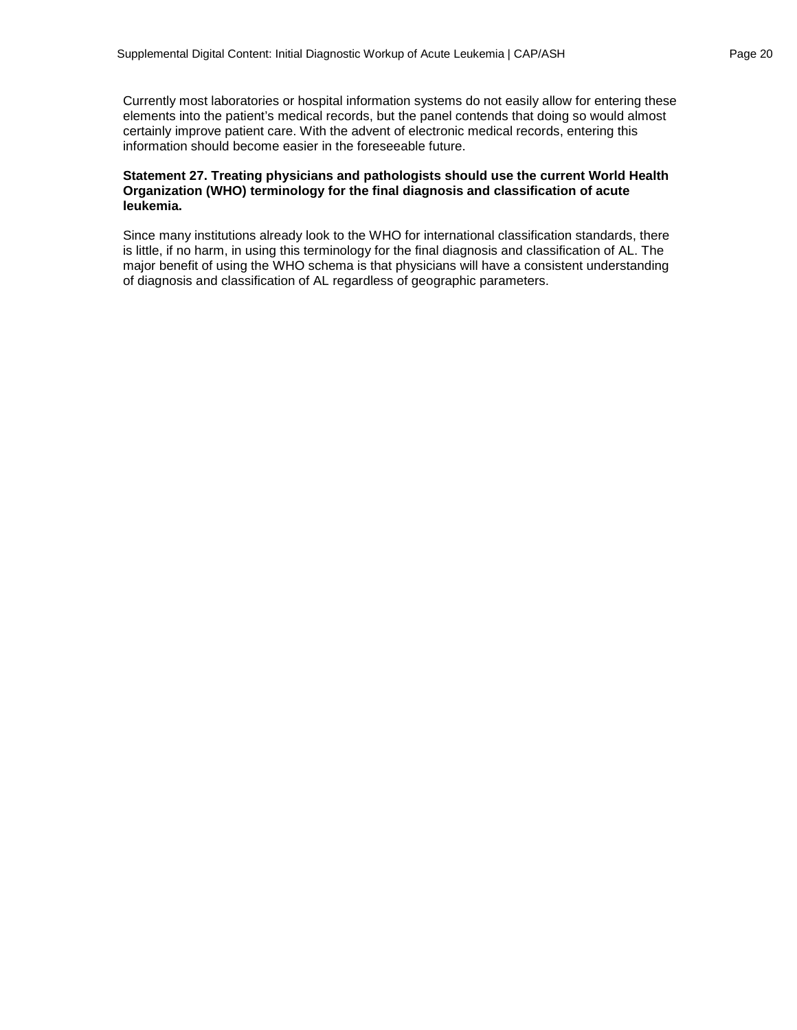Currently most laboratories or hospital information systems do not easily allow for entering these elements into the patient's medical records, but the panel contends that doing so would almost certainly improve patient care. With the advent of electronic medical records, entering this information should become easier in the foreseeable future.

**Statement 27. Treating physicians and pathologists should use the current World Health Organization (WHO) terminology for the final diagnosis and classification of acute leukemia.**

Since many institutions already look to the WHO for international classification standards, there is little, if no harm, in using this terminology for the final diagnosis and classification of AL. The major benefit of using the WHO schema is that physicians will have a consistent understanding of diagnosis and classification of AL regardless of geographic parameters.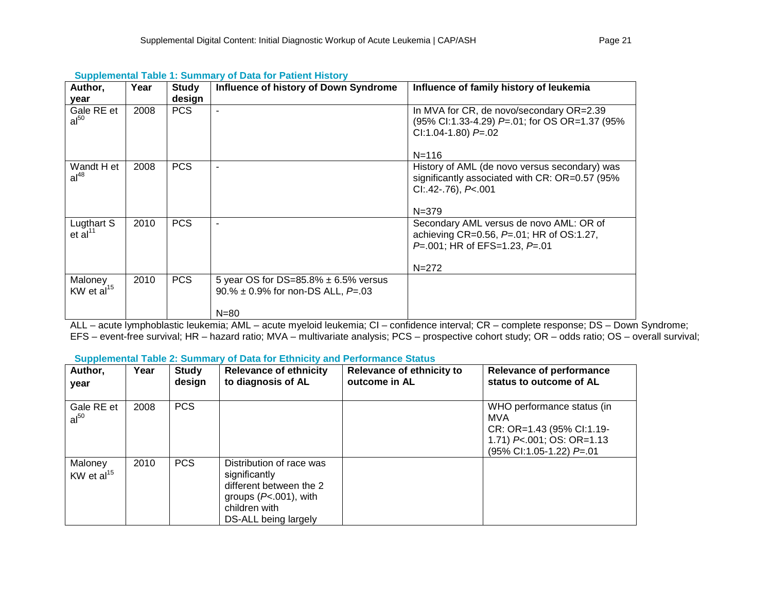**Supplemental Table 1: Summary of Data for Patient History**

| Author, year | Year | Study design | Influence of history of Down Syndrome | Influence of family history of leukemia |
|---|---|---|---|---|
| Gale RE et al[50] | 2008 | PCS | - | In MVA for CR, de novo/secondary OR=2.39 (95% CI:1.33-4.29) *P*=.01; for OS OR=1.37 (95% CI:1.04-1.80) *P*=.02<br><br>N=116 |
| Wandt H et al[48] | 2008 | PCS | - | History of AML (de novo versus secondary) was significantly associated with CR: OR=0.57 (95% CI:.42-.76), *P*<.001<br><br>N=379 |
| Lugthart S et al[11] | 2010 | PCS | - | Secondary AML versus de novo AML: OR of achieving CR=0.56, *P*=.01; HR of OS:1.27, *P*=.001; HR of EFS=1.23, *P*=.01<br><br>N=272 |
| Maloney KW et al[15] | 2010 | PCS | 5 year OS for DS=85.8% ± 6.5% versus 90.% ± 0.9% for non-DS ALL, *P*=.03<br><br>N=80 | |

ALL – acute lymphoblastic leukemia; AML – acute myeloid leukemia; CI – confidence interval; CR – complete response; DS – Down Syndrome; EFS – event-free survival; HR – hazard ratio; MVA – multivariate analysis; PCS – prospective cohort study; OR – odds ratio; OS – overall survival;

**Supplemental Table 2: Summary of Data for Ethnicity and Performance Status**

| Author, year | Year | Study design | Relevance of ethnicity to diagnosis of AL | Relevance of ethnicity to outcome in AL | Relevance of performance status to outcome of AL |
|---|---|---|---|---|---|
| Gale RE et al[50] | 2008 | PCS | | | WHO performance status (in MVA<br>CR: OR=1.43 (95% CI:1.19-1.71) *P*<.001; OS: OR=1.13 (95% CI:1.05-1.22) *P*=.01 |
| Maloney KW et al[15] | 2010 | PCS | Distribution of race was significantly different between the 2 groups (*P*<.001), with children with DS-ALL being largely | | |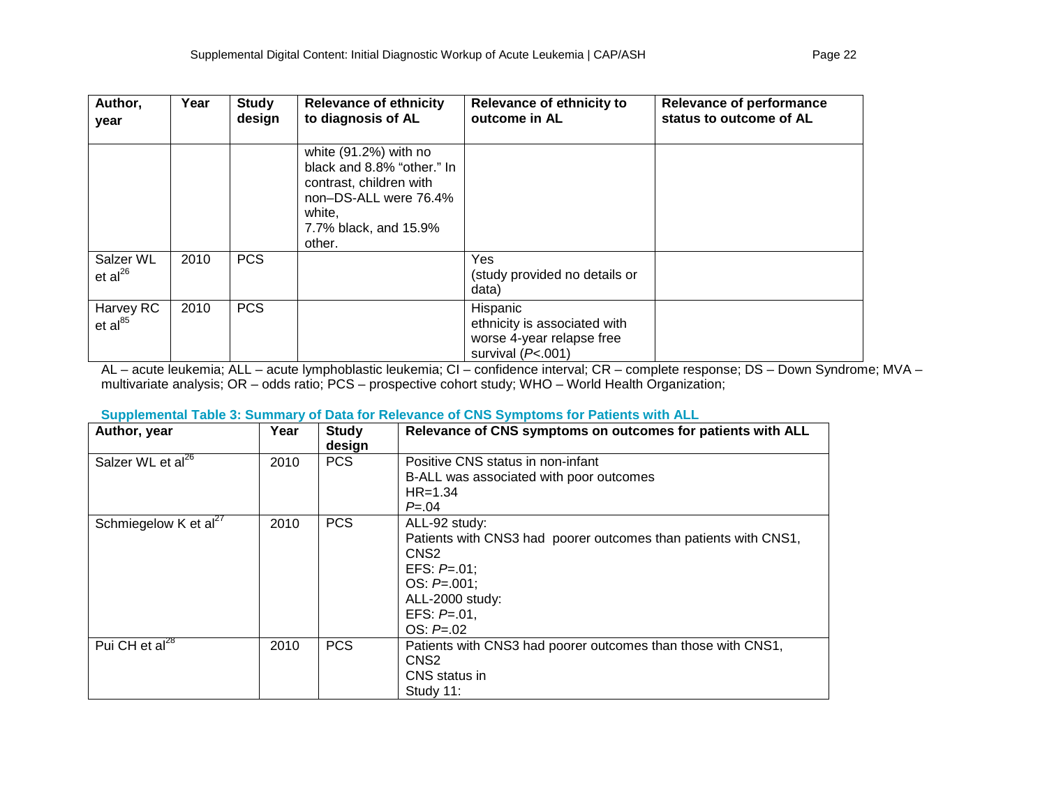| Author, year | Year | Study design | Relevance of ethnicity to diagnosis of AL | Relevance of ethnicity to outcome in AL | Relevance of performance status to outcome of AL |
|---|---|---|---|---|---|
| | | | white (91.2%) with no black and 8.8% “other.” In contrast, children with non–DS-ALL were 76.4% white, 7.7% black, and 15.9% other. | | |
| Salzer WL et al[26] | 2010 | PCS | | Yes (study provided no details or data) | |
| Harvey RC et al[85] | 2010 | PCS | | Hispanic ethnicity is associated with worse 4-year relapse free survival (*P*<.001) | |

AL – acute leukemia; ALL – acute lymphoblastic leukemia; CI – confidence interval; CR – complete response; DS – Down Syndrome; MVA – multivariate analysis; OR – odds ratio; PCS – prospective cohort study; WHO – World Health Organization;

### Supplemental Table 3: Summary of Data for Relevance of CNS Symptoms for Patients with ALL

| Author, year | Year | Study design | Relevance of CNS symptoms on outcomes for patients with ALL |
|---|---|---|---|
| Salzer WL et al[26] | 2010 | PCS | Positive CNS status in non-infant B-ALL was associated with poor outcomes HR=1.34 *P*=.04 |
| Schmiegelow K et al[27] | 2010 | PCS | ALL-92 study: Patients with CNS3 had poorer outcomes than patients with CNS1, CNS2 EFS: *P*=.01; OS: *P*=.001; ALL-2000 study: EFS: *P*=.01, OS: *P*=.02 |
| Pui CH et al[28] | 2010 | PCS | Patients with CNS3 had poorer outcomes than those with CNS1, CNS2 CNS status in Study 11: |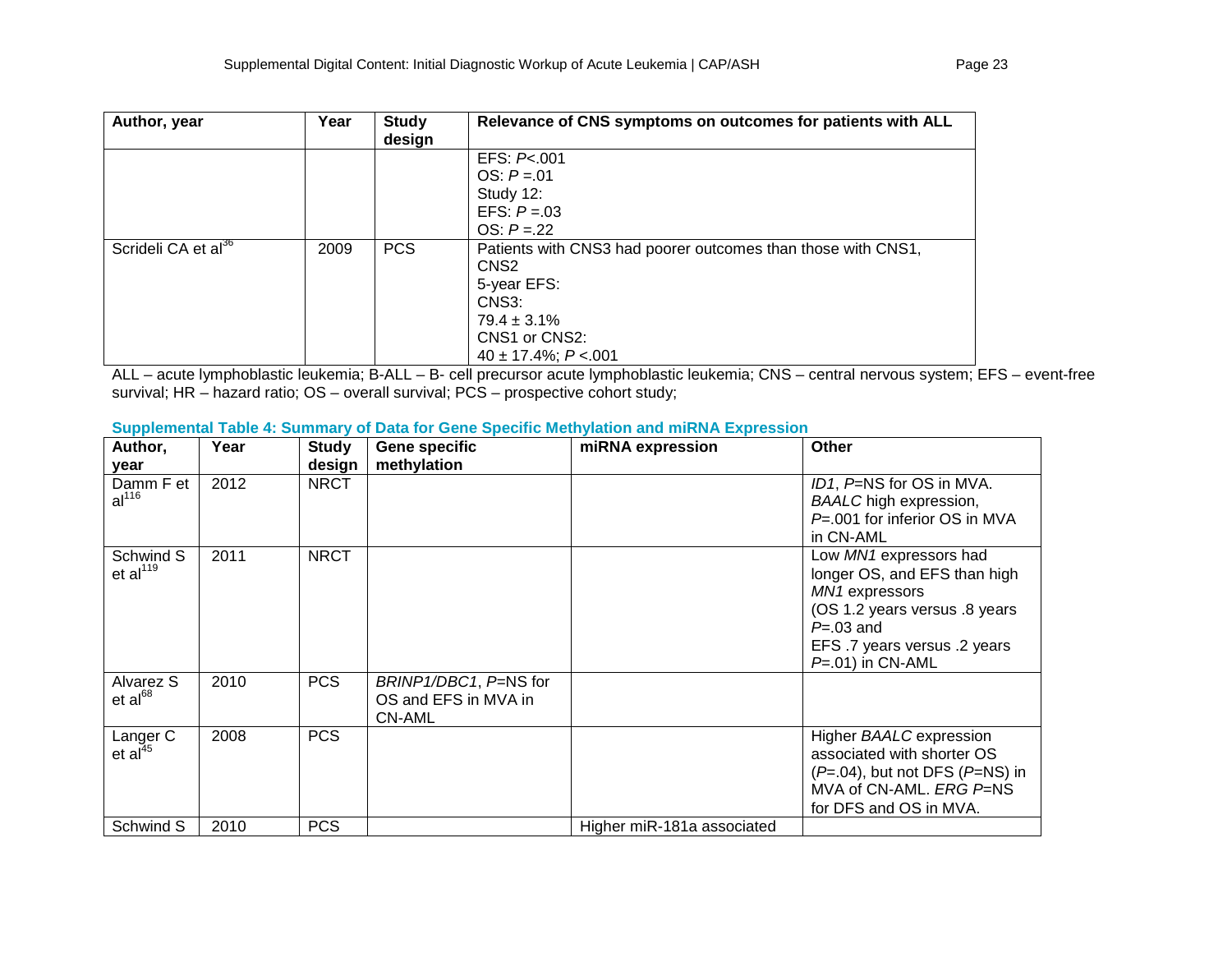| Author, year | Year | Study design | Relevance of CNS symptoms on outcomes for patients with ALL |
|---|---|---|---|
| | | | EFS: *P*<.001<br>OS: *P* =.01<br>Study 12:<br>EFS: *P* =.03<br>OS: *P* =.22 |
| Scrideli CA et al[36] | 2009 | PCS | Patients with CNS3 had poorer outcomes than those with CNS1, CNS2<br>5-year EFS:<br>CNS3:<br>79.4 ± 3.1%<br>CNS1 or CNS2:<br>40 ± 17.4%; *P* <.001 |

ALL – acute lymphoblastic leukemia; B-ALL – B- cell precursor acute lymphoblastic leukemia; CNS – central nervous system; EFS – event-free survival; HR – hazard ratio; OS – overall survival; PCS – prospective cohort study;

**Supplemental Table 4: Summary of Data for Gene Specific Methylation and miRNA Expression**

| Author, year | Year | Study design | Gene specific methylation | miRNA expression | Other |
|---|---|---|---|---|---|
| Damm F et al[116] | 2012 | NRCT | | | *ID1*, *P*=NS for OS in MVA.<br>*BAALC* high expression, *P*=.001 for inferior OS in MVA in CN-AML |
| Schwind S et al[119] | 2011 | NRCT | | | Low *MN1* expressors had longer OS, and EFS than high *MN1* expressors<br>(OS 1.2 years versus .8 years *P*=.03 and<br>EFS .7 years versus .2 years *P*=.01) in CN-AML |
| Alvarez S et al[68] | 2010 | PCS | *BRINP1/DBC1*, *P*=NS for OS and EFS in MVA in CN-AML | | |
| Langer C et al[45] | 2008 | PCS | | | Higher *BAALC* expression associated with shorter OS (*P*=.04), but not DFS (*P*=NS) in MVA of CN-AML. *ERG P*=NS for DFS and OS in MVA. |
| Schwind S | 2010 | PCS | | Higher miR-181a associated | |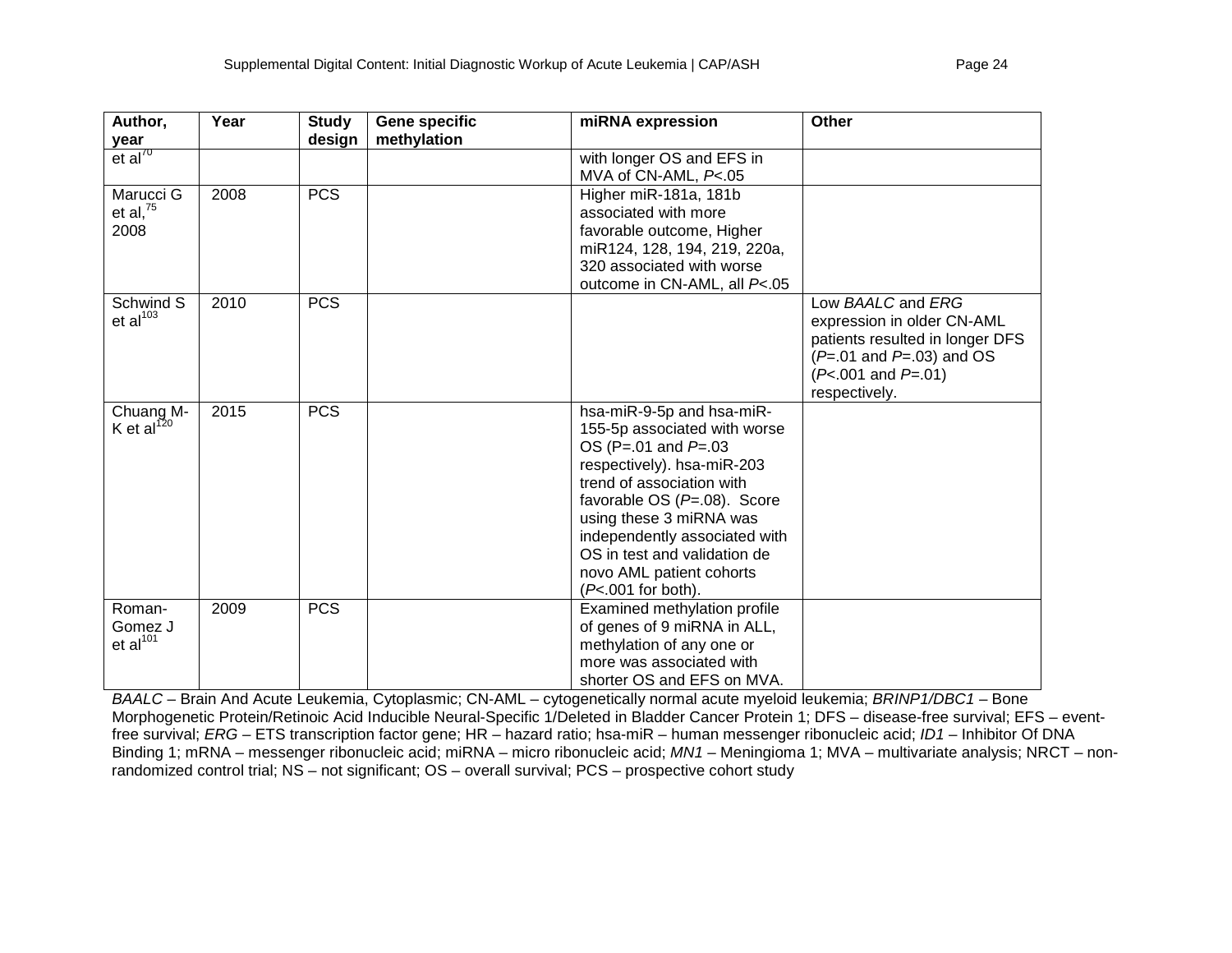| Author, year | Year | Study design | Gene specific methylation | miRNA expression | Other |
|---|---|---|---|---|---|
| et al[70] | | | | with longer OS and EFS in MVA of CN-AML, *P*<.05 | |
| Marucci G et al,[75] 2008 | 2008 | PCS | | Higher miR-181a, 181b associated with more favorable outcome, Higher miR124, 128, 194, 219, 220a, 320 associated with worse outcome in CN-AML, all *P*<.05 | |
| Schwind S et al[103] | 2010 | PCS | | | Low *BAALC* and *ERG* expression in older CN-AML patients resulted in longer DFS (*P*=.01 and *P*=.03) and OS (*P*<.001 and *P*=.01) respectively. |
| Chuang M-K et al[120] | 2015 | PCS | | hsa-miR-9-5p and hsa-miR-155-5p associated with worse OS (P=.01 and *P*=.03 respectively). hsa-miR-203 trend of association with favorable OS (*P*=.08). Score using these 3 miRNA was independently associated with OS in test and validation de novo AML patient cohorts (*P*<.001 for both). | |
| Roman-Gomez J et al[101] | 2009 | PCS | | Examined methylation profile of genes of 9 miRNA in ALL, methylation of any one or more was associated with shorter OS and EFS on MVA. | |

*BAALC* – Brain And Acute Leukemia, Cytoplasmic; CN-AML – cytogenetically normal acute myeloid leukemia; *BRINP1/DBC1* – Bone Morphogenetic Protein/Retinoic Acid Inducible Neural-Specific 1/Deleted in Bladder Cancer Protein 1; DFS – disease-free survival; EFS – event-free survival; *ERG* – ETS transcription factor gene; HR – hazard ratio; hsa-miR – human messenger ribonucleic acid; *ID1* – Inhibitor Of DNA Binding 1; mRNA – messenger ribonucleic acid; miRNA – micro ribonucleic acid; *MN1* – Meningioma 1; MVA – multivariate analysis; NRCT – non-randomized control trial; NS – not significant; OS – overall survival; PCS – prospective cohort study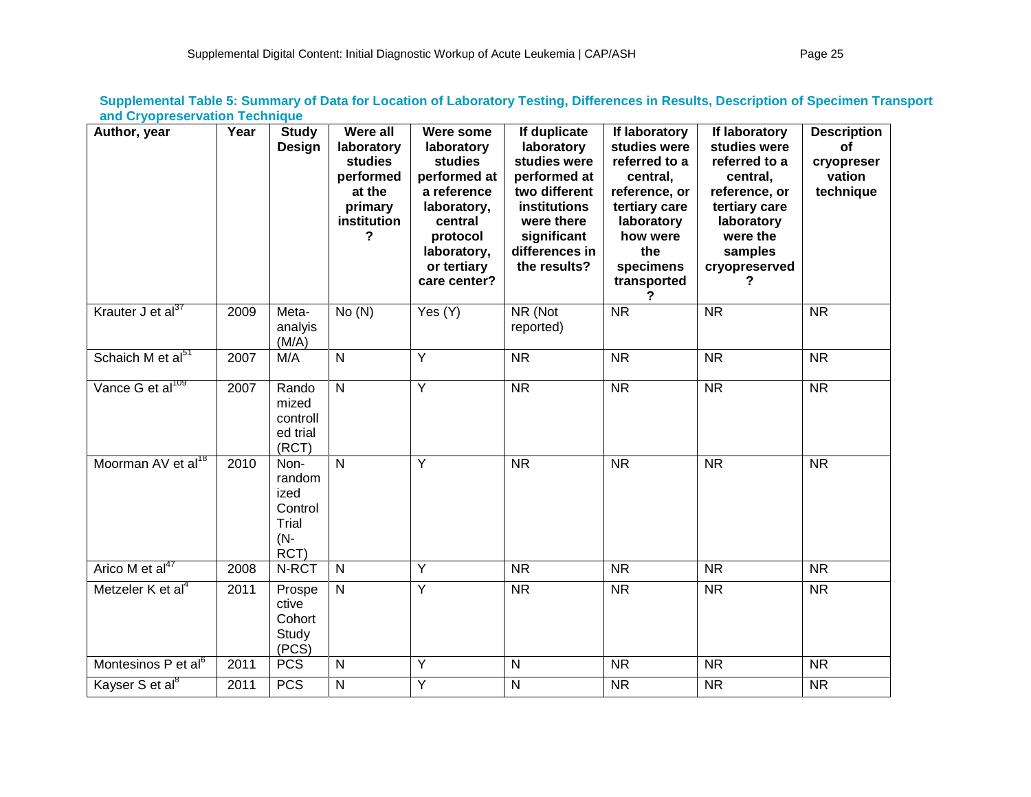**Supplemental Table 5: Summary of Data for Location of Laboratory Testing, Differences in Results, Description of Specimen Transport and Cryopreservation Technique**

| Author, year | Year | Study Design | Were all laboratory studies performed at the primary institution? | Were some laboratory studies performed at a reference laboratory, central protocol laboratory, or tertiary care center? | If duplicate laboratory studies were performed at two different institutions were there significant differences in the results? | If laboratory studies were referred to a central, reference, or tertiary care laboratory how were the specimens transported? | If laboratory studies were referred to a central, reference, or tertiary care laboratory were the samples cryopreserved? | Description of cryopreservation technique |
|---|---|---|---|---|---|---|---|---|
| Krauter J et al[37] | 2009 | Meta-analyis (M/A) | No (N) | Yes (Y) | NR (Not reported) | NR | NR | NR |
| Schaich M et al[51] | 2007 | M/A | N | Y | NR | NR | NR | NR |
| Vance G et al[109] | 2007 | Randomized controlled trial (RCT) | N | Y | NR | NR | NR | NR |
| Moorman AV et al[18] | 2010 | Non-randomized Control Trial (N-RCT) | N | Y | NR | NR | NR | NR |
| Arico M et al[47] | 2008 | N-RCT | N | Y | NR | NR | NR | NR |
| Metzeler K et al[4] | 2011 | Prospective Cohort Study (PCS) | N | Y | NR | NR | NR | NR |
| Montesinos P et al[6] | 2011 | PCS | N | Y | N | NR | NR | NR |
| Kayser S et al[8] | 2011 | PCS | N | Y | N | NR | NR | NR |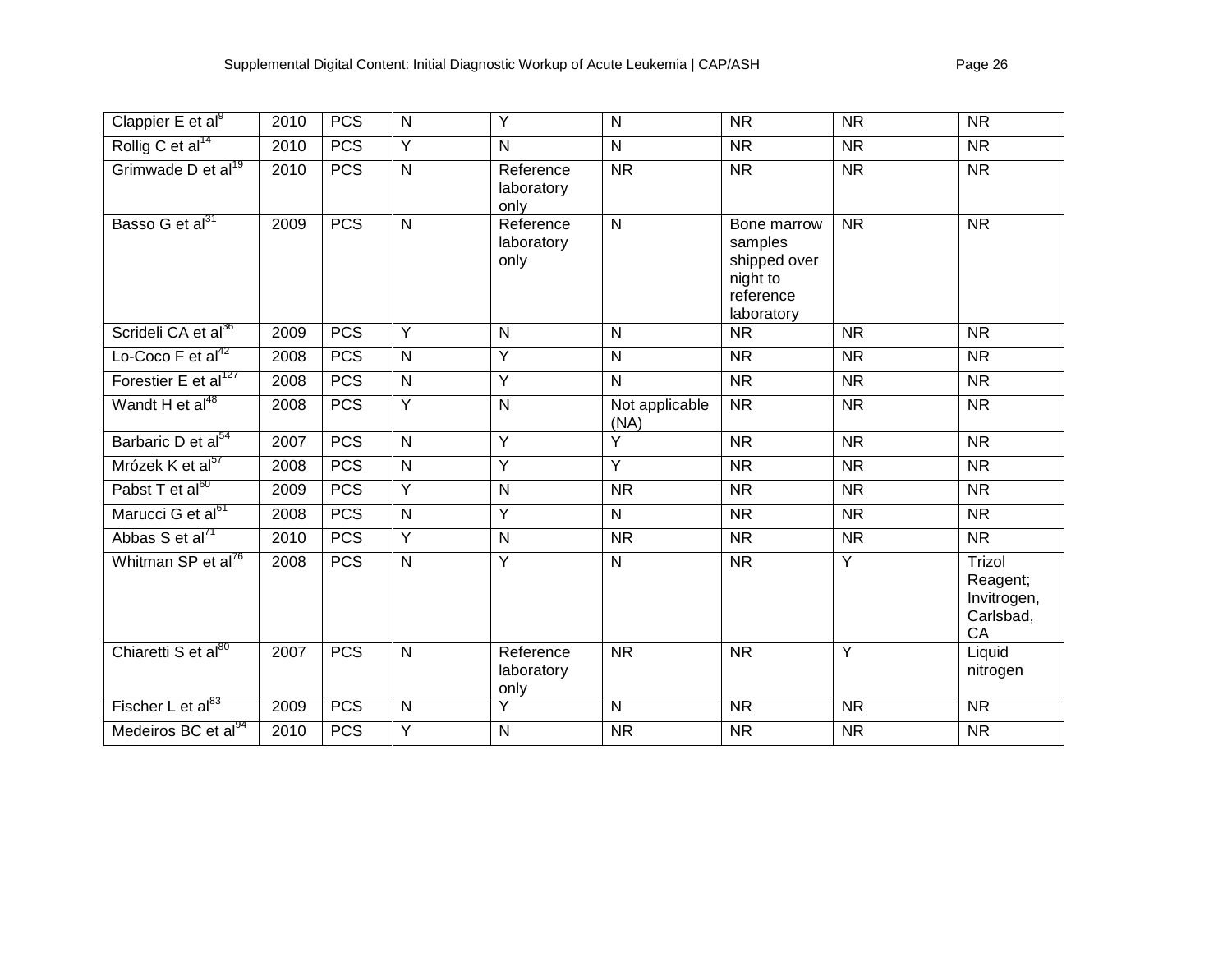| Clappier E et al[9] | 2010 | PCS | N | Y | N | NR | NR | NR |
|---|---|---|---|---|---|---|---|---|
| Rollig C et al[14] | 2010 | PCS | Y | N | N | NR | NR | NR |
| Grimwade D et al[19] | 2010 | PCS | N | Reference laboratory only | NR | NR | NR | NR |
| Basso G et al[31] | 2009 | PCS | N | Reference laboratory only | N | Bone marrow samples shipped over night to reference laboratory | NR | NR |
| Scrideli CA et al[36] | 2009 | PCS | Y | N | N | NR | NR | NR |
| Lo-Coco F et al[42] | 2008 | PCS | N | Y | N | NR | NR | NR |
| Forestier E et al[127] | 2008 | PCS | N | Y | N | NR | NR | NR |
| Wandt H et al[48] | 2008 | PCS | Y | N | Not applicable (NA) | NR | NR | NR |
| Barbaric D et al[54] | 2007 | PCS | N | Y | Y | NR | NR | NR |
| Mrózek K et al[57] | 2008 | PCS | N | Y | Y | NR | NR | NR |
| Pabst T et al[60] | 2009 | PCS | Y | N | NR | NR | NR | NR |
| Marucci G et al[61] | 2008 | PCS | N | Y | N | NR | NR | NR |
| Abbas S et al[71] | 2010 | PCS | Y | N | NR | NR | NR | NR |
| Whitman SP et al[76] | 2008 | PCS | N | Y | N | NR | Y | Trizol Reagent; Invitrogen, Carlsbad, CA |
| Chiaretti S et al[80] | 2007 | PCS | N | Reference laboratory only | NR | NR | Y | Liquid nitrogen |
| Fischer L et al[83] | 2009 | PCS | N | Y | N | NR | NR | NR |
| Medeiros BC et al[94] | 2010 | PCS | Y | N | NR | NR | NR | NR |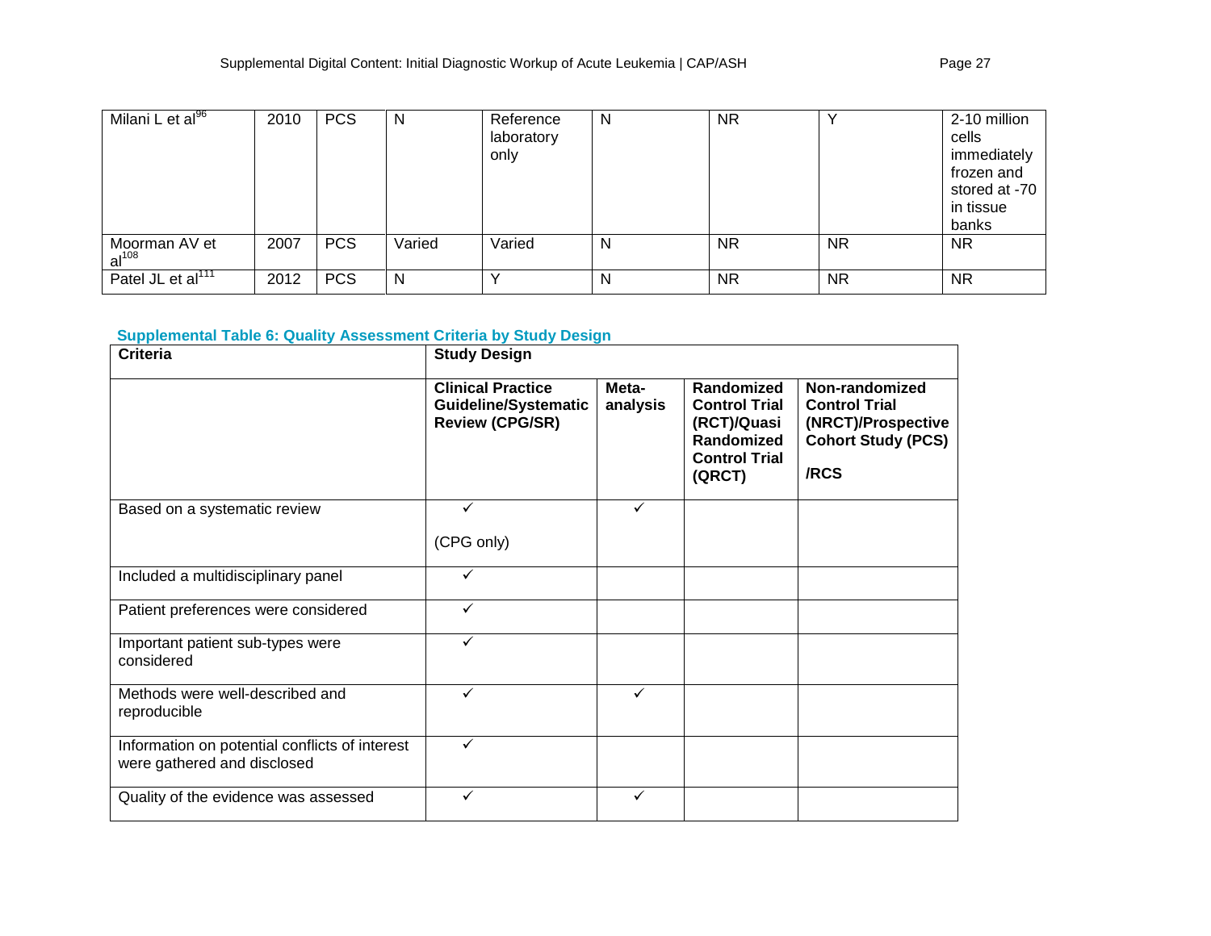| Milani L et al[96] | 2010 | PCS | N | Reference laboratory only | N | NR | Y | 2-10 million cells immediately frozen and stored at -70 in tissue banks |
|---|---|---|---|---|---|---|---|---|
| Moorman AV et al[108] | 2007 | PCS | Varied | Varied | N | NR | NR | NR |
| Patel JL et al[111] | 2012 | PCS | N | Y | N | NR | NR | NR |

**Supplemental Table 6: Quality Assessment Criteria by Study Design**

| Criteria | Study Design | | | |
|---|---|---|---|---|
| | **Clinical Practice Guideline/Systematic Review (CPG/SR)** | **Meta-analysis** | **Randomized Control Trial (RCT)/Quasi Randomized Control Trial (QRCT)** | **Non-randomized Control Trial (NRCT)/Prospective Cohort Study (PCS) /RCS** |
| Based on a systematic review | ✓ (CPG only) | ✓ | | |
| Included a multidisciplinary panel | ✓ | | | |
| Patient preferences were considered | ✓ | | | |
| Important patient sub-types were considered | ✓ | | | |
| Methods were well-described and reproducible | ✓ | ✓ | | |
| Information on potential conflicts of interest were gathered and disclosed | ✓ | | | |
| Quality of the evidence was assessed | ✓ | ✓ | | |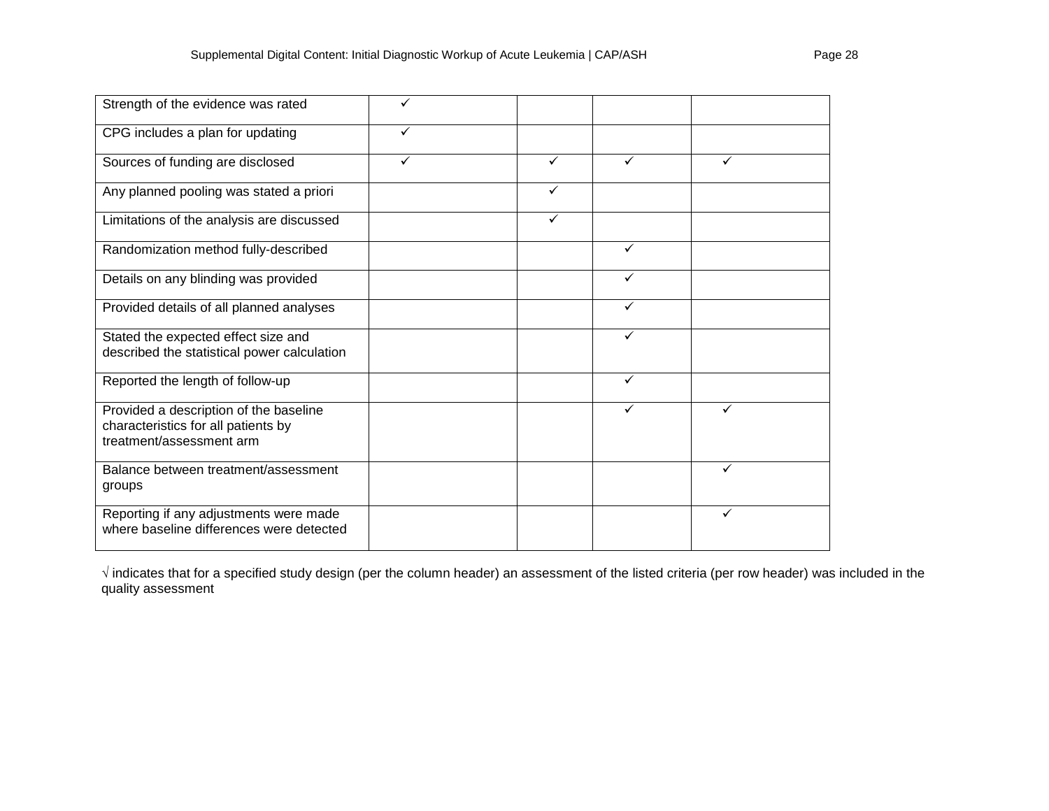| | | | | |
|---|---|---|---|---|
| Strength of the evidence was rated | ✓ | | | |
| CPG includes a plan for updating | ✓ | | | |
| Sources of funding are disclosed | ✓ | ✓ | ✓ | ✓ |
| Any planned pooling was stated a priori | | ✓ | | |
| Limitations of the analysis are discussed | | ✓ | | |
| Randomization method fully-described | | | ✓ | |
| Details on any blinding was provided | | | ✓ | |
| Provided details of all planned analyses | | | ✓ | |
| Stated the expected effect size and described the statistical power calculation | | | ✓ | |
| Reported the length of follow-up | | | ✓ | |
| Provided a description of the baseline characteristics for all patients by treatment/assessment arm | | | ✓ | ✓ |
| Balance between treatment/assessment groups | | | | ✓ |
| Reporting if any adjustments were made where baseline differences were detected | | | | ✓ |

√ indicates that for a specified study design (per the column header) an assessment of the listed criteria (per row header) was included in the quality assessment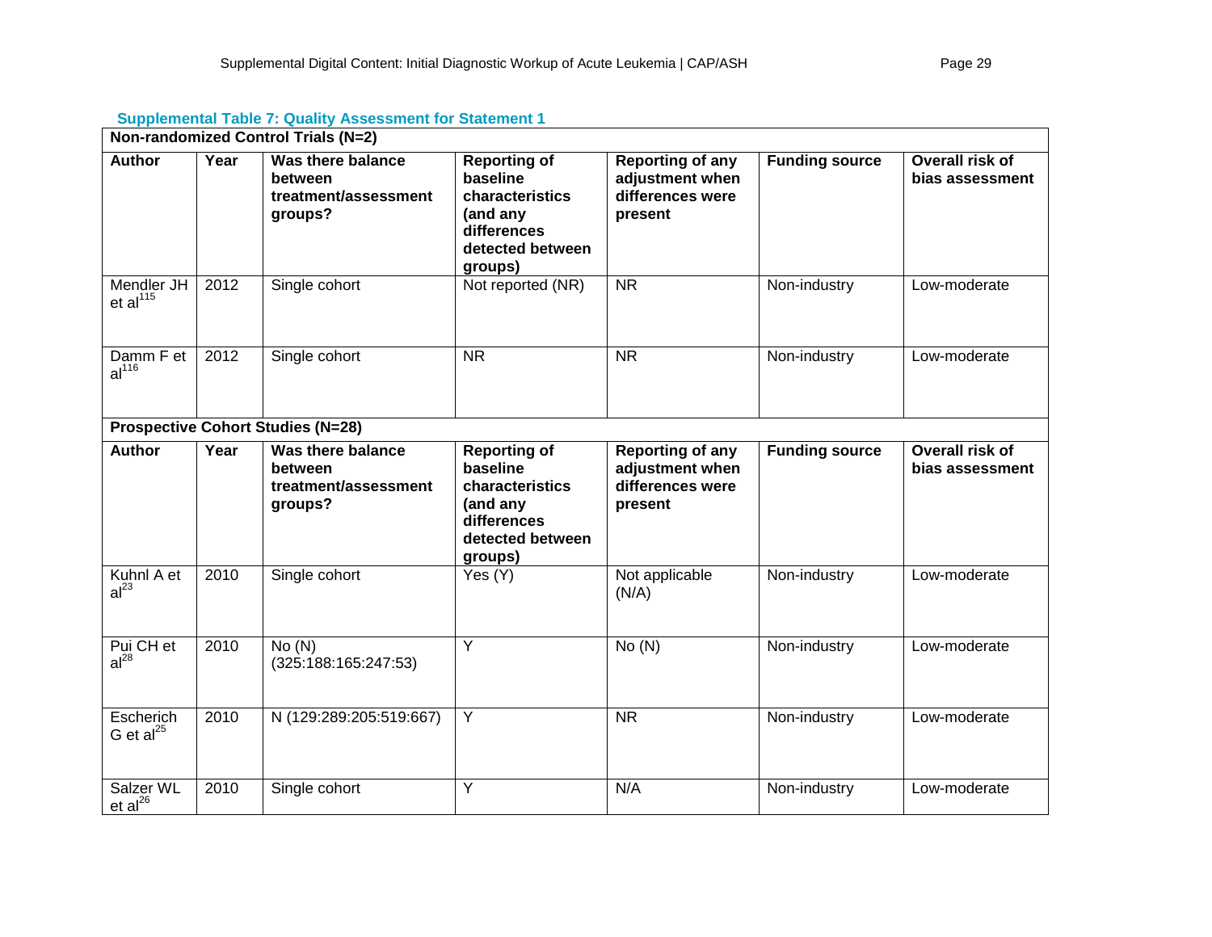**Supplemental Table 7: Quality Assessment for Statement 1**

| Non-randomized Control Trials (N=2) | | | | | | |
|---|---|---|---|---|---|---|
| **Author** | **Year** | **Was there balance between treatment/assessment groups?** | **Reporting of baseline characteristics (and any differences detected between groups)** | **Reporting of any adjustment when differences were present** | **Funding source** | **Overall risk of bias assessment** |
| Mendler JH et al[115] | 2012 | Single cohort | Not reported (NR) | NR | Non-industry | Low-moderate |
| Damm F et al[116] | 2012 | Single cohort | NR | NR | Non-industry | Low-moderate |
| **Prospective Cohort Studies (N=28)** | | | | | | |
| **Author** | **Year** | **Was there balance between treatment/assessment groups?** | **Reporting of baseline characteristics (and any differences detected between groups)** | **Reporting of any adjustment when differences were present** | **Funding source** | **Overall risk of bias assessment** |
| Kuhnl A et al[23] | 2010 | Single cohort | Yes (Y) | Not applicable (N/A) | Non-industry | Low-moderate |
| Pui CH et al[28] | 2010 | No (N) (325:188:165:247:53) | Y | No (N) | Non-industry | Low-moderate |
| Escherich G et al[25] | 2010 | N (129:289:205:519:667) | Y | NR | Non-industry | Low-moderate |
| Salzer WL et al[26] | 2010 | Single cohort | Y | N/A | Non-industry | Low-moderate |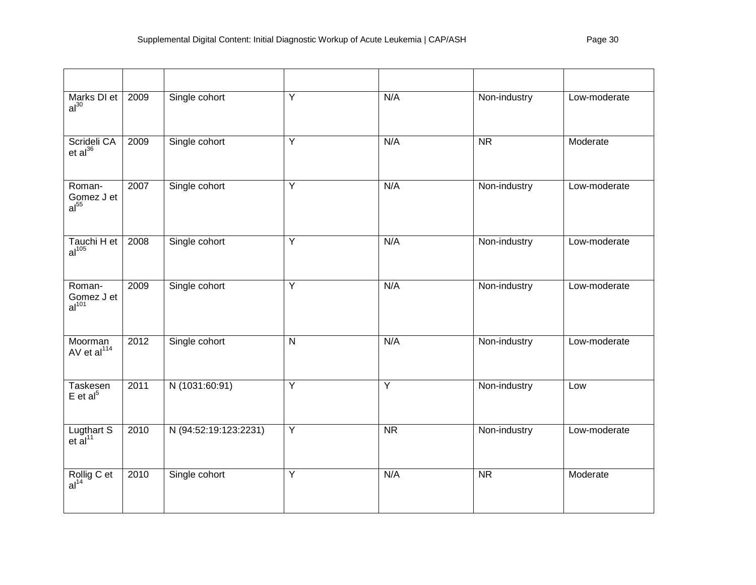| | | | | | | |
|---|---|---|---|---|---|---|
| Marks DI et al[30] | 2009 | Single cohort | Y | N/A | Non-industry | Low-moderate |
| Scrideli CA et al[36] | 2009 | Single cohort | Y | N/A | NR | Moderate |
| Roman-Gomez J et al[55] | 2007 | Single cohort | Y | N/A | Non-industry | Low-moderate |
| Tauchi H et al[105] | 2008 | Single cohort | Y | N/A | Non-industry | Low-moderate |
| Roman-Gomez J et al[101] | 2009 | Single cohort | Y | N/A | Non-industry | Low-moderate |
| Moorman AV et al[114] | 2012 | Single cohort | N | N/A | Non-industry | Low-moderate |
| Taskesen E et al[5] | 2011 | N (1031:60:91) | Y | Y | Non-industry | Low |
| Lugthart S et al[11] | 2010 | N (94:52:19:123:2231) | Y | NR | Non-industry | Low-moderate |
| Rollig C et al[14] | 2010 | Single cohort | Y | N/A | NR | Moderate |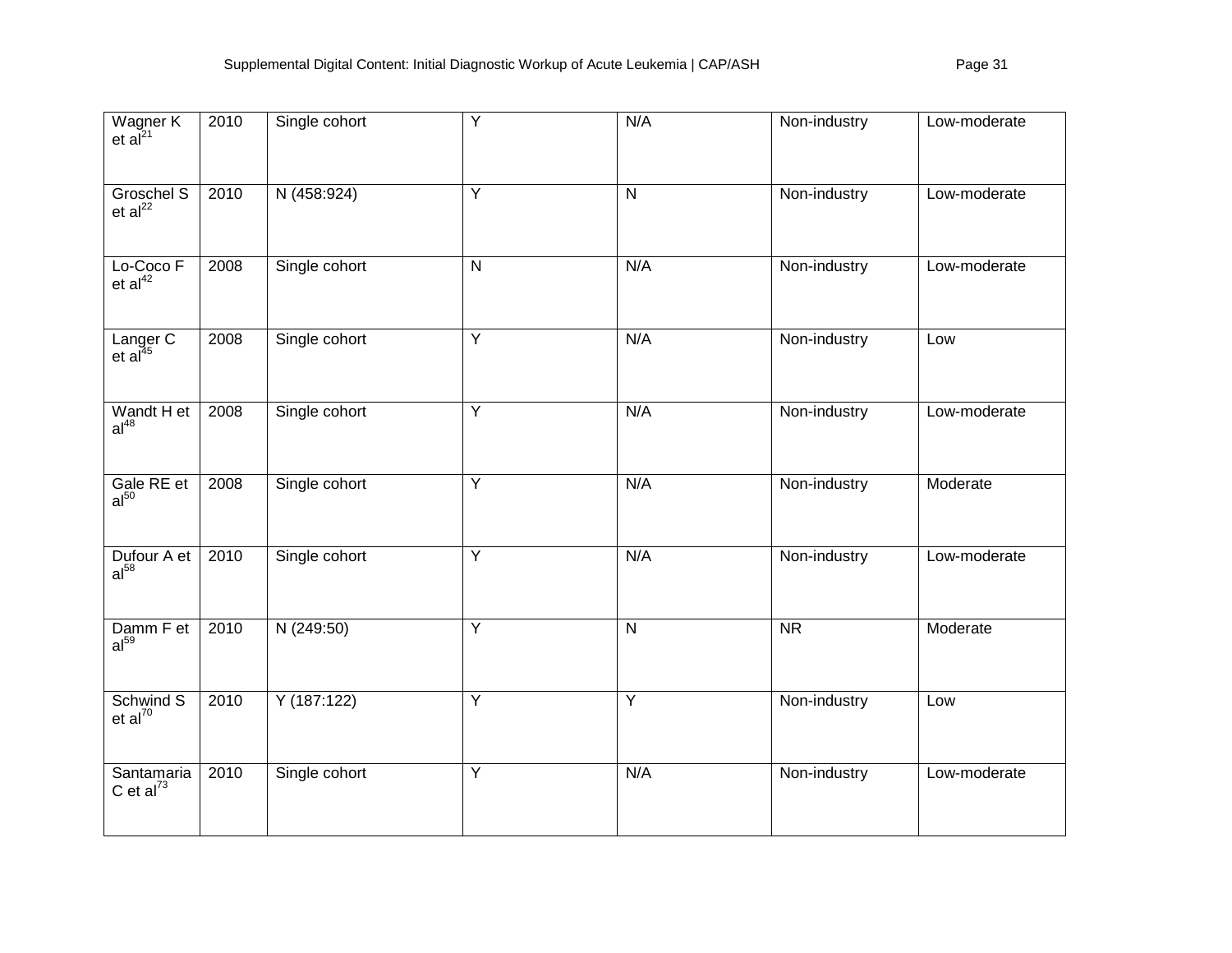| Wagner K et al[21] | 2010 | Single cohort | Y | N/A | Non-industry | Low-moderate |
|---|---|---|---|---|---|---|
| Groschel S et al[22] | 2010 | N (458:924) | Y | N | Non-industry | Low-moderate |
| Lo-Coco F et al[42] | 2008 | Single cohort | N | N/A | Non-industry | Low-moderate |
| Langer C et al[45] | 2008 | Single cohort | Y | N/A | Non-industry | Low |
| Wandt H et al[48] | 2008 | Single cohort | Y | N/A | Non-industry | Low-moderate |
| Gale RE et al[50] | 2008 | Single cohort | Y | N/A | Non-industry | Moderate |
| Dufour A et al[58] | 2010 | Single cohort | Y | N/A | Non-industry | Low-moderate |
| Damm F et al[59] | 2010 | N (249:50) | Y | N | NR | Moderate |
| Schwind S et al[70] | 2010 | Y (187:122) | Y | Y | Non-industry | Low |
| Santamaria C et al[73] | 2010 | Single cohort | Y | N/A | Non-industry | Low-moderate |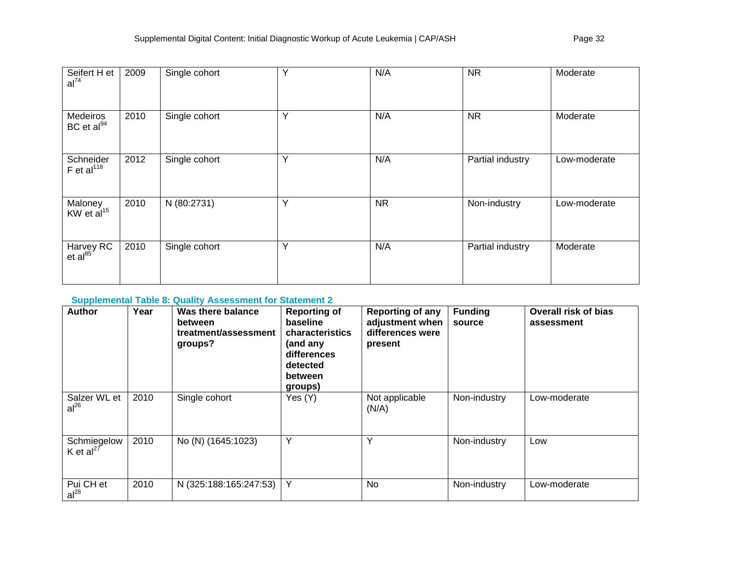| | | | | | | |
|---|---|---|---|---|---|---|
| Seifert H et al[74] | 2009 | Single cohort | Y | N/A | NR | Moderate |
| Medeiros BC et al[94] | 2010 | Single cohort | Y | N/A | NR | Moderate |
| Schneider F et al[118] | 2012 | Single cohort | Y | N/A | Partial industry | Low-moderate |
| Maloney KW et al[15] | 2010 | N (80:2731) | Y | NR | Non-industry | Low-moderate |
| Harvey RC et al[85] | 2010 | Single cohort | Y | N/A | Partial industry | Moderate |

**Supplemental Table 8: Quality Assessment for Statement 2**

| Author | Year | Was there balance between treatment/assessment groups? | Reporting of baseline characteristics (and any differences detected between groups) | Reporting of any adjustment when differences were present | Funding source | Overall risk of bias assessment |
|---|---|---|---|---|---|---|
| Salzer WL et al[26] | 2010 | Single cohort | Yes (Y) | Not applicable (N/A) | Non-industry | Low-moderate |
| Schmiegelow K et al[27] | 2010 | No (N) (1645:1023) | Y | Y | Non-industry | Low |
| Pui CH et al[28] | 2010 | N (325:188:165:247:53) | Y | No | Non-industry | Low-moderate |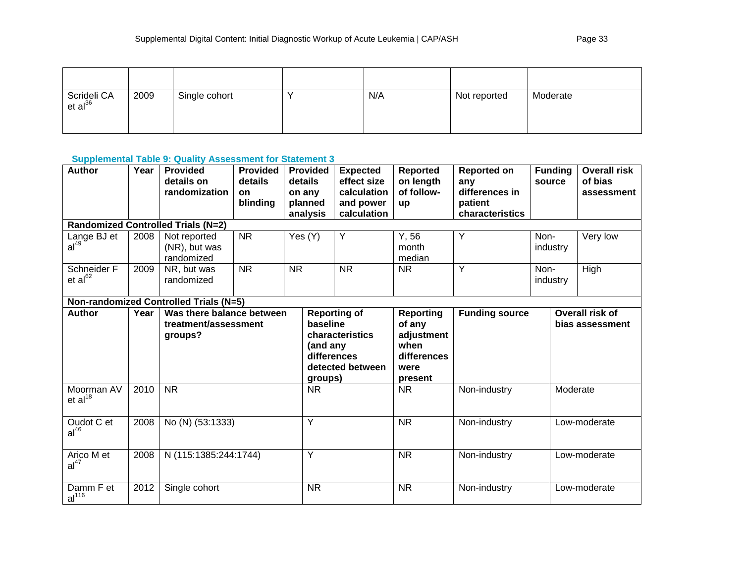| | | | | | | |
|---|---|---|---|---|---|---|
| Scrideli CA et al[36] | 2009 | Single cohort | Y | N/A | Not reported | Moderate |

**Supplemental Table 9: Quality Assessment for Statement 3**

| Author | Year | Provided details on randomization | Provided details on blinding | Provided details on any planned analysis | Expected effect size calculation and power calculation | Reported on length of follow-up | Reported on any differences in patient characteristics | Funding source | Overall risk of bias assessment |
|---|---|---|---|---|---|---|---|---|---|
| **Randomized Controlled Trials (N=2)** | | | | | | | | | |
| Lange BJ et al[49] | 2008 | Not reported (NR), but was randomized | NR | Yes (Y) | Y | Y, 56 month median | Y | Non-industry | Very low |
| Schneider F et al[62] | 2009 | NR, but was randomized | NR | NR | NR | NR | Y | Non-industry | High |

**Non-randomized Controlled Trials (N=5)**

| Author | Year | Was there balance between treatment/assessment groups? | Reporting of baseline characteristics (and any differences detected between groups) | Reporting of any adjustment when differences were present | Funding source | Overall risk of bias assessment |
|---|---|---|---|---|---|---|
| Moorman AV et al[18] | 2010 | NR | NR | NR | Non-industry | Moderate |
| Oudot C et al[46] | 2008 | No (N) (53:1333) | Y | NR | Non-industry | Low-moderate |
| Arico M et al[47] | 2008 | N (115:1385:244:1744) | Y | NR | Non-industry | Low-moderate |
| Damm F et al[116] | 2012 | Single cohort | NR | NR | Non-industry | Low-moderate |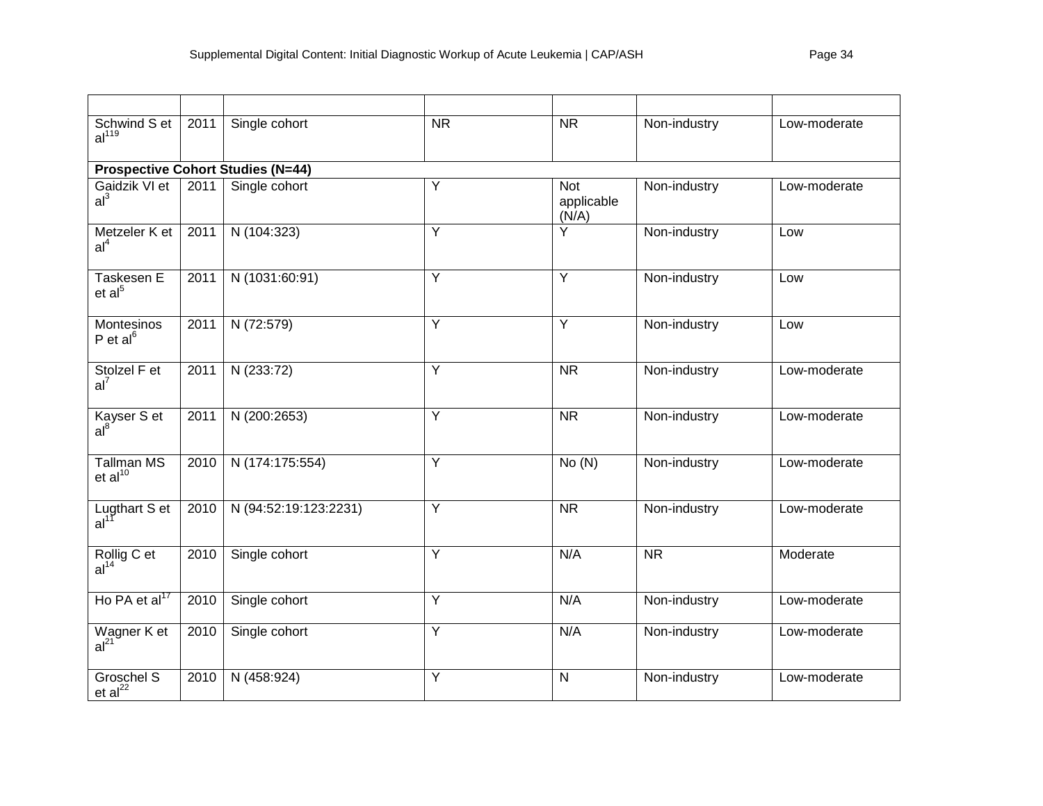| | | | | | | |
|---|---|---|---|---|---|---|
| Schwind S et al[119] | 2011 | Single cohort | NR | NR | Non-industry | Low-moderate |
| **Prospective Cohort Studies (N=44)** | | | | | | |
| Gaidzik VI et al[3] | 2011 | Single cohort | Y | Not applicable (N/A) | Non-industry | Low-moderate |
| Metzeler K et al[4] | 2011 | N (104:323) | Y | Y | Non-industry | Low |
| Taskesen E et al[5] | 2011 | N (1031:60:91) | Y | Y | Non-industry | Low |
| Montesinos P et al[6] | 2011 | N (72:579) | Y | Y | Non-industry | Low |
| Stolzel F et al[7] | 2011 | N (233:72) | Y | NR | Non-industry | Low-moderate |
| Kayser S et al[8] | 2011 | N (200:2653) | Y | NR | Non-industry | Low-moderate |
| Tallman MS et al[10] | 2010 | N (174:175:554) | Y | No (N) | Non-industry | Low-moderate |
| Lugthart S et al[11] | 2010 | N (94:52:19:123:2231) | Y | NR | Non-industry | Low-moderate |
| Rollig C et al[14] | 2010 | Single cohort | Y | N/A | NR | Moderate |
| Ho PA et al[17] | 2010 | Single cohort | Y | N/A | Non-industry | Low-moderate |
| Wagner K et al[21] | 2010 | Single cohort | Y | N/A | Non-industry | Low-moderate |
| Groschel S et al[22] | 2010 | N (458:924) | Y | N | Non-industry | Low-moderate |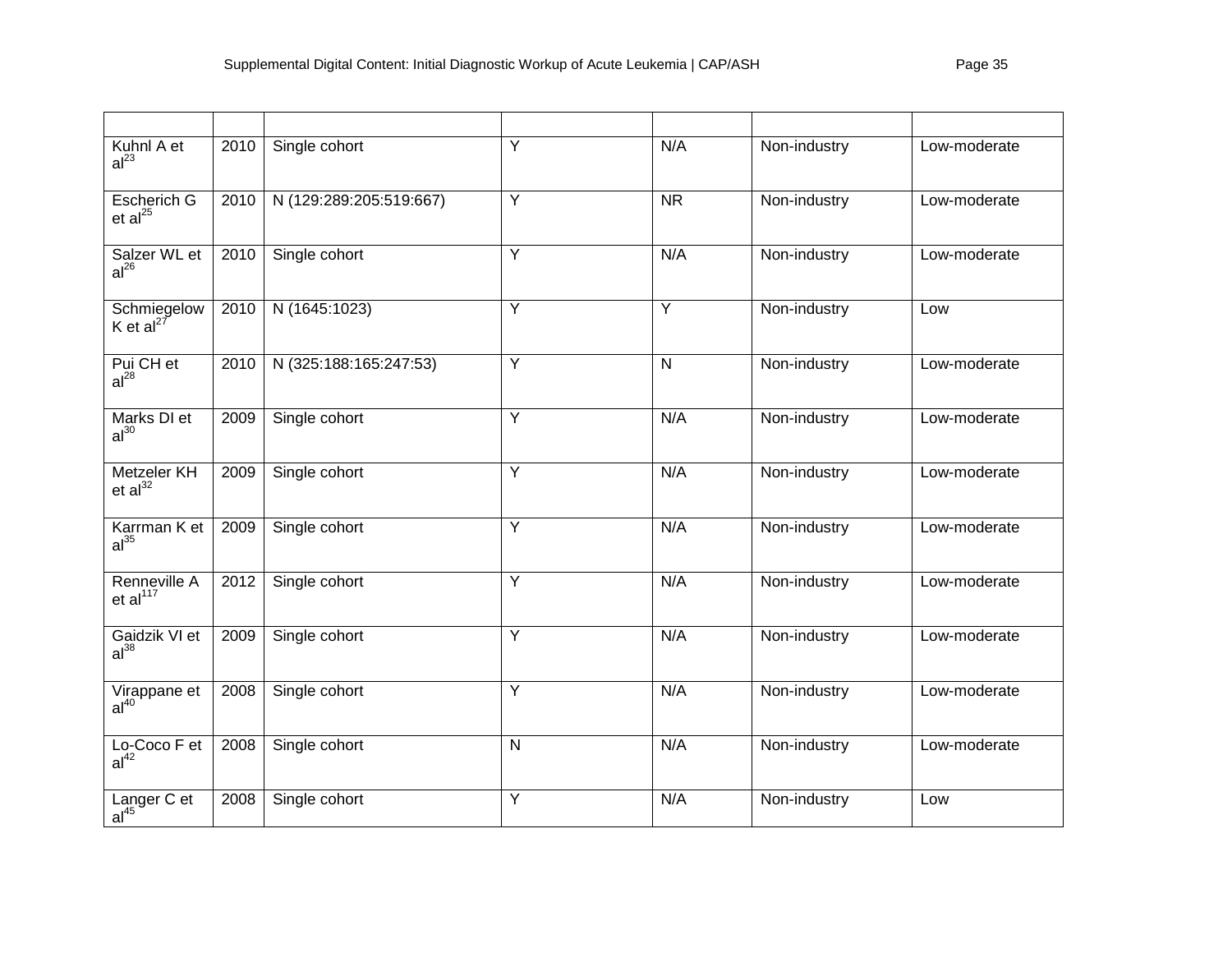| | | | | | | |
|---|---|---|---|---|---|---|
| Kuhnl A et al[23] | 2010 | Single cohort | Y | N/A | Non-industry | Low-moderate |
| Escherich G et al[25] | 2010 | N (129:289:205:519:667) | Y | NR | Non-industry | Low-moderate |
| Salzer WL et al[26] | 2010 | Single cohort | Y | N/A | Non-industry | Low-moderate |
| Schmiegelow K et al[27] | 2010 | N (1645:1023) | Y | Y | Non-industry | Low |
| Pui CH et al[28] | 2010 | N (325:188:165:247:53) | Y | N | Non-industry | Low-moderate |
| Marks DI et al[30] | 2009 | Single cohort | Y | N/A | Non-industry | Low-moderate |
| Metzeler KH et al[32] | 2009 | Single cohort | Y | N/A | Non-industry | Low-moderate |
| Karrman K et al[35] | 2009 | Single cohort | Y | N/A | Non-industry | Low-moderate |
| Renneville A et al[117] | 2012 | Single cohort | Y | N/A | Non-industry | Low-moderate |
| Gaidzik VI et al[38] | 2009 | Single cohort | Y | N/A | Non-industry | Low-moderate |
| Virappane et al[40] | 2008 | Single cohort | Y | N/A | Non-industry | Low-moderate |
| Lo-Coco F et al[42] | 2008 | Single cohort | N | N/A | Non-industry | Low-moderate |
| Langer C et al[45] | 2008 | Single cohort | Y | N/A | Non-industry | Low |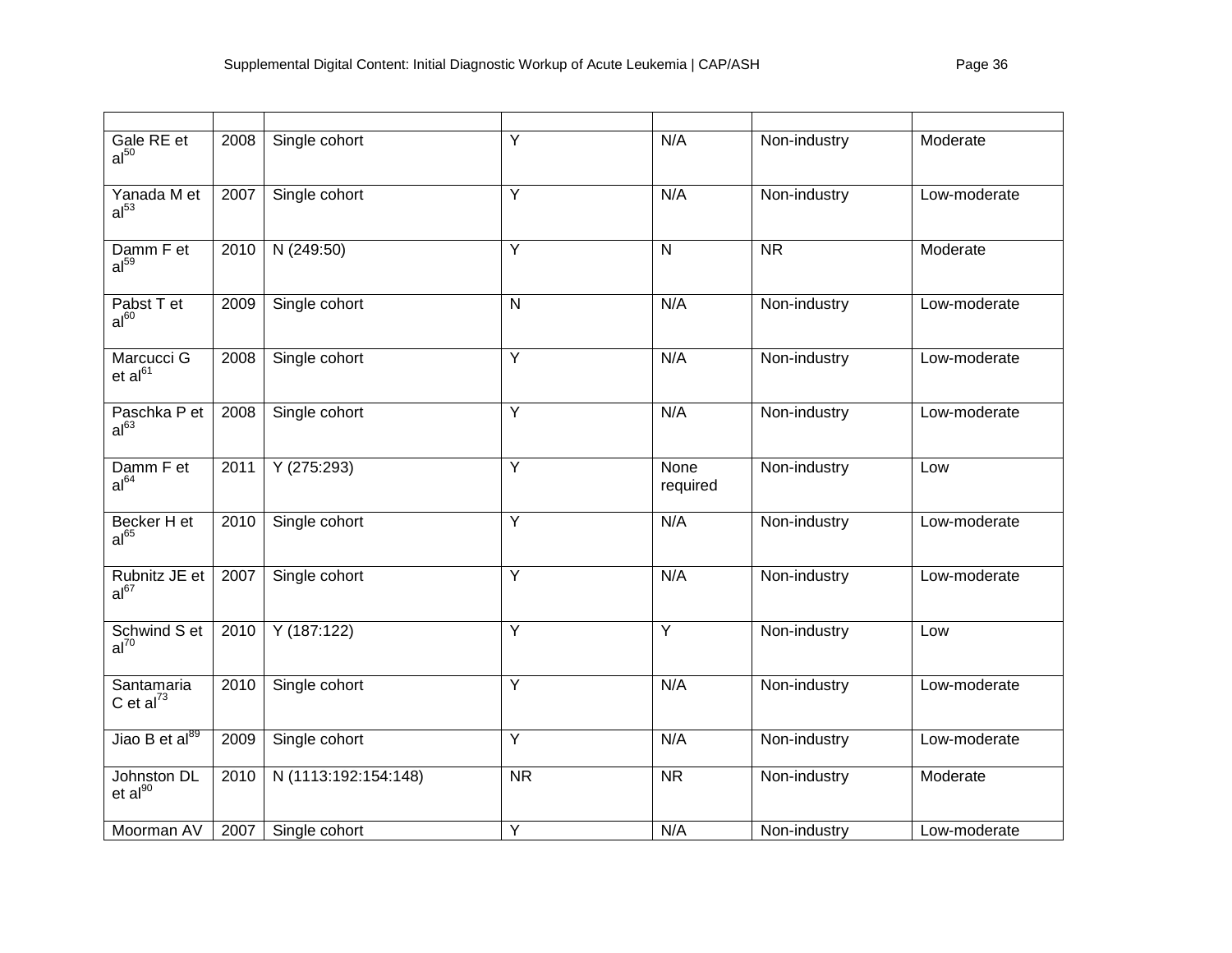| | | | | | | |
|---|---|---|---|---|---|---|
| Gale RE et al[50] | 2008 | Single cohort | Y | N/A | Non-industry | Moderate |
| Yanada M et al[53] | 2007 | Single cohort | Y | N/A | Non-industry | Low-moderate |
| Damm F et al[59] | 2010 | N (249:50) | Y | N | NR | Moderate |
| Pabst T et al[60] | 2009 | Single cohort | N | N/A | Non-industry | Low-moderate |
| Marcucci G et al[61] | 2008 | Single cohort | Y | N/A | Non-industry | Low-moderate |
| Paschka P et al[63] | 2008 | Single cohort | Y | N/A | Non-industry | Low-moderate |
| Damm F et al[64] | 2011 | Y (275:293) | Y | None required | Non-industry | Low |
| Becker H et al[65] | 2010 | Single cohort | Y | N/A | Non-industry | Low-moderate |
| Rubnitz JE et al[67] | 2007 | Single cohort | Y | N/A | Non-industry | Low-moderate |
| Schwind S et al[70] | 2010 | Y (187:122) | Y | Y | Non-industry | Low |
| Santamaria C et al[73] | 2010 | Single cohort | Y | N/A | Non-industry | Low-moderate |
| Jiao B et al[89] | 2009 | Single cohort | Y | N/A | Non-industry | Low-moderate |
| Johnston DL et al[90] | 2010 | N (1113:192:154:148) | NR | NR | Non-industry | Moderate |
| Moorman AV | 2007 | Single cohort | Y | N/A | Non-industry | Low-moderate |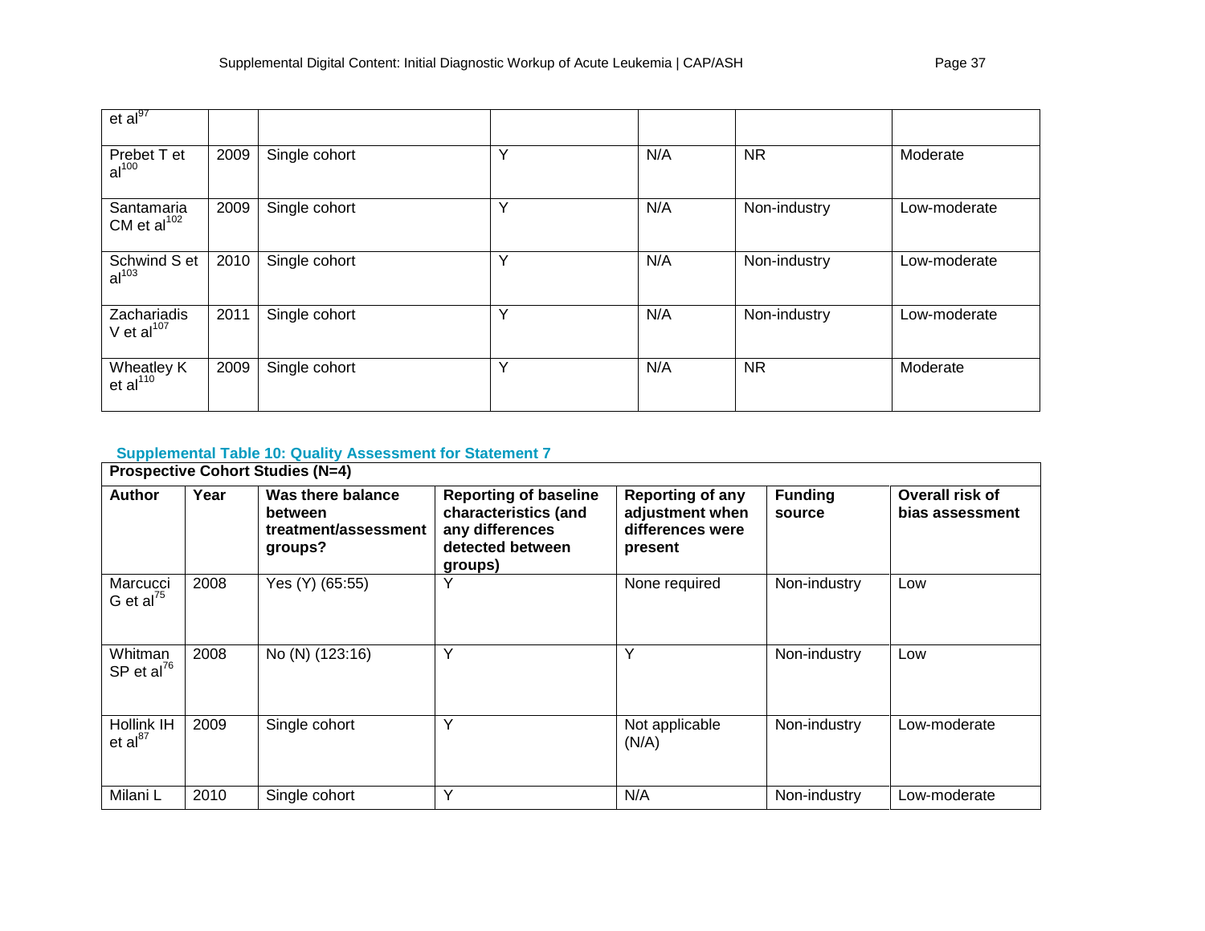| et al[97] | | | | | | |
|---|---|---|---|---|---|---|
| Prebet T et al[100] | 2009 | Single cohort | Y | N/A | NR | Moderate |
| Santamaria CM et al[102] | 2009 | Single cohort | Y | N/A | Non-industry | Low-moderate |
| Schwind S et al[103] | 2010 | Single cohort | Y | N/A | Non-industry | Low-moderate |
| Zachariadis V et al[107] | 2011 | Single cohort | Y | N/A | Non-industry | Low-moderate |
| Wheatley K et al[110] | 2009 | Single cohort | Y | N/A | NR | Moderate |

### Supplemental Table 10: Quality Assessment for Statement 7

| **Prospective Cohort Studies (N=4)** | | | | | | |
|---|---|---|---|---|---|---|
| **Author** | **Year** | **Was there balance between treatment/assessment groups?** | **Reporting of baseline characteristics (and any differences detected between groups)** | **Reporting of any adjustment when differences were present** | **Funding source** | **Overall risk of bias assessment** |
| Marcucci G et al[75] | 2008 | Yes (Y) (65:55) | Y | None required | Non-industry | Low |
| Whitman SP et al[76] | 2008 | No (N) (123:16) | Y | Y | Non-industry | Low |
| Hollink IH et al[87] | 2009 | Single cohort | Y | Not applicable (N/A) | Non-industry | Low-moderate |
| Milani L | 2010 | Single cohort | Y | N/A | Non-industry | Low-moderate |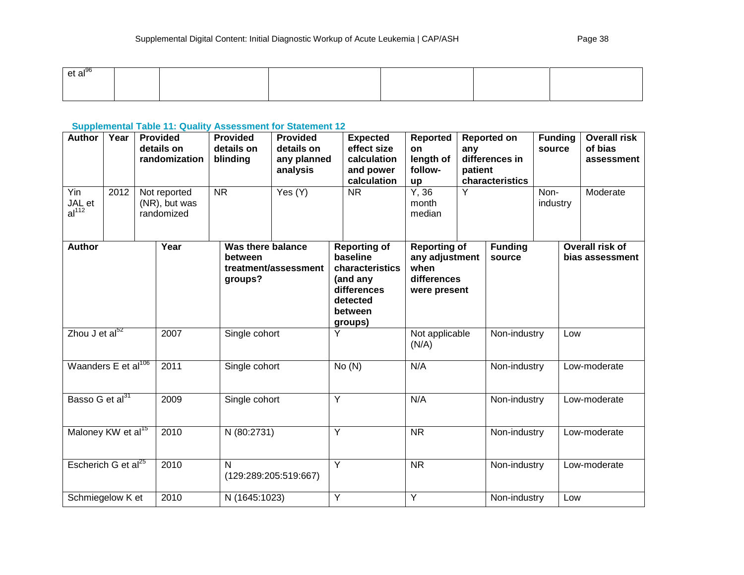| et al[96] | | | | | | |
|---|---|---|---|---|---|---|
| | | | | | | |

**Supplemental Table 11: Quality Assessment for Statement 12**

| Author | Year | Provided details on randomization | Provided details on blinding | Provided details on any planned analysis | Expected effect size calculation and power calculation | Reported on length of follow-up | Reported on any differences in patient characteristics | Funding source | Overall risk of bias assessment |
|---|---|---|---|---|---|---|---|---|---|
| Yin JAL et al[112] | 2012 | Not reported (NR), but was randomized | NR | Yes (Y) | NR | Y, 36 month median | Y | Non-industry | Moderate |

| Author | Year | Was there balance between treatment/assessment groups? | Reporting of baseline characteristics (and any differences detected between groups) | Reporting of any adjustment when differences were present | Funding source | Overall risk of bias assessment |
|---|---|---|---|---|---|---|
| Zhou J et al[52] | 2007 | Single cohort | Y | Not applicable (N/A) | Non-industry | Low |
| Waanders E et al[106] | 2011 | Single cohort | No (N) | N/A | Non-industry | Low-moderate |
| Basso G et al[31] | 2009 | Single cohort | Y | N/A | Non-industry | Low-moderate |
| Maloney KW et al[15] | 2010 | N (80:2731) | Y | NR | Non-industry | Low-moderate |
| Escherich G et al[25] | 2010 | N (129:289:205:519:667) | Y | NR | Non-industry | Low-moderate |
| Schmiegelow K et | 2010 | N (1645:1023) | Y | Y | Non-industry | Low |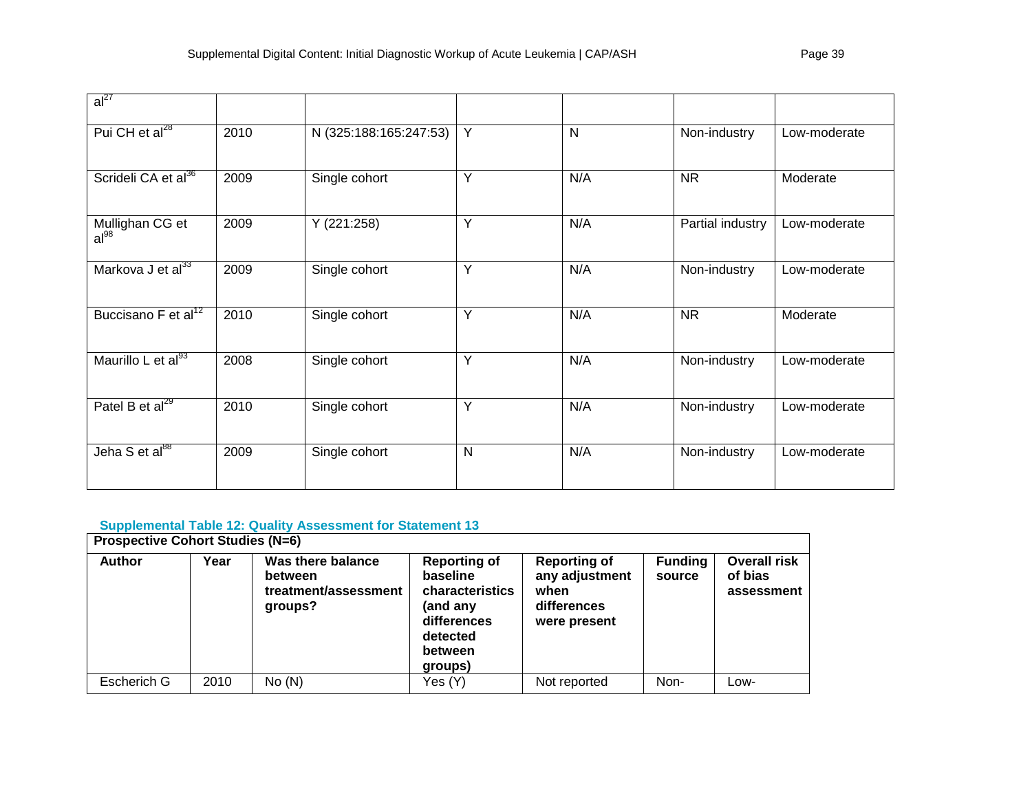| | | | | | | |
|---|---|---|---|---|---|---|
| al[27] | | | | | | |
| Pui CH et al[28] | 2010 | N (325:188:165:247:53) | Y | N | Non-industry | Low-moderate |
| Scrideli CA et al[36] | 2009 | Single cohort | Y | N/A | NR | Moderate |
| Mullighan CG et al[98] | 2009 | Y (221:258) | Y | N/A | Partial industry | Low-moderate |
| Markova J et al[33] | 2009 | Single cohort | Y | N/A | Non-industry | Low-moderate |
| Buccisano F et al[12] | 2010 | Single cohort | Y | N/A | NR | Moderate |
| Maurillo L et al[93] | 2008 | Single cohort | Y | N/A | Non-industry | Low-moderate |
| Patel B et al[29] | 2010 | Single cohort | Y | N/A | Non-industry | Low-moderate |
| Jeha S et al[88] | 2009 | Single cohort | N | N/A | Non-industry | Low-moderate |

### Supplemental Table 12: Quality Assessment for Statement 13

| **Prospective Cohort Studies (N=6)** | | | | | | |
|---|---|---|---|---|---|---|
| **Author** | **Year** | **Was there balance between treatment/assessment groups?** | **Reporting of baseline characteristics (and any differences detected between groups)** | **Reporting of any adjustment when differences were present** | **Funding source** | **Overall risk of bias assessment** |
| Escherich G | 2010 | No (N) | Yes (Y) | Not reported | Non- | Low- |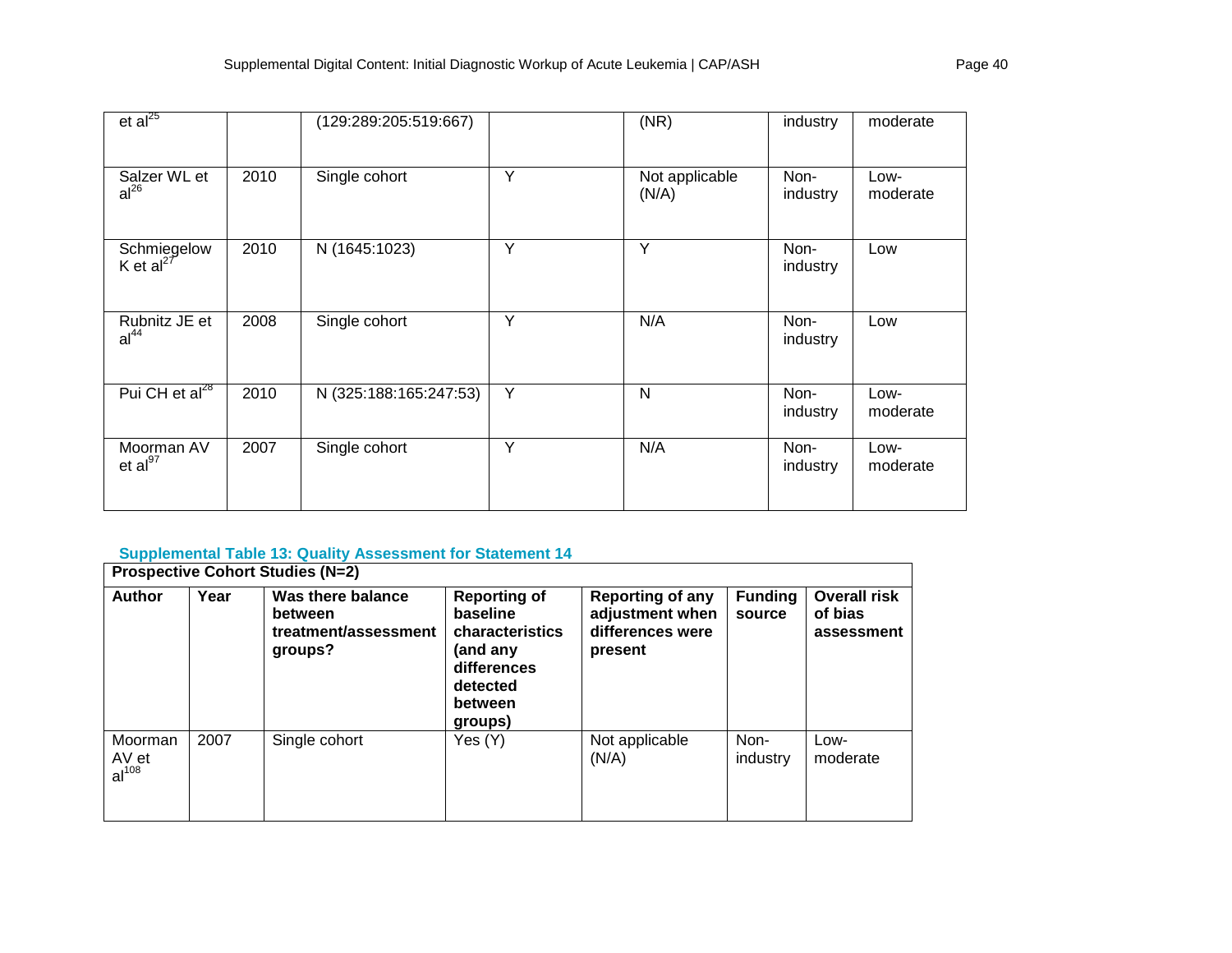| et al[25] | | (129:289:205:519:667) | | (NR) | industry | moderate |
|---|---|---|---|---|---|---|
| Salzer WL et al[26] | 2010 | Single cohort | Y | Not applicable (N/A) | Non-industry | Low-moderate |
| Schmiegelow K et al[27] | 2010 | N (1645:1023) | Y | Y | Non-industry | Low |
| Rubnitz JE et al[44] | 2008 | Single cohort | Y | N/A | Non-industry | Low |
| Pui CH et al[28] | 2010 | N (325:188:165:247:53) | Y | N | Non-industry | Low-moderate |
| Moorman AV et al[97] | 2007 | Single cohort | Y | N/A | Non-industry | Low-moderate |

### Supplemental Table 13: Quality Assessment for Statement 14

| **Prospective Cohort Studies (N=2)** | | | | | | |
|---|---|---|---|---|---|---|
| **Author** | **Year** | **Was there balance between treatment/assessment groups?** | **Reporting of baseline characteristics (and any differences detected between groups)** | **Reporting of any adjustment when differences were present** | **Funding source** | **Overall risk of bias assessment** |
| Moorman AV et al[108] | 2007 | Single cohort | Yes (Y) | Not applicable (N/A) | Non-industry | Low-moderate |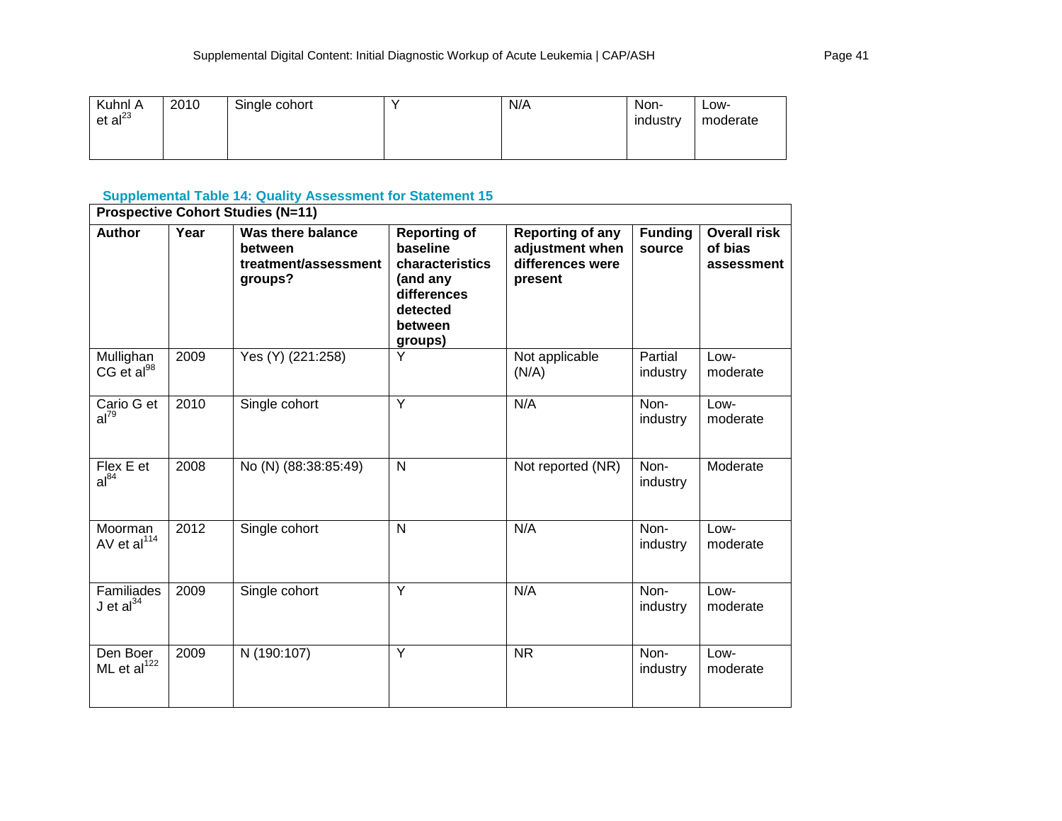| Kuhnl A et al[23] | 2010 | Single cohort | Y | N/A | Non-industry | Low-moderate |
|---|---|---|---|---|---|---|

**Supplemental Table 14: Quality Assessment for Statement 15**

| Prospective Cohort Studies (N=11) | | | | | | |
|---|---|---|---|---|---|---|
| **Author** | **Year** | **Was there balance between treatment/assessment groups?** | **Reporting of baseline characteristics (and any differences detected between groups)** | **Reporting of any adjustment when differences were present** | **Funding source** | **Overall risk of bias assessment** |
| Mullighan CG et al[98] | 2009 | Yes (Y) (221:258) | Y | Not applicable (N/A) | Partial industry | Low-moderate |
| Cario G et al[79] | 2010 | Single cohort | Y | N/A | Non-industry | Low-moderate |
| Flex E et al[84] | 2008 | No (N) (88:38:85:49) | N | Not reported (NR) | Non-industry | Moderate |
| Moorman AV et al[114] | 2012 | Single cohort | N | N/A | Non-industry | Low-moderate |
| Familiades J et al[34] | 2009 | Single cohort | Y | N/A | Non-industry | Low-moderate |
| Den Boer ML et al[122] | 2009 | N (190:107) | Y | NR | Non-industry | Low-moderate |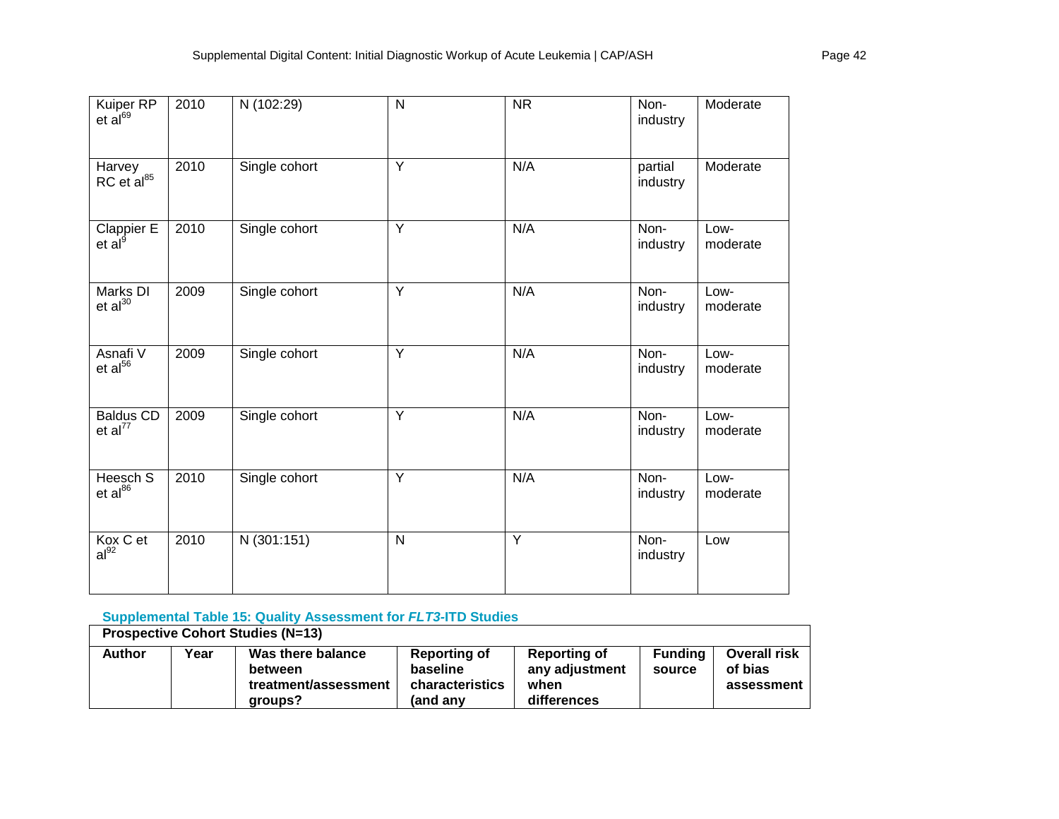| Kuiper RP et al[69] | 2010 | N (102:29) | N | NR | Non-industry | Moderate |
|---|---|---|---|---|---|---|
| Harvey RC et al[85] | 2010 | Single cohort | Y | N/A | partial industry | Moderate |
| Clappier E et al[9] | 2010 | Single cohort | Y | N/A | Non-industry | Low-moderate |
| Marks DI et al[30] | 2009 | Single cohort | Y | N/A | Non-industry | Low-moderate |
| Asnafi V et al[56] | 2009 | Single cohort | Y | N/A | Non-industry | Low-moderate |
| Baldus CD et al[77] | 2009 | Single cohort | Y | N/A | Non-industry | Low-moderate |
| Heesch S et al[86] | 2010 | Single cohort | Y | N/A | Non-industry | Low-moderate |
| Kox C et al[92] | 2010 | N (301:151) | N | Y | Non-industry | Low |

### Supplemental Table 15: Quality Assessment for *FLT3*-ITD Studies

| **Prospective Cohort Studies (N=13)** | | | | | | |
|---|---|---|---|---|---|---|
| **Author** | **Year** | **Was there balance between treatment/assessment groups?** | **Reporting of baseline characteristics (and any** | **Reporting of any adjustment when differences** | **Funding source** | **Overall risk of bias assessment** |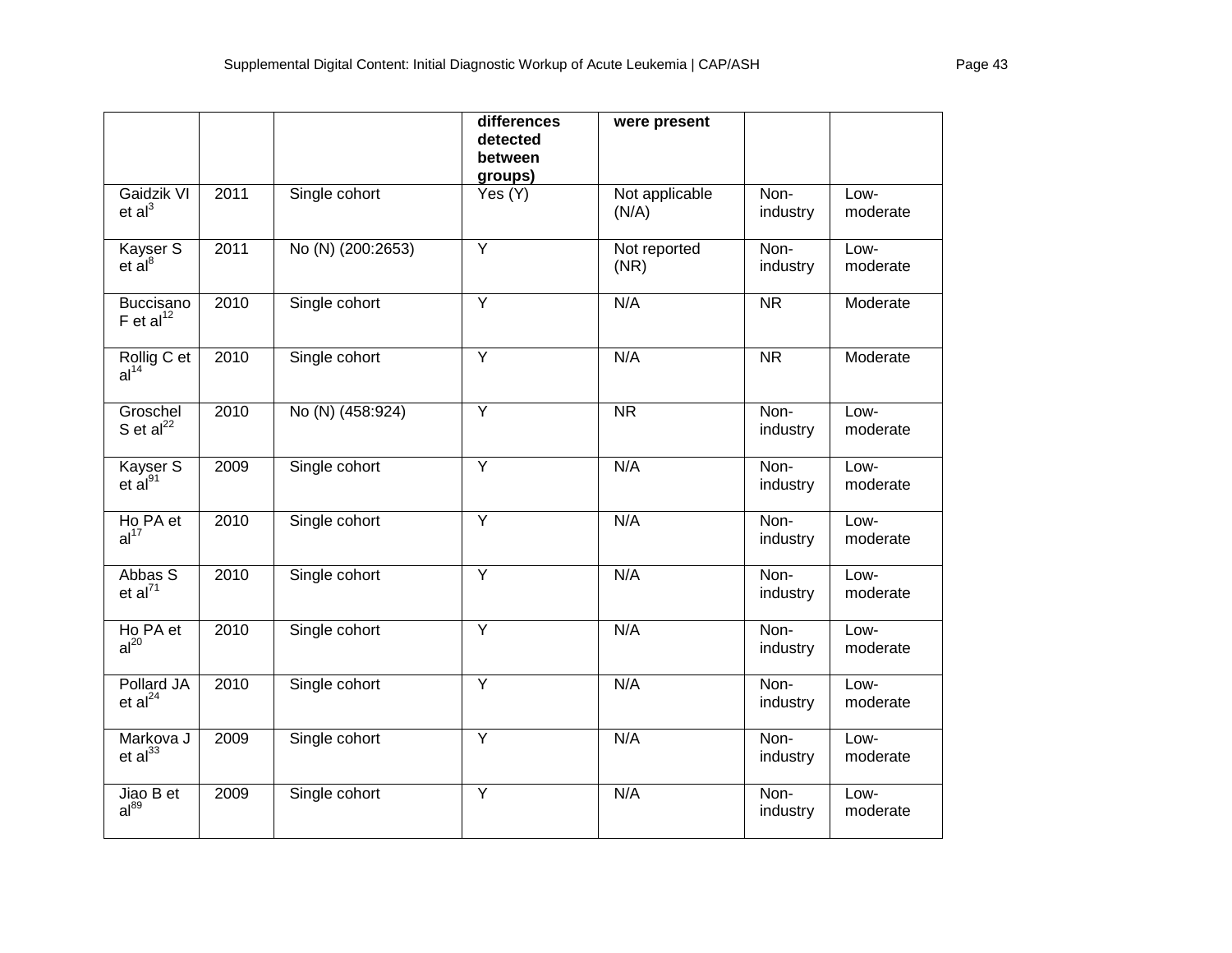|  |  |  | differences detected between groups) | were present |  |  |
|---|---|---|---|---|---|---|
| Gaidzik VI et al[3] | 2011 | Single cohort | Yes (Y) | Not applicable (N/A) | Non-industry | Low-moderate |
| Kayser S et al[8] | 2011 | No (N) (200:2653) | Y | Not reported (NR) | Non-industry | Low-moderate |
| Buccisano F et al[12] | 2010 | Single cohort | Y | N/A | NR | Moderate |
| Rollig C et al[14] | 2010 | Single cohort | Y | N/A | NR | Moderate |
| Groschel S et al[22] | 2010 | No (N) (458:924) | Y | NR | Non-industry | Low-moderate |
| Kayser S et al[91] | 2009 | Single cohort | Y | N/A | Non-industry | Low-moderate |
| Ho PA et al[17] | 2010 | Single cohort | Y | N/A | Non-industry | Low-moderate |
| Abbas S et al[71] | 2010 | Single cohort | Y | N/A | Non-industry | Low-moderate |
| Ho PA et al[20] | 2010 | Single cohort | Y | N/A | Non-industry | Low-moderate |
| Pollard JA et al[24] | 2010 | Single cohort | Y | N/A | Non-industry | Low-moderate |
| Markova J et al[33] | 2009 | Single cohort | Y | N/A | Non-industry | Low-moderate |
| Jiao B et al[89] | 2009 | Single cohort | Y | N/A | Non-industry | Low-moderate |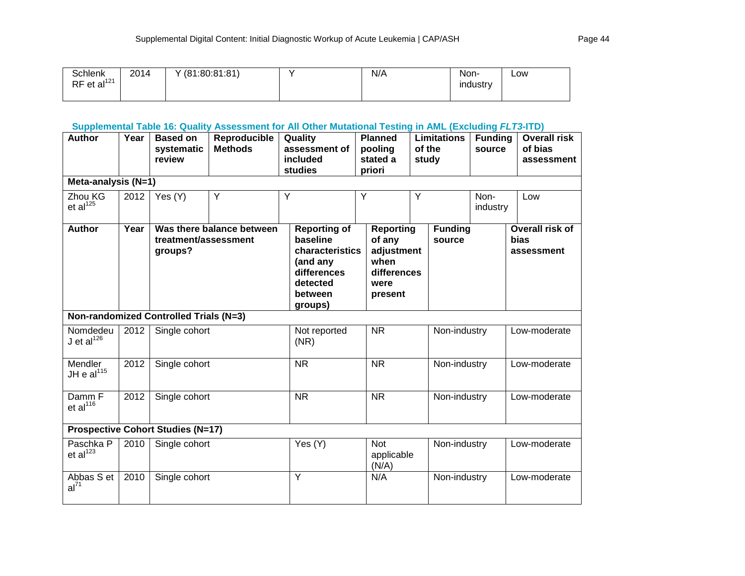| Schlenk RF et al[121] | 2014 | Y (81:80:81:81) | Y | N/A | Non-industry | Low |
|---|---|---|---|---|---|---|

**Supplemental Table 16: Quality Assessment for All Other Mutational Testing in AML (Excluding *FLT3*-ITD)**

| Author | Year | Based on systematic review | Reproducible Methods | Quality assessment of included studies | Planned pooling stated a priori | Limitations of the study | Funding source | Overall risk of bias assessment |
|---|---|---|---|---|---|---|---|---|
| **Meta-analysis (N=1)** | | | | | | | | |
| Zhou KG et al[125] | 2012 | Yes (Y) | Y | Y | Y | Y | Non-industry | Low |

| Author | Year | Was there balance between treatment/assessment groups? | Reporting of baseline characteristics (and any differences detected between groups) | Reporting of any adjustment when differences were present | Funding source | Overall risk of bias assessment |
|---|---|---|---|---|---|---|
| **Non-randomized Controlled Trials (N=3)** | | | | | | |
| Nomdedeu J et al[126] | 2012 | Single cohort | Not reported (NR) | NR | Non-industry | Low-moderate |
| Mendler JH e al[115] | 2012 | Single cohort | NR | NR | Non-industry | Low-moderate |
| Damm F et al[116] | 2012 | Single cohort | NR | NR | Non-industry | Low-moderate |
| **Prospective Cohort Studies (N=17)** | | | | | | |
| Paschka P et al[123] | 2010 | Single cohort | Yes (Y) | Not applicable (N/A) | Non-industry | Low-moderate |
| Abbas S et al[71] | 2010 | Single cohort | Y | N/A | Non-industry | Low-moderate |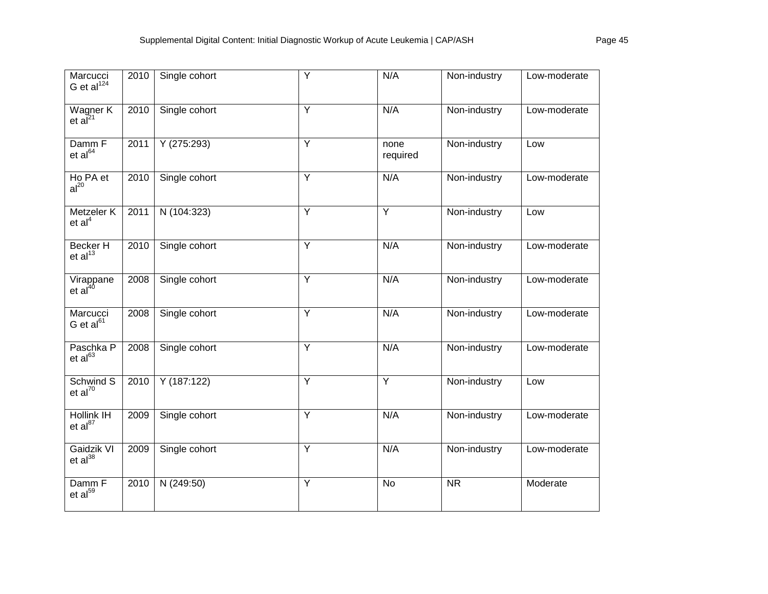| | | | | | | |
|---|---|---|---|---|---|---|
| Marcucci G et al[124] | 2010 | Single cohort | Y | N/A | Non-industry | Low-moderate |
| Wagner K et al[21] | 2010 | Single cohort | Y | N/A | Non-industry | Low-moderate |
| Damm F et al[64] | 2011 | Y (275:293) | Y | none required | Non-industry | Low |
| Ho PA et al[20] | 2010 | Single cohort | Y | N/A | Non-industry | Low-moderate |
| Metzeler K et al[4] | 2011 | N (104:323) | Y | Y | Non-industry | Low |
| Becker H et al[13] | 2010 | Single cohort | Y | N/A | Non-industry | Low-moderate |
| Virappane et al[40] | 2008 | Single cohort | Y | N/A | Non-industry | Low-moderate |
| Marcucci G et al[61] | 2008 | Single cohort | Y | N/A | Non-industry | Low-moderate |
| Paschka P et al[63] | 2008 | Single cohort | Y | N/A | Non-industry | Low-moderate |
| Schwind S et al[70] | 2010 | Y (187:122) | Y | Y | Non-industry | Low |
| Hollink IH et al[87] | 2009 | Single cohort | Y | N/A | Non-industry | Low-moderate |
| Gaidzik VI et al[38] | 2009 | Single cohort | Y | N/A | Non-industry | Low-moderate |
| Damm F et al[59] | 2010 | N (249:50) | Y | No | NR | Moderate |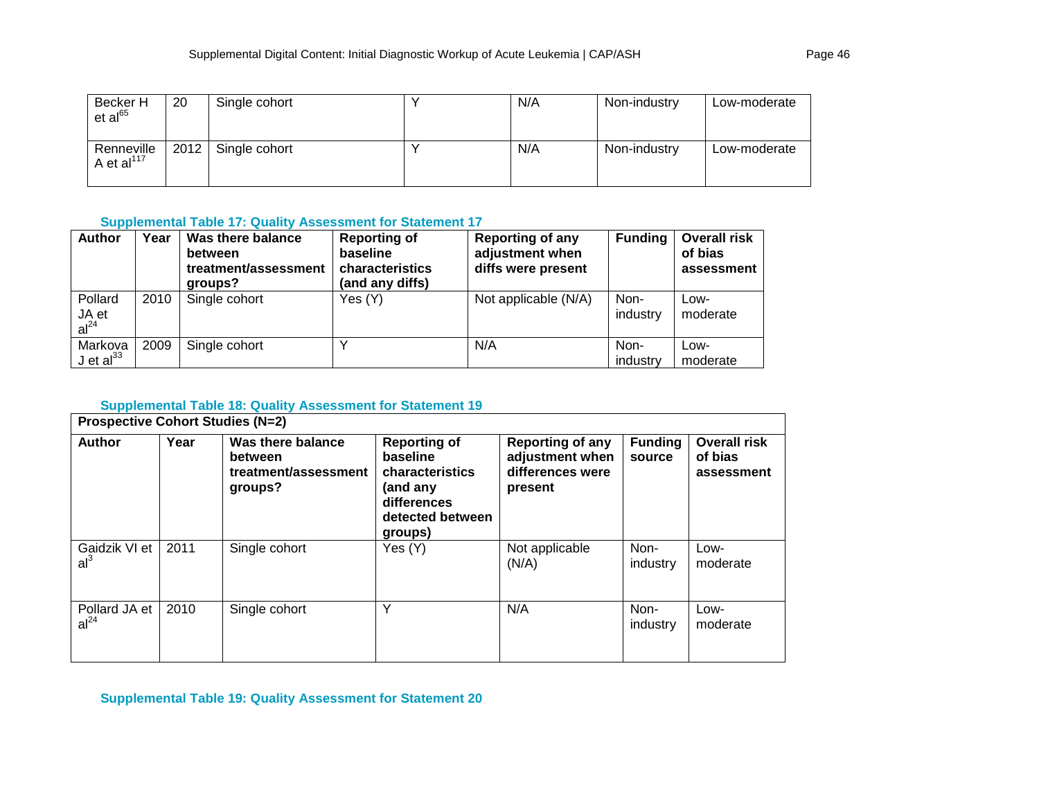| Becker H et al[65] | 20 | Single cohort | Y | N/A | Non-industry | Low-moderate |
|---|---|---|---|---|---|---|
| Renneville A et al[117] | 2012 | Single cohort | Y | N/A | Non-industry | Low-moderate |

### Supplemental Table 17: Quality Assessment for Statement 17

| Author | Year | Was there balance between treatment/assessment groups? | Reporting of baseline characteristics (and any diffs) | Reporting of any adjustment when diffs were present | Funding | Overall risk of bias assessment |
|---|---|---|---|---|---|---|
| Pollard JA et al[24] | 2010 | Single cohort | Yes (Y) | Not applicable (N/A) | Non-industry | Low-moderate |
| Markova J et al[33] | 2009 | Single cohort | Y | N/A | Non-industry | Low-moderate |

### Supplemental Table 18: Quality Assessment for Statement 19

| **Prospective Cohort Studies (N=2)** | | | | | | |
|---|---|---|---|---|---|---|
| **Author** | **Year** | **Was there balance between treatment/assessment groups?** | **Reporting of baseline characteristics (and any differences detected between groups)** | **Reporting of any adjustment when differences were present** | **Funding source** | **Overall risk of bias assessment** |
| Gaidzik VI et al[3] | 2011 | Single cohort | Yes (Y) | Not applicable (N/A) | Non-industry | Low-moderate |
| Pollard JA et al[24] | 2010 | Single cohort | Y | N/A | Non-industry | Low-moderate |

### Supplemental Table 19: Quality Assessment for Statement 20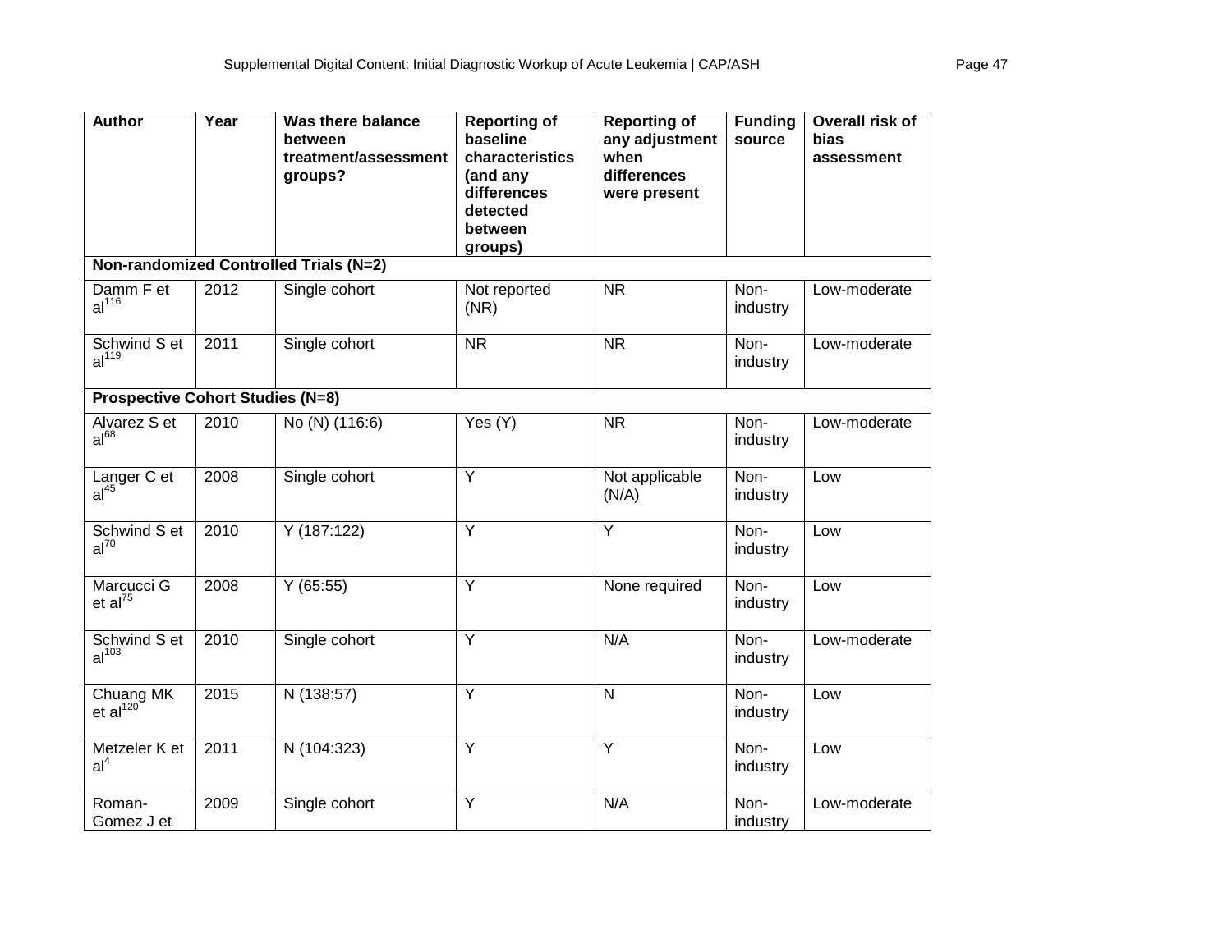| Author | Year | Was there balance between treatment/assessment groups? | Reporting of baseline characteristics (and any differences detected between groups) | Reporting of any adjustment when differences were present | Funding source | Overall risk of bias assessment |
|---|---|---|---|---|---|---|
| **Non-randomized Controlled Trials (N=2)** | | | | | | |
| Damm F et al[116] | 2012 | Single cohort | Not reported (NR) | NR | Non-industry | Low-moderate |
| Schwind S et al[119] | 2011 | Single cohort | NR | NR | Non-industry | Low-moderate |
| **Prospective Cohort Studies (N=8)** | | | | | | |
| Alvarez S et al[68] | 2010 | No (N) (116:6) | Yes (Y) | NR | Non-industry | Low-moderate |
| Langer C et al[45] | 2008 | Single cohort | Y | Not applicable (N/A) | Non-industry | Low |
| Schwind S et al[70] | 2010 | Y (187:122) | Y | Y | Non-industry | Low |
| Marcucci G et al[75] | 2008 | Y (65:55) | Y | None required | Non-industry | Low |
| Schwind S et al[103] | 2010 | Single cohort | Y | N/A | Non-industry | Low-moderate |
| Chuang MK et al[120] | 2015 | N (138:57) | Y | N | Non-industry | Low |
| Metzeler K et al[4] | 2011 | N (104:323) | Y | Y | Non-industry | Low |
| Roman-Gomez J et | 2009 | Single cohort | Y | N/A | Non-industry | Low-moderate |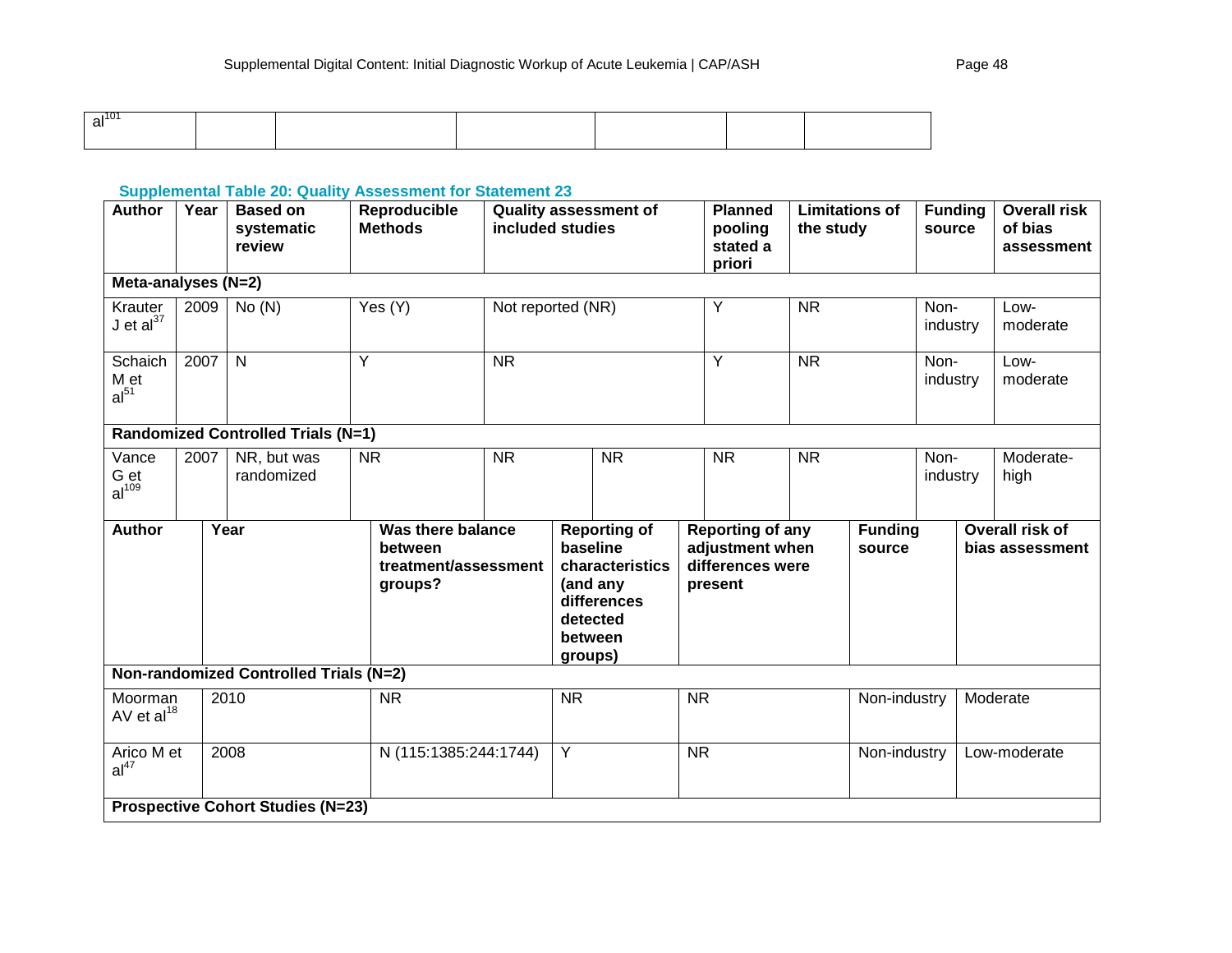| al[101] | | | | | | |
|---|---|---|---|---|---|---|

**Supplemental Table 20: Quality Assessment for Statement 23**

| Author | Year | Based on systematic review | Reproducible Methods | Quality assessment of included studies | | Planned pooling stated a priori | Limitations of the study | Funding source | Overall risk of bias assessment |
|---|---|---|---|---|---|---|---|---|---|
| **Meta-analyses (N=2)** | | | | | | | | | |
| Krauter J et al[37] | 2009 | No (N) | Yes (Y) | Not reported (NR) | | Y | NR | Non-industry | Low-moderate |
| Schaich M et al[51] | 2007 | N | Y | NR | | Y | NR | Non-industry | Low-moderate |
| **Randomized Controlled Trials (N=1)** | | | | | | | | | |
| Vance G et al[109] | 2007 | NR, but was randomized | NR | NR | NR | NR | NR | Non-industry | Moderate-high |

| Author | Year | Was there balance between treatment/assessment groups? | Reporting of baseline characteristics (and any differences detected between groups) | Reporting of any adjustment when differences were present | Funding source | Overall risk of bias assessment |
|---|---|---|---|---|---|---|
| **Non-randomized Controlled Trials (N=2)** | | | | | | |
| Moorman AV et al[18] | 2010 | NR | NR | NR | Non-industry | Moderate |
| Arico M et al[47] | 2008 | N (115:1385:244:1744) | Y | NR | Non-industry | Low-moderate |
| **Prospective Cohort Studies (N=23)** | | | | | | |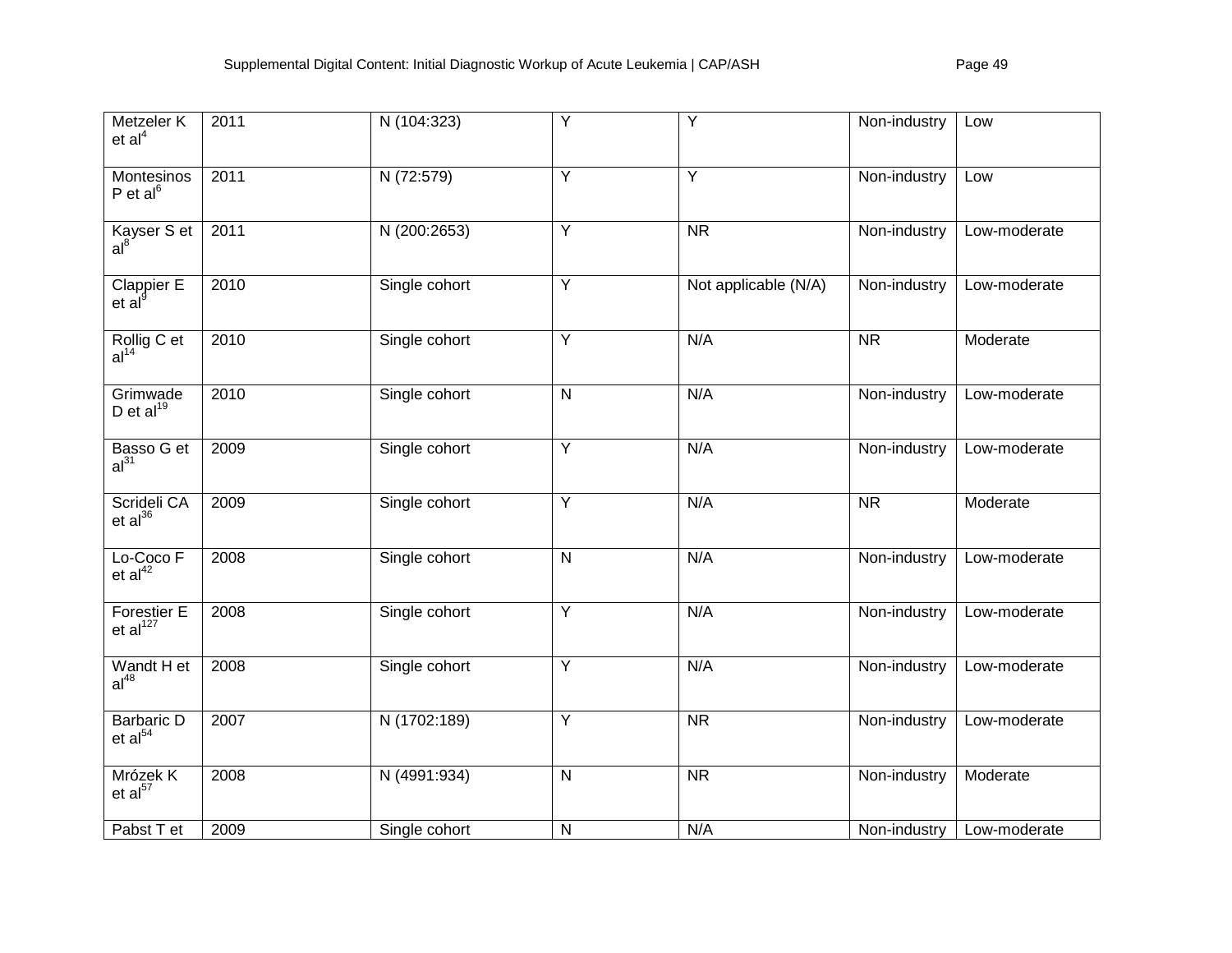| | | | | | | |
|---|---|---|---|---|---|---|
| Metzeler K et al[4] | 2011 | N (104:323) | Y | Y | Non-industry | Low |
| Montesinos P et al[6] | 2011 | N (72:579) | Y | Y | Non-industry | Low |
| Kayser S et al[8] | 2011 | N (200:2653) | Y | NR | Non-industry | Low-moderate |
| Clappier E et al[9] | 2010 | Single cohort | Y | Not applicable (N/A) | Non-industry | Low-moderate |
| Rollig C et al[14] | 2010 | Single cohort | Y | N/A | NR | Moderate |
| Grimwade D et al[19] | 2010 | Single cohort | N | N/A | Non-industry | Low-moderate |
| Basso G et al[31] | 2009 | Single cohort | Y | N/A | Non-industry | Low-moderate |
| Scrideli CA et al[36] | 2009 | Single cohort | Y | N/A | NR | Moderate |
| Lo-Coco F et al[42] | 2008 | Single cohort | N | N/A | Non-industry | Low-moderate |
| Forestier E et al[127] | 2008 | Single cohort | Y | N/A | Non-industry | Low-moderate |
| Wandt H et al[48] | 2008 | Single cohort | Y | N/A | Non-industry | Low-moderate |
| Barbaric D et al[54] | 2007 | N (1702:189) | Y | NR | Non-industry | Low-moderate |
| Mrózek K et al[57] | 2008 | N (4991:934) | N | NR | Non-industry | Moderate |
| Pabst T et | 2009 | Single cohort | N | N/A | Non-industry | Low-moderate |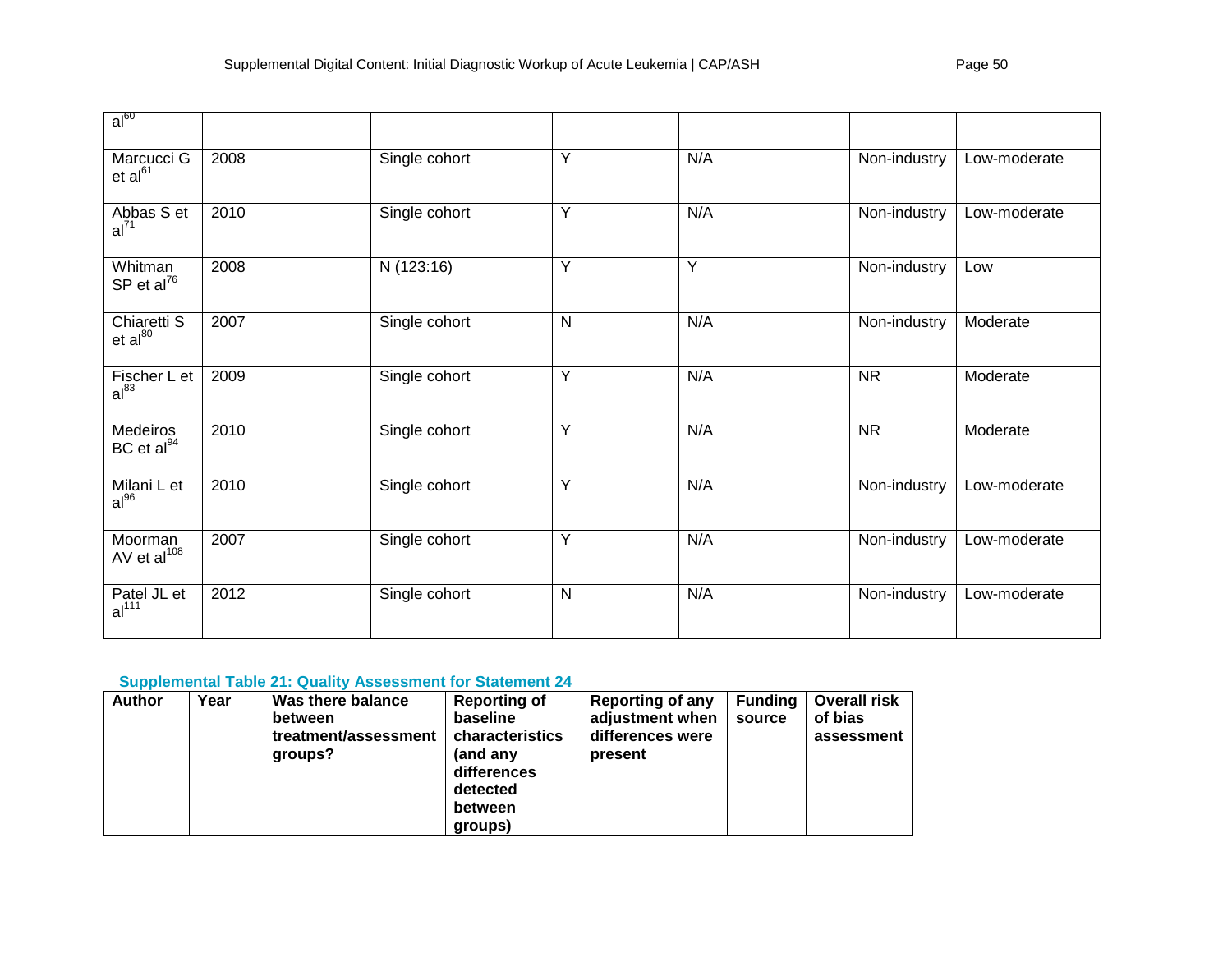| | | | | | | |
|---|---|---|---|---|---|---|
| al[60] | | | | | | |
| Marcucci G et al[61] | 2008 | Single cohort | Y | N/A | Non-industry | Low-moderate |
| Abbas S et al[71] | 2010 | Single cohort | Y | N/A | Non-industry | Low-moderate |
| Whitman SP et al[76] | 2008 | N (123:16) | Y | Y | Non-industry | Low |
| Chiaretti S et al[80] | 2007 | Single cohort | N | N/A | Non-industry | Moderate |
| Fischer L et al[83] | 2009 | Single cohort | Y | N/A | NR | Moderate |
| Medeiros BC et al[94] | 2010 | Single cohort | Y | N/A | NR | Moderate |
| Milani L et al[96] | 2010 | Single cohort | Y | N/A | Non-industry | Low-moderate |
| Moorman AV et al[108] | 2007 | Single cohort | Y | N/A | Non-industry | Low-moderate |
| Patel JL et al[111] | 2012 | Single cohort | N | N/A | Non-industry | Low-moderate |

### Supplemental Table 21: Quality Assessment for Statement 24

| Author | Year | Was there balance between treatment/assessment groups? | Reporting of baseline characteristics (and any differences detected between groups) | Reporting of any adjustment when differences were present | Funding source | Overall risk of bias assessment |
|---|---|---|---|---|---|---|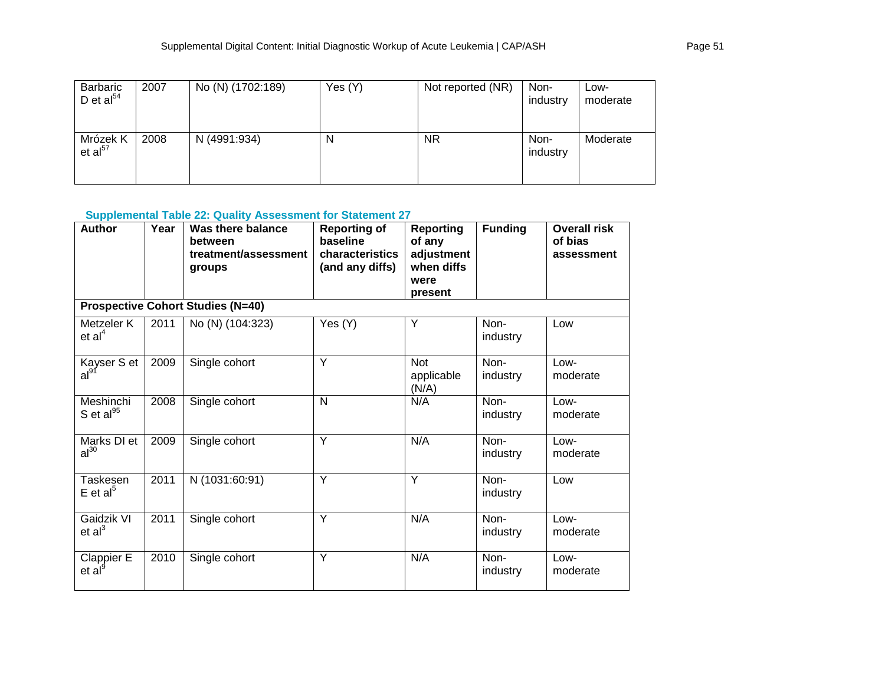| Barbaric D et al[54] | 2007 | No (N) (1702:189) | Yes (Y) | Not reported (NR) | Non-industry | Low-moderate |
|---|---|---|---|---|---|---|
| Mrózek K et al[57] | 2008 | N (4991:934) | N | NR | Non-industry | Moderate |

### Supplemental Table 22: Quality Assessment for Statement 27

| Author | Year | Was there balance between treatment/assessment groups | Reporting of baseline characteristics (and any diffs) | Reporting of any adjustment when diffs were present | Funding | Overall risk of bias assessment |
|---|---|---|---|---|---|---|
| **Prospective Cohort Studies (N=40)** | | | | | | |
| Metzeler K et al[4] | 2011 | No (N) (104:323) | Yes (Y) | Y | Non-industry | Low |
| Kayser S et al[91] | 2009 | Single cohort | Y | Not applicable (N/A) | Non-industry | Low-moderate |
| Meshinchi S et al[95] | 2008 | Single cohort | N | N/A | Non-industry | Low-moderate |
| Marks DI et al[30] | 2009 | Single cohort | Y | N/A | Non-industry | Low-moderate |
| Taskesen E et al[5] | 2011 | N (1031:60:91) | Y | Y | Non-industry | Low |
| Gaidzik VI et al[3] | 2011 | Single cohort | Y | N/A | Non-industry | Low-moderate |
| Clappier E et al[9] | 2010 | Single cohort | Y | N/A | Non-industry | Low-moderate |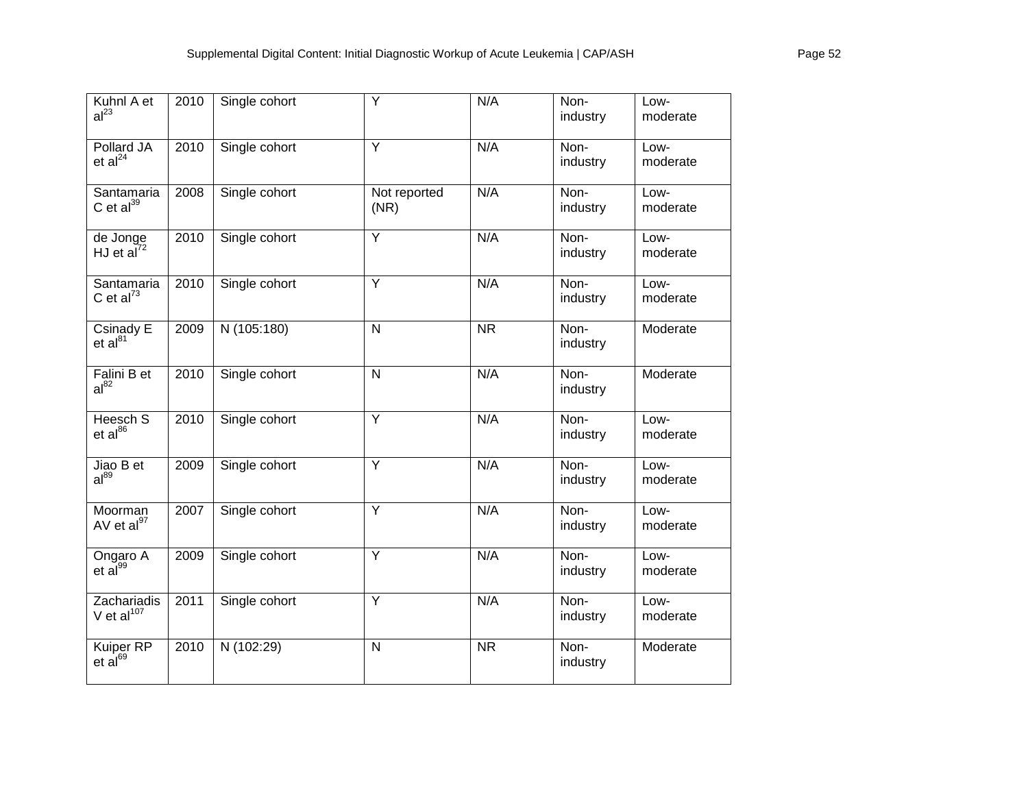| Kuhnl A et al[23] | 2010 | Single cohort | Y | N/A | Non-industry | Low-moderate |
|---|---|---|---|---|---|---|
| Pollard JA et al[24] | 2010 | Single cohort | Y | N/A | Non-industry | Low-moderate |
| Santamaria C et al[39] | 2008 | Single cohort | Not reported (NR) | N/A | Non-industry | Low-moderate |
| de Jonge HJ et al[72] | 2010 | Single cohort | Y | N/A | Non-industry | Low-moderate |
| Santamaria C et al[73] | 2010 | Single cohort | Y | N/A | Non-industry | Low-moderate |
| Csinady E et al[81] | 2009 | N (105:180) | N | NR | Non-industry | Moderate |
| Falini B et al[82] | 2010 | Single cohort | N | N/A | Non-industry | Moderate |
| Heesch S et al[86] | 2010 | Single cohort | Y | N/A | Non-industry | Low-moderate |
| Jiao B et al[89] | 2009 | Single cohort | Y | N/A | Non-industry | Low-moderate |
| Moorman AV et al[97] | 2007 | Single cohort | Y | N/A | Non-industry | Low-moderate |
| Ongaro A et al[99] | 2009 | Single cohort | Y | N/A | Non-industry | Low-moderate |
| Zachariadis V et al[107] | 2011 | Single cohort | Y | N/A | Non-industry | Low-moderate |
| Kuiper RP et al[69] | 2010 | N (102:29) | N | NR | Non-industry | Moderate |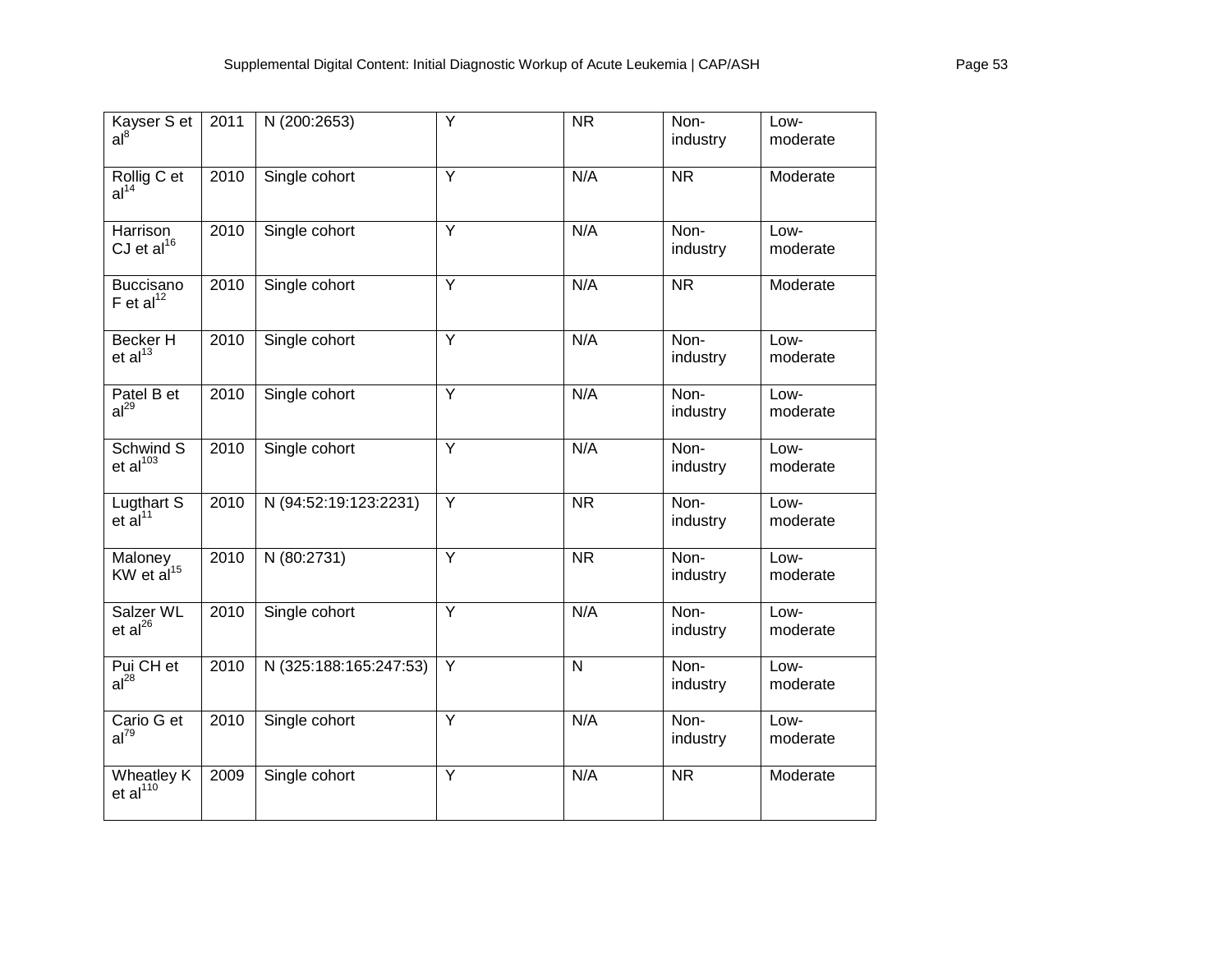| Kayser S et al[8] | 2011 | N (200:2653) | Y | NR | Non-industry | Low-moderate |
|---|---|---|---|---|---|---|
| Rollig C et al[14] | 2010 | Single cohort | Y | N/A | NR | Moderate |
| Harrison CJ et al[16] | 2010 | Single cohort | Y | N/A | Non-industry | Low-moderate |
| Buccisano F et al[12] | 2010 | Single cohort | Y | N/A | NR | Moderate |
| Becker H et al[13] | 2010 | Single cohort | Y | N/A | Non-industry | Low-moderate |
| Patel B et al[29] | 2010 | Single cohort | Y | N/A | Non-industry | Low-moderate |
| Schwind S et al[103] | 2010 | Single cohort | Y | N/A | Non-industry | Low-moderate |
| Lugthart S et al[11] | 2010 | N (94:52:19:123:2231) | Y | NR | Non-industry | Low-moderate |
| Maloney KW et al[15] | 2010 | N (80:2731) | Y | NR | Non-industry | Low-moderate |
| Salzer WL et al[26] | 2010 | Single cohort | Y | N/A | Non-industry | Low-moderate |
| Pui CH et al[28] | 2010 | N (325:188:165:247:53) | Y | N | Non-industry | Low-moderate |
| Cario G et al[79] | 2010 | Single cohort | Y | N/A | Non-industry | Low-moderate |
| Wheatley K et al[110] | 2009 | Single cohort | Y | N/A | NR | Moderate |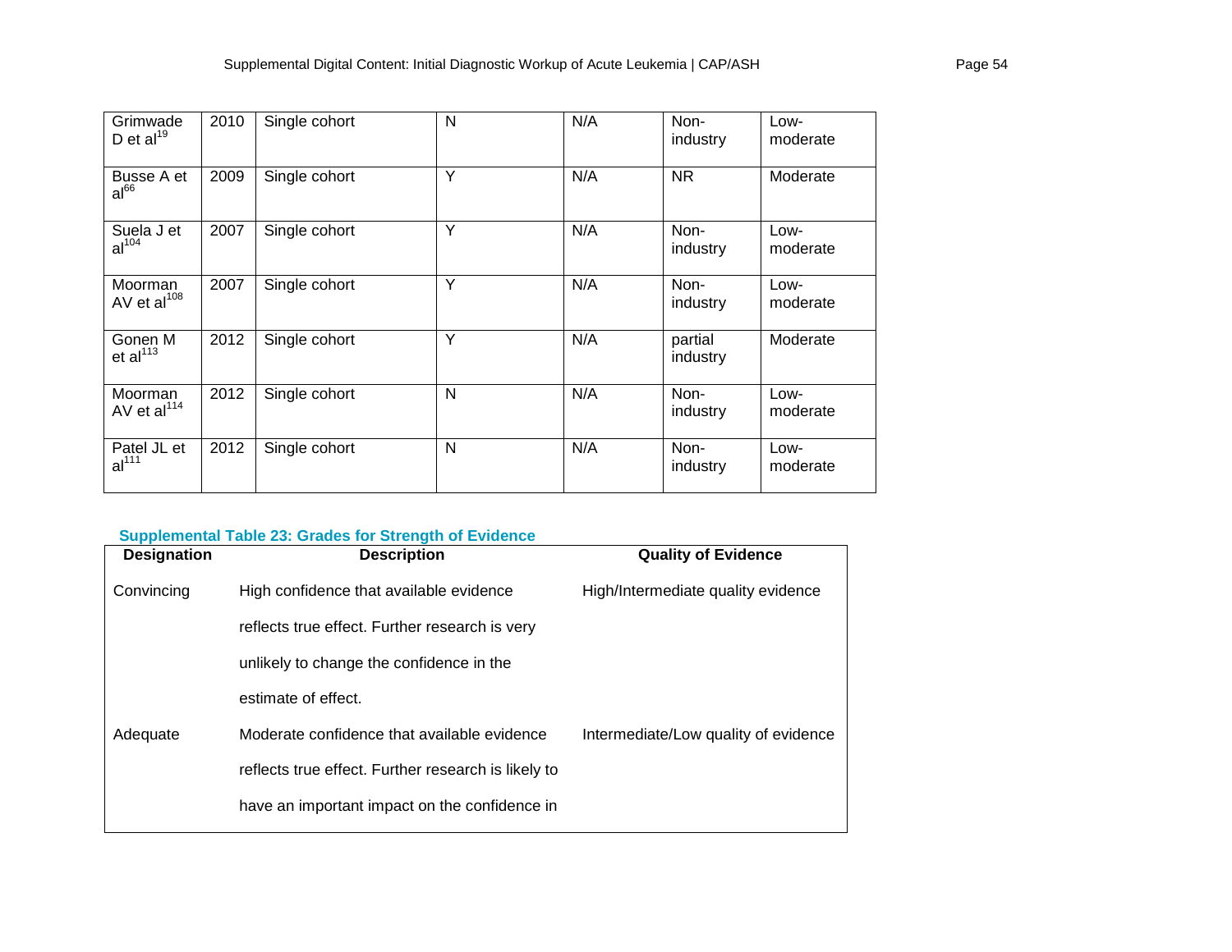| | | | | | | |
|---|---|---|---|---|---|---|
| Grimwade D et al[19] | 2010 | Single cohort | N | N/A | Non-industry | Low-moderate |
| Busse A et al[66] | 2009 | Single cohort | Y | N/A | NR | Moderate |
| Suela J et al[104] | 2007 | Single cohort | Y | N/A | Non-industry | Low-moderate |
| Moorman AV et al[108] | 2007 | Single cohort | Y | N/A | Non-industry | Low-moderate |
| Gonen M et al[113] | 2012 | Single cohort | Y | N/A | partial industry | Moderate |
| Moorman AV et al[114] | 2012 | Single cohort | N | N/A | Non-industry | Low-moderate |
| Patel JL et al[111] | 2012 | Single cohort | N | N/A | Non-industry | Low-moderate |

### Supplemental Table 23: Grades for Strength of Evidence

| Designation | Description | Quality of Evidence |
|---|---|---|
| Convincing | High confidence that available evidence reflects true effect. Further research is very unlikely to change the confidence in the estimate of effect. | High/Intermediate quality evidence |
| Adequate | Moderate confidence that available evidence reflects true effect. Further research is likely to have an important impact on the confidence in | Intermediate/Low quality of evidence |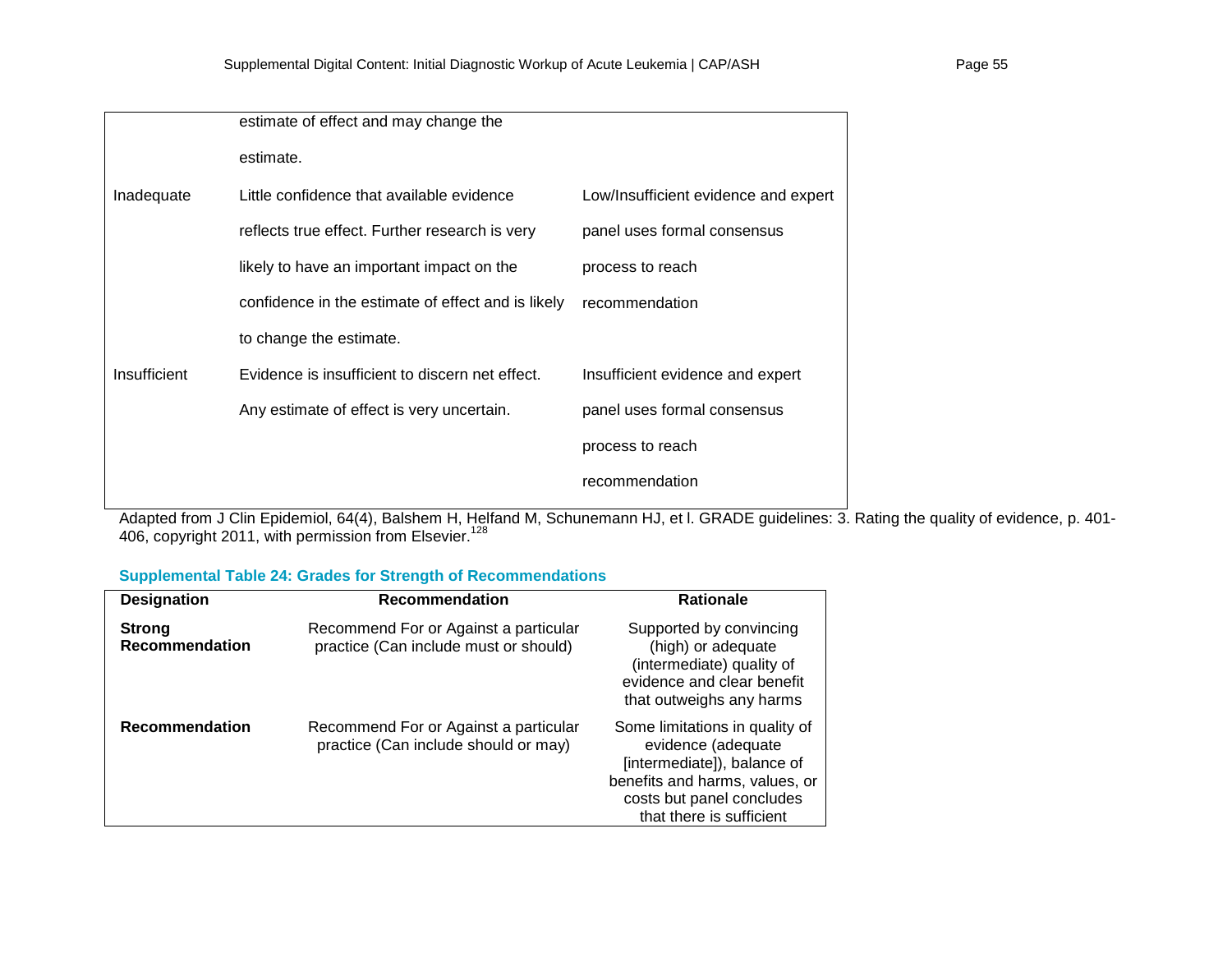|  |  |  |
|---|---|---|
|  | estimate of effect and may change the estimate. |  |
| Inadequate | Little confidence that available evidence reflects true effect. Further research is very likely to have an important impact on the confidence in the estimate of effect and is likely to change the estimate. | Low/Insufficient evidence and expert panel uses formal consensus process to reach recommendation |
| Insufficient | Evidence is insufficient to discern net effect. Any estimate of effect is very uncertain. | Insufficient evidence and expert panel uses formal consensus process to reach recommendation |

Adapted from J Clin Epidemiol, 64(4), Balshem H, Helfand M, Schunemann HJ, et l. GRADE guidelines: 3. Rating the quality of evidence, p. 401-406, copyright 2011, with permission from Elsevier.[128]

### Supplemental Table 24: Grades for Strength of Recommendations

| Designation | Recommendation | Rationale |
|---|---|---|
| **Strong Recommendation** | Recommend For or Against a particular practice (Can include must or should) | Supported by convincing (high) or adequate (intermediate) quality of evidence and clear benefit that outweighs any harms |
| **Recommendation** | Recommend For or Against a particular practice (Can include should or may) | Some limitations in quality of evidence (adequate [intermediate]), balance of benefits and harms, values, or costs but panel concludes that there is sufficient |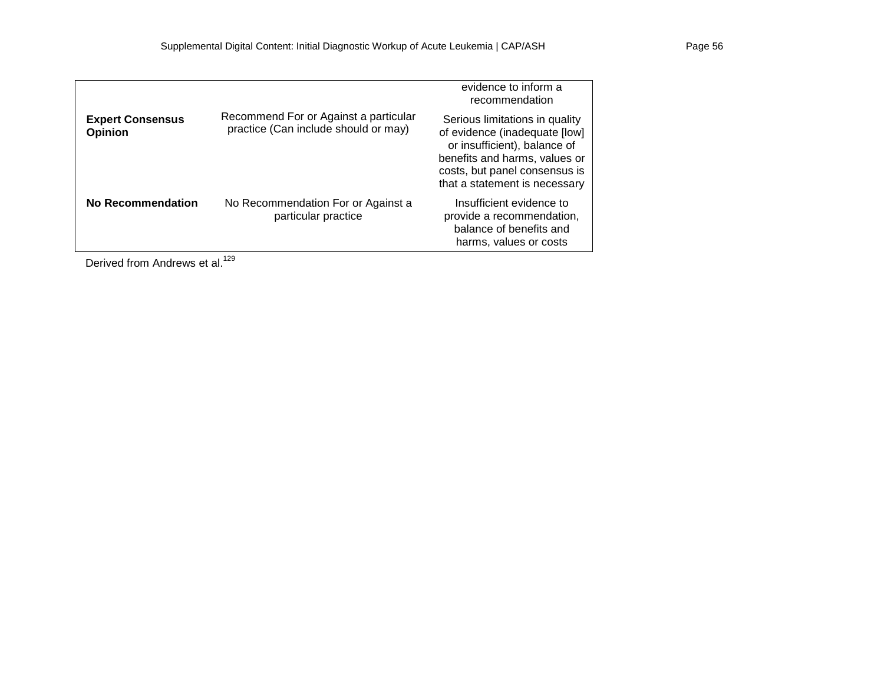| | | |
|---|---|---|
| | | evidence to inform a recommendation |
| **Expert Consensus Opinion** | Recommend For or Against a particular practice (Can include should or may) | Serious limitations in quality of evidence (inadequate [low] or insufficient), balance of benefits and harms, values or costs, but panel consensus is that a statement is necessary |
| **No Recommendation** | No Recommendation For or Against a particular practice | Insufficient evidence to provide a recommendation, balance of benefits and harms, values or costs |

Derived from Andrews et al.[129]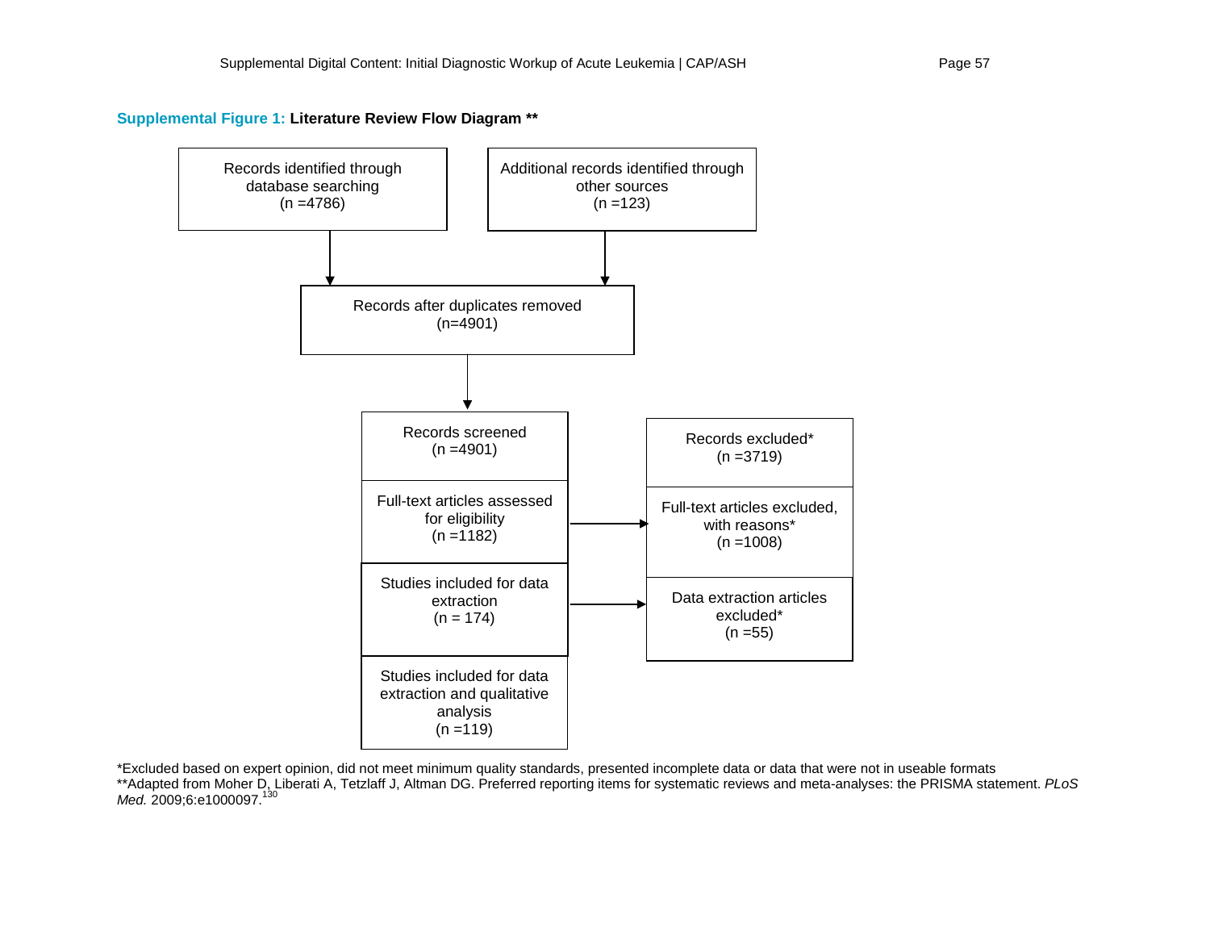**Supplemental Figure 1: Literature Review Flow Diagram \*\***

Records identified through database searching
(n =4786)

Additional records identified through other sources
(n =123)

Records after duplicates removed
(n=4901)

Records screened
(n =4901)

Records excluded*
(n =3719)

Full-text articles assessed for eligibility
(n =1182)

Full-text articles excluded, with reasons*
(n =1008)

Studies included for data extraction
(n = 174)

Data extraction articles excluded*
(n =55)

Studies included for data extraction and qualitative analysis
(n =119)

*Excluded based on expert opinion, did not meet minimum quality standards, presented incomplete data or data that were not in useable formats

**Adapted from Moher D, Liberati A, Tetzlaff J, Altman DG. Preferred reporting items for systematic reviews and meta-analyses: the PRISMA statement. *PLoS Med.* 2009;6:e1000097.[130]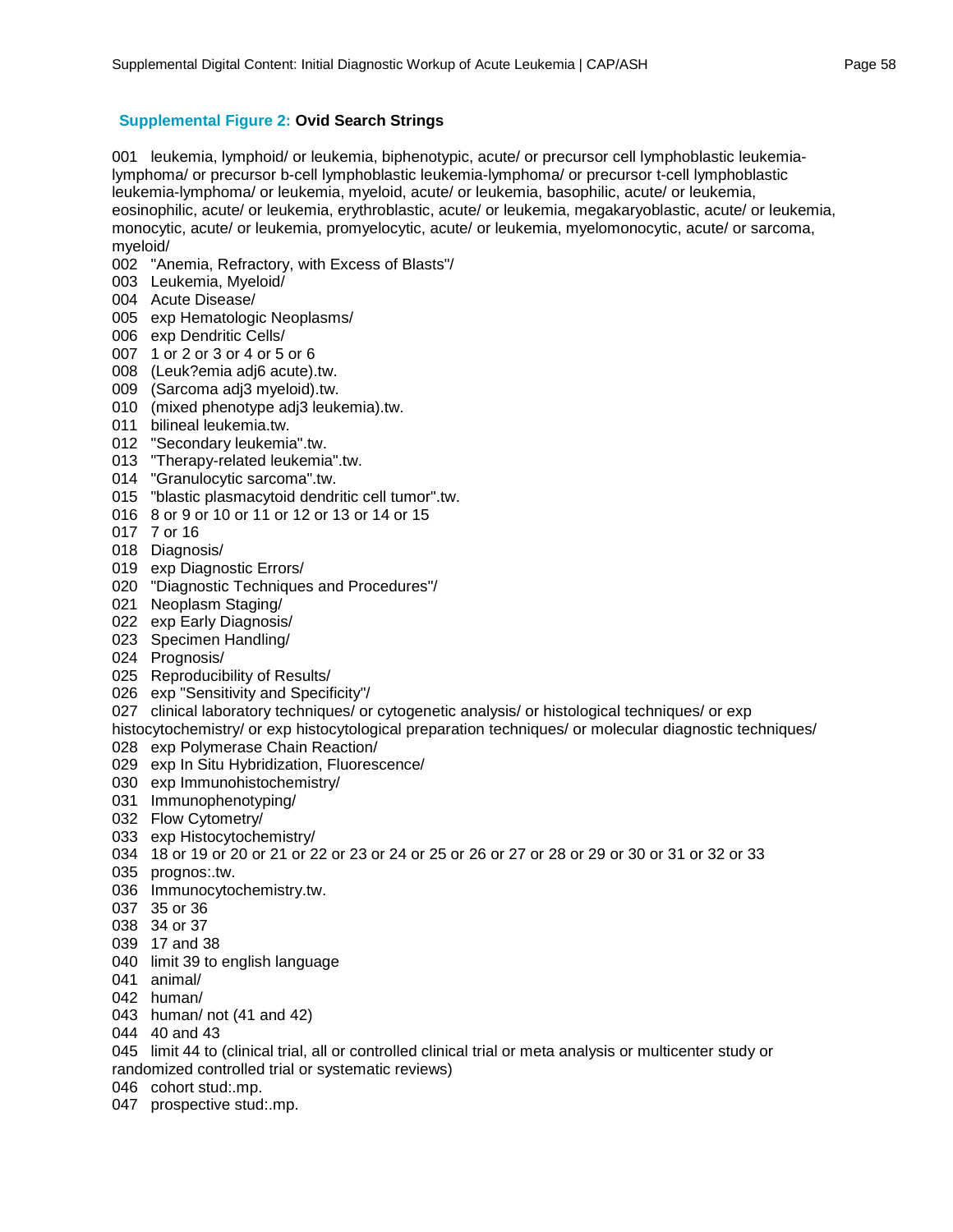**Supplemental Figure 2: Ovid Search Strings**

001 leukemia, lymphoid/ or leukemia, biphenotypic, acute/ or precursor cell lymphoblastic leukemia-lymphoma/ or precursor b-cell lymphoblastic leukemia-lymphoma/ or precursor t-cell lymphoblastic leukemia-lymphoma/ or leukemia, myeloid, acute/ or leukemia, basophilic, acute/ or leukemia, eosinophilic, acute/ or leukemia, erythroblastic, acute/ or leukemia, megakaryoblastic, acute/ or leukemia, monocytic, acute/ or leukemia, promyelocytic, acute/ or leukemia, myelomonocytic, acute/ or sarcoma, myeloid/
002 "Anemia, Refractory, with Excess of Blasts"/
003 Leukemia, Myeloid/
004 Acute Disease/
005 exp Hematologic Neoplasms/
006 exp Dendritic Cells/
007 1 or 2 or 3 or 4 or 5 or 6
008 (Leuk?emia adj6 acute).tw.
009 (Sarcoma adj3 myeloid).tw.
010 (mixed phenotype adj3 leukemia).tw.
011 bilineal leukemia.tw.
012 "Secondary leukemia".tw.
013 "Therapy-related leukemia".tw.
014 "Granulocytic sarcoma".tw.
015 "blastic plasmacytoid dendritic cell tumor".tw.
016 8 or 9 or 10 or 11 or 12 or 13 or 14 or 15
017 7 or 16
018 Diagnosis/
019 exp Diagnostic Errors/
020 "Diagnostic Techniques and Procedures"/
021 Neoplasm Staging/
022 exp Early Diagnosis/
023 Specimen Handling/
024 Prognosis/
025 Reproducibility of Results/
026 exp "Sensitivity and Specificity"/
027 clinical laboratory techniques/ or cytogenetic analysis/ or histological techniques/ or exp histocytochemistry/ or exp histocytological preparation techniques/ or molecular diagnostic techniques/
028 exp Polymerase Chain Reaction/
029 exp In Situ Hybridization, Fluorescence/
030 exp Immunohistochemistry/
031 Immunophenotyping/
032 Flow Cytometry/
033 exp Histocytochemistry/
034 18 or 19 or 20 or 21 or 22 or 23 or 24 or 25 or 26 or 27 or 28 or 29 or 30 or 31 or 32 or 33
035 prognos:.tw.
036 Immunocytochemistry.tw.
037 35 or 36
038 34 or 37
039 17 and 38
040 limit 39 to english language
041 animal/
042 human/
043 human/ not (41 and 42)
044 40 and 43
045 limit 44 to (clinical trial, all or controlled clinical trial or meta analysis or multicenter study or randomized controlled trial or systematic reviews)
046 cohort stud:.mp.
047 prospective stud:.mp.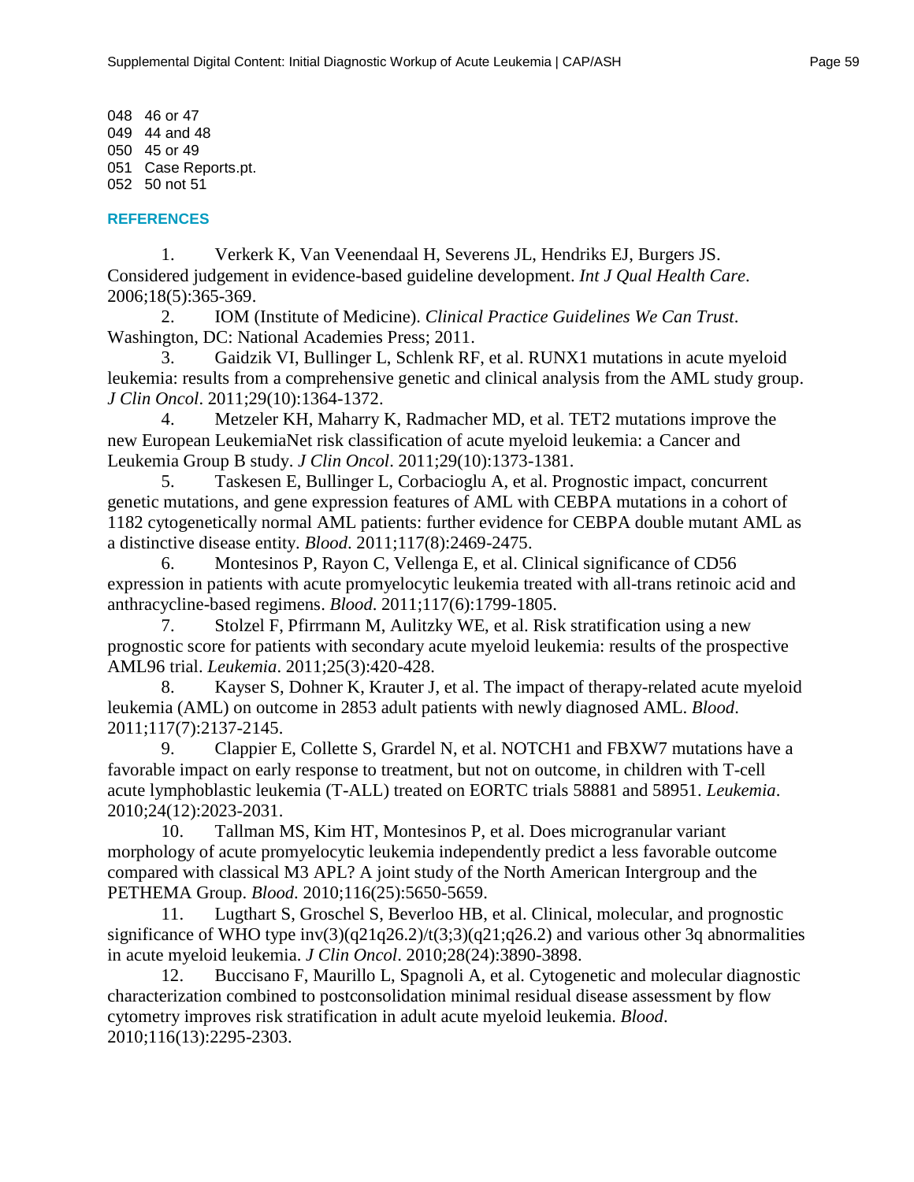048 46 or 47
049 44 and 48
050 45 or 49
051 Case Reports.pt.
052 50 not 51

## REFERENCES

1. Verkerk K, Van Veenendaal H, Severens JL, Hendriks EJ, Burgers JS. Considered judgement in evidence-based guideline development. *Int J Qual Health Care*. 2006;18(5):365-369.
2. IOM (Institute of Medicine). *Clinical Practice Guidelines We Can Trust*. Washington, DC: National Academies Press; 2011.
3. Gaidzik VI, Bullinger L, Schlenk RF, et al. RUNX1 mutations in acute myeloid leukemia: results from a comprehensive genetic and clinical analysis from the AML study group. *J Clin Oncol*. 2011;29(10):1364-1372.
4. Metzeler KH, Maharry K, Radmacher MD, et al. TET2 mutations improve the new European LeukemiaNet risk classification of acute myeloid leukemia: a Cancer and Leukemia Group B study. *J Clin Oncol*. 2011;29(10):1373-1381.
5. Taskesen E, Bullinger L, Corbacioglu A, et al. Prognostic impact, concurrent genetic mutations, and gene expression features of AML with CEBPA mutations in a cohort of 1182 cytogenetically normal AML patients: further evidence for CEBPA double mutant AML as a distinctive disease entity. *Blood*. 2011;117(8):2469-2475.
6. Montesinos P, Rayon C, Vellenga E, et al. Clinical significance of CD56 expression in patients with acute promyelocytic leukemia treated with all-trans retinoic acid and anthracycline-based regimens. *Blood*. 2011;117(6):1799-1805.
7. Stolzel F, Pfirrmann M, Aulitzky WE, et al. Risk stratification using a new prognostic score for patients with secondary acute myeloid leukemia: results of the prospective AML96 trial. *Leukemia*. 2011;25(3):420-428.
8. Kayser S, Dohner K, Krauter J, et al. The impact of therapy-related acute myeloid leukemia (AML) on outcome in 2853 adult patients with newly diagnosed AML. *Blood*. 2011;117(7):2137-2145.
9. Clappier E, Collette S, Grardel N, et al. NOTCH1 and FBXW7 mutations have a favorable impact on early response to treatment, but not on outcome, in children with T-cell acute lymphoblastic leukemia (T-ALL) treated on EORTC trials 58881 and 58951. *Leukemia*. 2010;24(12):2023-2031.
10. Tallman MS, Kim HT, Montesinos P, et al. Does microgranular variant morphology of acute promyelocytic leukemia independently predict a less favorable outcome compared with classical M3 APL? A joint study of the North American Intergroup and the PETHEMA Group. *Blood*. 2010;116(25):5650-5659.
11. Lugthart S, Groschel S, Beverloo HB, et al. Clinical, molecular, and prognostic significance of WHO type inv(3)(q21q26.2)/t(3;3)(q21;q26.2) and various other 3q abnormalities in acute myeloid leukemia. *J Clin Oncol*. 2010;28(24):3890-3898.
12. Buccisano F, Maurillo L, Spagnoli A, et al. Cytogenetic and molecular diagnostic characterization combined to postconsolidation minimal residual disease assessment by flow cytometry improves risk stratification in adult acute myeloid leukemia. *Blood*. 2010;116(13):2295-2303.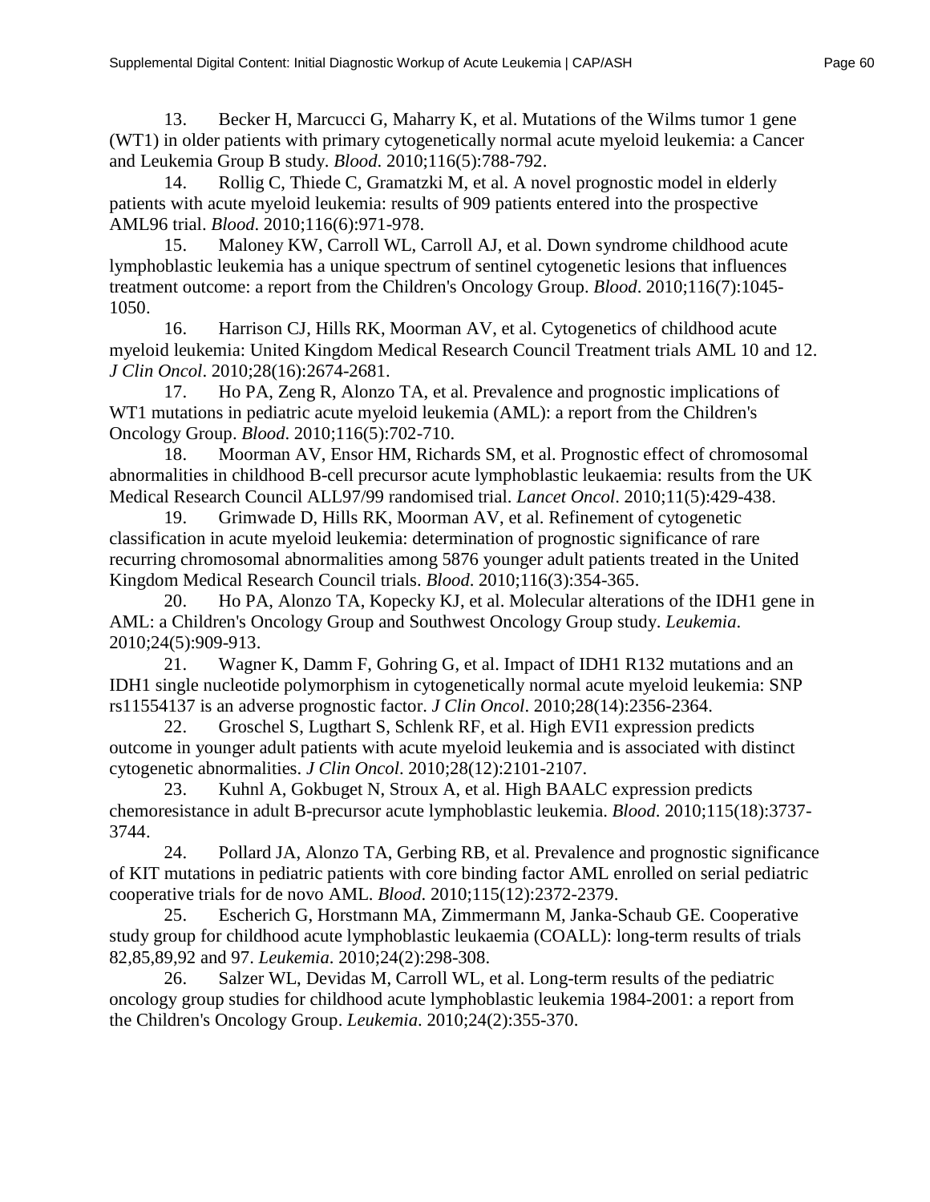13. Becker H, Marcucci G, Maharry K, et al. Mutations of the Wilms tumor 1 gene (WT1) in older patients with primary cytogenetically normal acute myeloid leukemia: a Cancer and Leukemia Group B study. *Blood*. 2010;116(5):788-792.

14. Rollig C, Thiede C, Gramatzki M, et al. A novel prognostic model in elderly patients with acute myeloid leukemia: results of 909 patients entered into the prospective AML96 trial. *Blood*. 2010;116(6):971-978.

15. Maloney KW, Carroll WL, Carroll AJ, et al. Down syndrome childhood acute lymphoblastic leukemia has a unique spectrum of sentinel cytogenetic lesions that influences treatment outcome: a report from the Children's Oncology Group. *Blood*. 2010;116(7):1045-1050.

16. Harrison CJ, Hills RK, Moorman AV, et al. Cytogenetics of childhood acute myeloid leukemia: United Kingdom Medical Research Council Treatment trials AML 10 and 12. *J Clin Oncol*. 2010;28(16):2674-2681.

17. Ho PA, Zeng R, Alonzo TA, et al. Prevalence and prognostic implications of WT1 mutations in pediatric acute myeloid leukemia (AML): a report from the Children's Oncology Group. *Blood*. 2010;116(5):702-710.

18. Moorman AV, Ensor HM, Richards SM, et al. Prognostic effect of chromosomal abnormalities in childhood B-cell precursor acute lymphoblastic leukaemia: results from the UK Medical Research Council ALL97/99 randomised trial. *Lancet Oncol*. 2010;11(5):429-438.

19. Grimwade D, Hills RK, Moorman AV, et al. Refinement of cytogenetic classification in acute myeloid leukemia: determination of prognostic significance of rare recurring chromosomal abnormalities among 5876 younger adult patients treated in the United Kingdom Medical Research Council trials. *Blood*. 2010;116(3):354-365.

20. Ho PA, Alonzo TA, Kopecky KJ, et al. Molecular alterations of the IDH1 gene in AML: a Children's Oncology Group and Southwest Oncology Group study. *Leukemia*. 2010;24(5):909-913.

21. Wagner K, Damm F, Gohring G, et al. Impact of IDH1 R132 mutations and an IDH1 single nucleotide polymorphism in cytogenetically normal acute myeloid leukemia: SNP rs11554137 is an adverse prognostic factor. *J Clin Oncol*. 2010;28(14):2356-2364.

22. Groschel S, Lugthart S, Schlenk RF, et al. High EVI1 expression predicts outcome in younger adult patients with acute myeloid leukemia and is associated with distinct cytogenetic abnormalities. *J Clin Oncol*. 2010;28(12):2101-2107.

23. Kuhnl A, Gokbuget N, Stroux A, et al. High BAALC expression predicts chemoresistance in adult B-precursor acute lymphoblastic leukemia. *Blood*. 2010;115(18):3737-3744.

24. Pollard JA, Alonzo TA, Gerbing RB, et al. Prevalence and prognostic significance of KIT mutations in pediatric patients with core binding factor AML enrolled on serial pediatric cooperative trials for de novo AML. *Blood*. 2010;115(12):2372-2379.

25. Escherich G, Horstmann MA, Zimmermann M, Janka-Schaub GE. Cooperative study group for childhood acute lymphoblastic leukaemia (COALL): long-term results of trials 82,85,89,92 and 97. *Leukemia*. 2010;24(2):298-308.

26. Salzer WL, Devidas M, Carroll WL, et al. Long-term results of the pediatric oncology group studies for childhood acute lymphoblastic leukemia 1984-2001: a report from the Children's Oncology Group. *Leukemia*. 2010;24(2):355-370.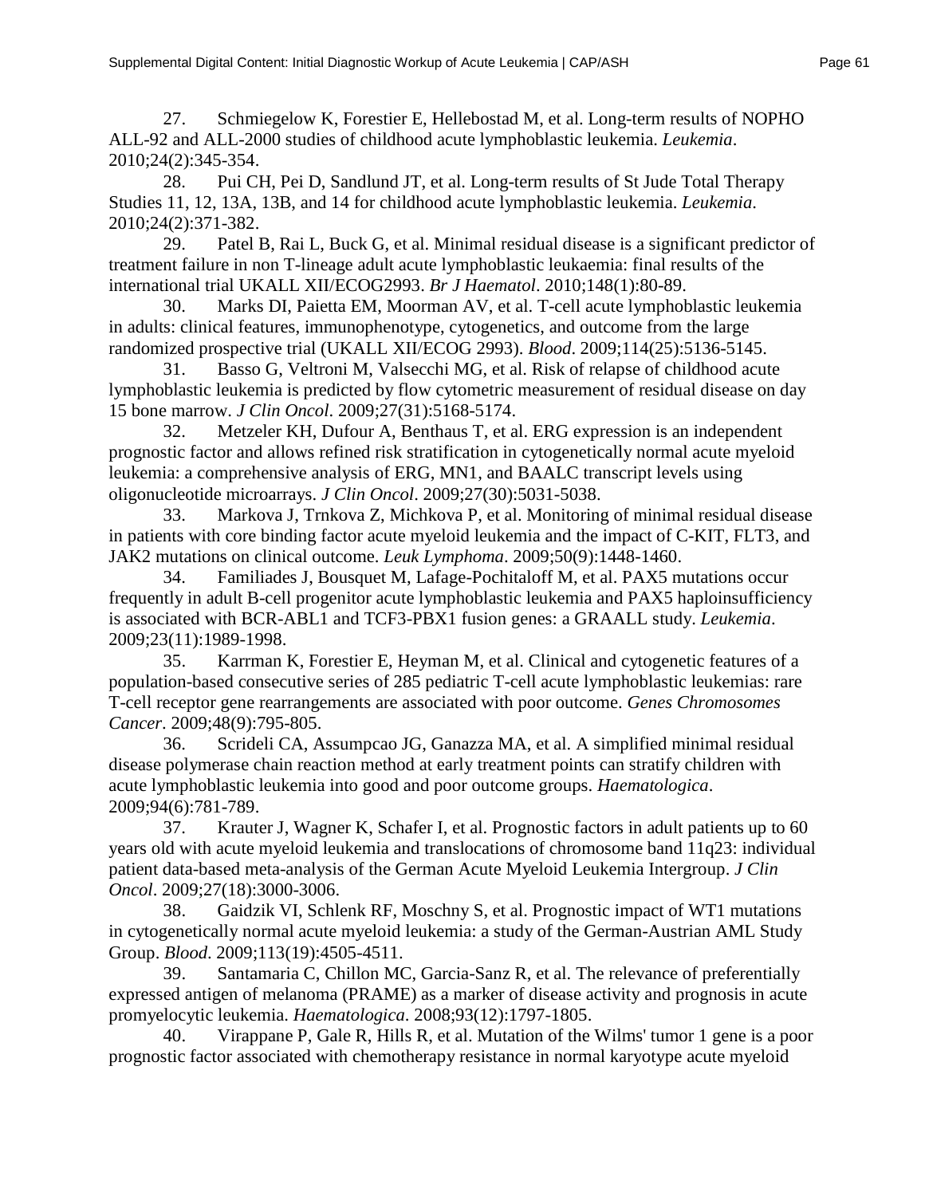27. Schmiegelow K, Forestier E, Hellebostad M, et al. Long-term results of NOPHO ALL-92 and ALL-2000 studies of childhood acute lymphoblastic leukemia. *Leukemia*. 2010;24(2):345-354.

28. Pui CH, Pei D, Sandlund JT, et al. Long-term results of St Jude Total Therapy Studies 11, 12, 13A, 13B, and 14 for childhood acute lymphoblastic leukemia. *Leukemia*. 2010;24(2):371-382.

29. Patel B, Rai L, Buck G, et al. Minimal residual disease is a significant predictor of treatment failure in non T-lineage adult acute lymphoblastic leukaemia: final results of the international trial UKALL XII/ECOG2993. *Br J Haematol*. 2010;148(1):80-89.

30. Marks DI, Paietta EM, Moorman AV, et al. T-cell acute lymphoblastic leukemia in adults: clinical features, immunophenotype, cytogenetics, and outcome from the large randomized prospective trial (UKALL XII/ECOG 2993). *Blood*. 2009;114(25):5136-5145.

31. Basso G, Veltroni M, Valsecchi MG, et al. Risk of relapse of childhood acute lymphoblastic leukemia is predicted by flow cytometric measurement of residual disease on day 15 bone marrow. *J Clin Oncol*. 2009;27(31):5168-5174.

32. Metzeler KH, Dufour A, Benthaus T, et al. ERG expression is an independent prognostic factor and allows refined risk stratification in cytogenetically normal acute myeloid leukemia: a comprehensive analysis of ERG, MN1, and BAALC transcript levels using oligonucleotide microarrays. *J Clin Oncol*. 2009;27(30):5031-5038.

33. Markova J, Trnkova Z, Michkova P, et al. Monitoring of minimal residual disease in patients with core binding factor acute myeloid leukemia and the impact of C-KIT, FLT3, and JAK2 mutations on clinical outcome. *Leuk Lymphoma*. 2009;50(9):1448-1460.

34. Familiades J, Bousquet M, Lafage-Pochitaloff M, et al. PAX5 mutations occur frequently in adult B-cell progenitor acute lymphoblastic leukemia and PAX5 haploinsufficiency is associated with BCR-ABL1 and TCF3-PBX1 fusion genes: a GRAALL study. *Leukemia*. 2009;23(11):1989-1998.

35. Karrman K, Forestier E, Heyman M, et al. Clinical and cytogenetic features of a population-based consecutive series of 285 pediatric T-cell acute lymphoblastic leukemias: rare T-cell receptor gene rearrangements are associated with poor outcome. *Genes Chromosomes Cancer*. 2009;48(9):795-805.

36. Scrideli CA, Assumpcao JG, Ganazza MA, et al. A simplified minimal residual disease polymerase chain reaction method at early treatment points can stratify children with acute lymphoblastic leukemia into good and poor outcome groups. *Haematologica*. 2009;94(6):781-789.

37. Krauter J, Wagner K, Schafer I, et al. Prognostic factors in adult patients up to 60 years old with acute myeloid leukemia and translocations of chromosome band 11q23: individual patient data-based meta-analysis of the German Acute Myeloid Leukemia Intergroup. *J Clin Oncol*. 2009;27(18):3000-3006.

38. Gaidzik VI, Schlenk RF, Moschny S, et al. Prognostic impact of WT1 mutations in cytogenetically normal acute myeloid leukemia: a study of the German-Austrian AML Study Group. *Blood*. 2009;113(19):4505-4511.

39. Santamaria C, Chillon MC, Garcia-Sanz R, et al. The relevance of preferentially expressed antigen of melanoma (PRAME) as a marker of disease activity and prognosis in acute promyelocytic leukemia. *Haematologica*. 2008;93(12):1797-1805.

40. Virappane P, Gale R, Hills R, et al. Mutation of the Wilms' tumor 1 gene is a poor prognostic factor associated with chemotherapy resistance in normal karyotype acute myeloid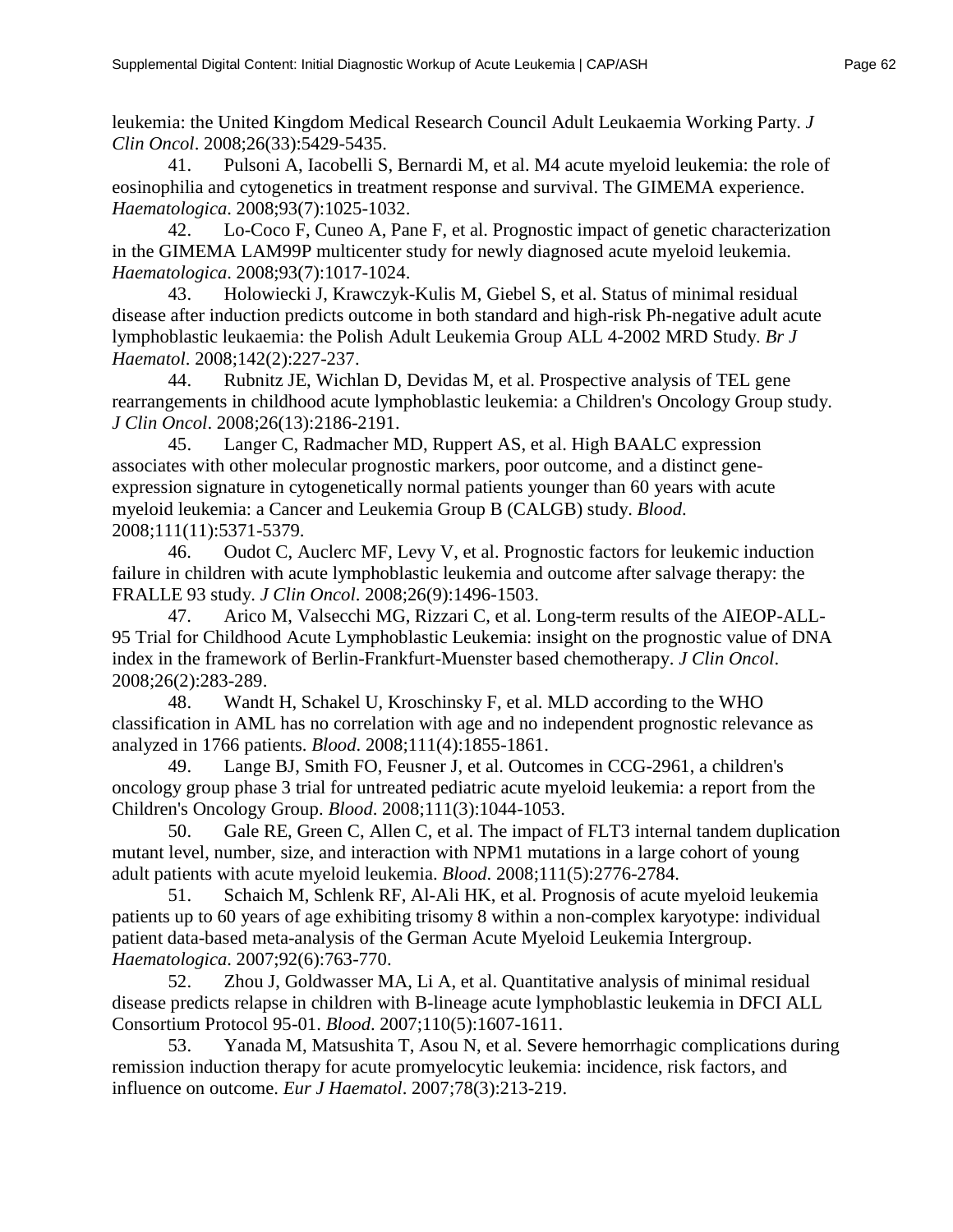leukemia: the United Kingdom Medical Research Council Adult Leukaemia Working Party. *J Clin Oncol*. 2008;26(33):5429-5435.

41. Pulsoni A, Iacobelli S, Bernardi M, et al. M4 acute myeloid leukemia: the role of eosinophilia and cytogenetics in treatment response and survival. The GIMEMA experience. *Haematologica*. 2008;93(7):1025-1032.

42. Lo-Coco F, Cuneo A, Pane F, et al. Prognostic impact of genetic characterization in the GIMEMA LAM99P multicenter study for newly diagnosed acute myeloid leukemia. *Haematologica*. 2008;93(7):1017-1024.

43. Holowiecki J, Krawczyk-Kulis M, Giebel S, et al. Status of minimal residual disease after induction predicts outcome in both standard and high-risk Ph-negative adult acute lymphoblastic leukaemia: the Polish Adult Leukemia Group ALL 4-2002 MRD Study. *Br J Haematol*. 2008;142(2):227-237.

44. Rubnitz JE, Wichlan D, Devidas M, et al. Prospective analysis of TEL gene rearrangements in childhood acute lymphoblastic leukemia: a Children's Oncology Group study. *J Clin Oncol*. 2008;26(13):2186-2191.

45. Langer C, Radmacher MD, Ruppert AS, et al. High BAALC expression associates with other molecular prognostic markers, poor outcome, and a distinct gene-expression signature in cytogenetically normal patients younger than 60 years with acute myeloid leukemia: a Cancer and Leukemia Group B (CALGB) study. *Blood*. 2008;111(11):5371-5379.

46. Oudot C, Auclerc MF, Levy V, et al. Prognostic factors for leukemic induction failure in children with acute lymphoblastic leukemia and outcome after salvage therapy: the FRALLE 93 study. *J Clin Oncol*. 2008;26(9):1496-1503.

47. Arico M, Valsecchi MG, Rizzari C, et al. Long-term results of the AIEOP-ALL-95 Trial for Childhood Acute Lymphoblastic Leukemia: insight on the prognostic value of DNA index in the framework of Berlin-Frankfurt-Muenster based chemotherapy. *J Clin Oncol*. 2008;26(2):283-289.

48. Wandt H, Schakel U, Kroschinsky F, et al. MLD according to the WHO classification in AML has no correlation with age and no independent prognostic relevance as analyzed in 1766 patients. *Blood*. 2008;111(4):1855-1861.

49. Lange BJ, Smith FO, Feusner J, et al. Outcomes in CCG-2961, a children's oncology group phase 3 trial for untreated pediatric acute myeloid leukemia: a report from the Children's Oncology Group. *Blood*. 2008;111(3):1044-1053.

50. Gale RE, Green C, Allen C, et al. The impact of FLT3 internal tandem duplication mutant level, number, size, and interaction with NPM1 mutations in a large cohort of young adult patients with acute myeloid leukemia. *Blood*. 2008;111(5):2776-2784.

51. Schaich M, Schlenk RF, Al-Ali HK, et al. Prognosis of acute myeloid leukemia patients up to 60 years of age exhibiting trisomy 8 within a non-complex karyotype: individual patient data-based meta-analysis of the German Acute Myeloid Leukemia Intergroup. *Haematologica*. 2007;92(6):763-770.

52. Zhou J, Goldwasser MA, Li A, et al. Quantitative analysis of minimal residual disease predicts relapse in children with B-lineage acute lymphoblastic leukemia in DFCI ALL Consortium Protocol 95-01. *Blood*. 2007;110(5):1607-1611.

53. Yanada M, Matsushita T, Asou N, et al. Severe hemorrhagic complications during remission induction therapy for acute promyelocytic leukemia: incidence, risk factors, and influence on outcome. *Eur J Haematol*. 2007;78(3):213-219.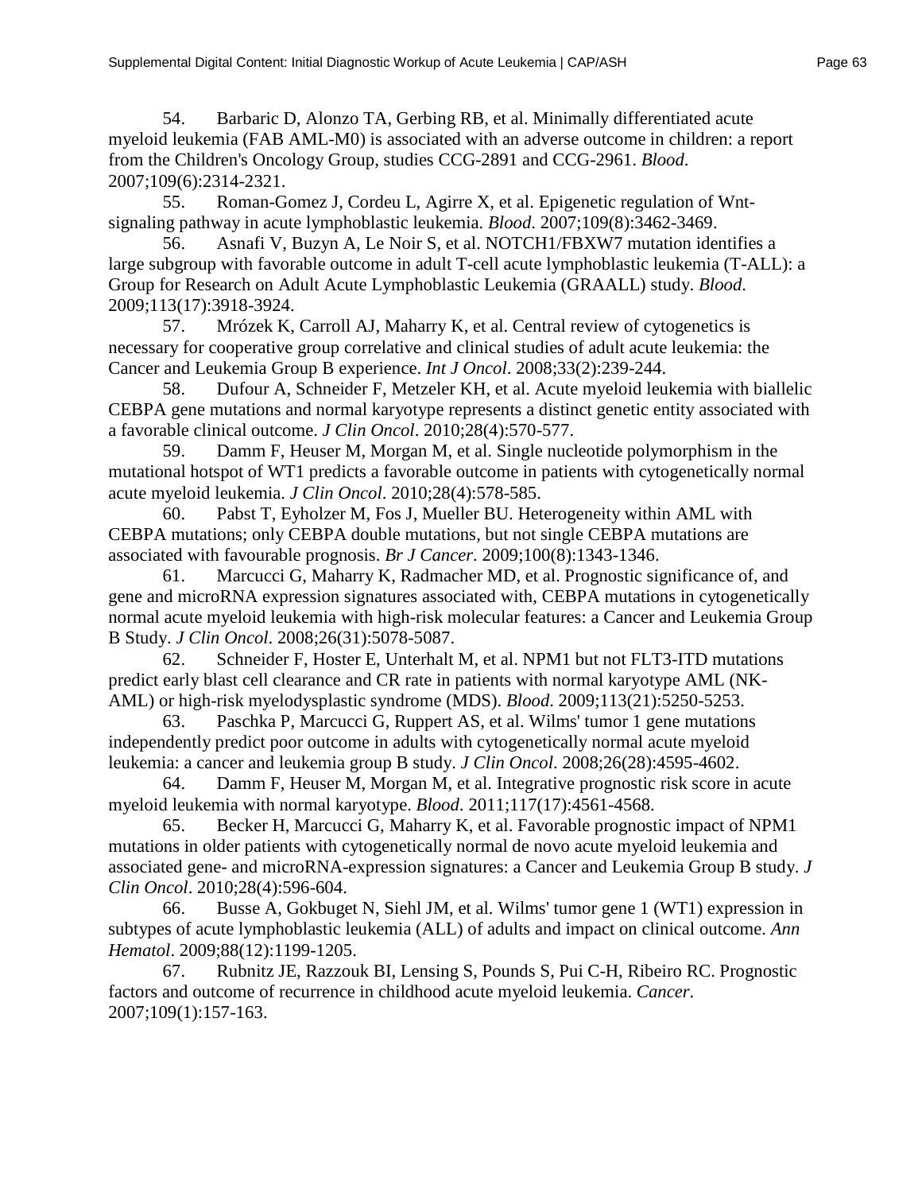54. Barbaric D, Alonzo TA, Gerbing RB, et al. Minimally differentiated acute myeloid leukemia (FAB AML-M0) is associated with an adverse outcome in children: a report from the Children's Oncology Group, studies CCG-2891 and CCG-2961. *Blood*. 2007;109(6):2314-2321.

55. Roman-Gomez J, Cordeu L, Agirre X, et al. Epigenetic regulation of Wnt-signaling pathway in acute lymphoblastic leukemia. *Blood*. 2007;109(8):3462-3469.

56. Asnafi V, Buzyn A, Le Noir S, et al. NOTCH1/FBXW7 mutation identifies a large subgroup with favorable outcome in adult T-cell acute lymphoblastic leukemia (T-ALL): a Group for Research on Adult Acute Lymphoblastic Leukemia (GRAALL) study. *Blood*. 2009;113(17):3918-3924.

57. Mrózek K, Carroll AJ, Maharry K, et al. Central review of cytogenetics is necessary for cooperative group correlative and clinical studies of adult acute leukemia: the Cancer and Leukemia Group B experience. *Int J Oncol*. 2008;33(2):239-244.

58. Dufour A, Schneider F, Metzeler KH, et al. Acute myeloid leukemia with biallelic CEBPA gene mutations and normal karyotype represents a distinct genetic entity associated with a favorable clinical outcome. *J Clin Oncol*. 2010;28(4):570-577.

59. Damm F, Heuser M, Morgan M, et al. Single nucleotide polymorphism in the mutational hotspot of WT1 predicts a favorable outcome in patients with cytogenetically normal acute myeloid leukemia. *J Clin Oncol*. 2010;28(4):578-585.

60. Pabst T, Eyholzer M, Fos J, Mueller BU. Heterogeneity within AML with CEBPA mutations; only CEBPA double mutations, but not single CEBPA mutations are associated with favourable prognosis. *Br J Cancer*. 2009;100(8):1343-1346.

61. Marcucci G, Maharry K, Radmacher MD, et al. Prognostic significance of, and gene and microRNA expression signatures associated with, CEBPA mutations in cytogenetically normal acute myeloid leukemia with high-risk molecular features: a Cancer and Leukemia Group B Study. *J Clin Oncol*. 2008;26(31):5078-5087.

62. Schneider F, Hoster E, Unterhalt M, et al. NPM1 but not FLT3-ITD mutations predict early blast cell clearance and CR rate in patients with normal karyotype AML (NK-AML) or high-risk myelodysplastic syndrome (MDS). *Blood*. 2009;113(21):5250-5253.

63. Paschka P, Marcucci G, Ruppert AS, et al. Wilms' tumor 1 gene mutations independently predict poor outcome in adults with cytogenetically normal acute myeloid leukemia: a cancer and leukemia group B study. *J Clin Oncol*. 2008;26(28):4595-4602.

64. Damm F, Heuser M, Morgan M, et al. Integrative prognostic risk score in acute myeloid leukemia with normal karyotype. *Blood*. 2011;117(17):4561-4568.

65. Becker H, Marcucci G, Maharry K, et al. Favorable prognostic impact of NPM1 mutations in older patients with cytogenetically normal de novo acute myeloid leukemia and associated gene- and microRNA-expression signatures: a Cancer and Leukemia Group B study. *J Clin Oncol*. 2010;28(4):596-604.

66. Busse A, Gokbuget N, Siehl JM, et al. Wilms' tumor gene 1 (WT1) expression in subtypes of acute lymphoblastic leukemia (ALL) of adults and impact on clinical outcome. *Ann Hematol*. 2009;88(12):1199-1205.

67. Rubnitz JE, Razzouk BI, Lensing S, Pounds S, Pui C-H, Ribeiro RC. Prognostic factors and outcome of recurrence in childhood acute myeloid leukemia. *Cancer*. 2007;109(1):157-163.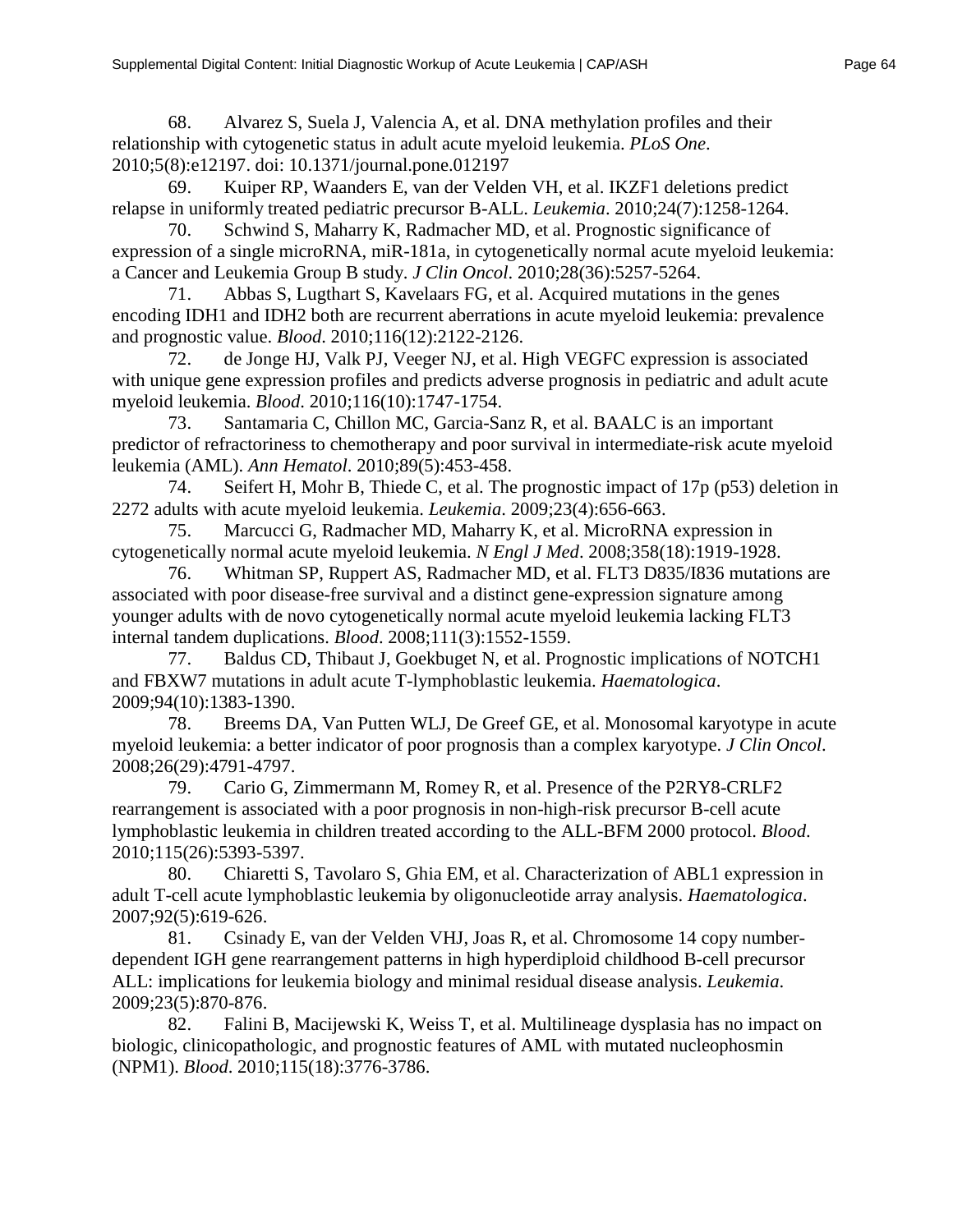68. Alvarez S, Suela J, Valencia A, et al. DNA methylation profiles and their relationship with cytogenetic status in adult acute myeloid leukemia. *PLoS One*. 2010;5(8):e12197. doi: 10.1371/journal.pone.012197

69. Kuiper RP, Waanders E, van der Velden VH, et al. IKZF1 deletions predict relapse in uniformly treated pediatric precursor B-ALL. *Leukemia*. 2010;24(7):1258-1264.

70. Schwind S, Maharry K, Radmacher MD, et al. Prognostic significance of expression of a single microRNA, miR-181a, in cytogenetically normal acute myeloid leukemia: a Cancer and Leukemia Group B study. *J Clin Oncol*. 2010;28(36):5257-5264.

71. Abbas S, Lugthart S, Kavelaars FG, et al. Acquired mutations in the genes encoding IDH1 and IDH2 both are recurrent aberrations in acute myeloid leukemia: prevalence and prognostic value. *Blood*. 2010;116(12):2122-2126.

72. de Jonge HJ, Valk PJ, Veeger NJ, et al. High VEGFC expression is associated with unique gene expression profiles and predicts adverse prognosis in pediatric and adult acute myeloid leukemia. *Blood*. 2010;116(10):1747-1754.

73. Santamaria C, Chillon MC, Garcia-Sanz R, et al. BAALC is an important predictor of refractoriness to chemotherapy and poor survival in intermediate-risk acute myeloid leukemia (AML). *Ann Hematol*. 2010;89(5):453-458.

74. Seifert H, Mohr B, Thiede C, et al. The prognostic impact of 17p (p53) deletion in 2272 adults with acute myeloid leukemia. *Leukemia*. 2009;23(4):656-663.

75. Marcucci G, Radmacher MD, Maharry K, et al. MicroRNA expression in cytogenetically normal acute myeloid leukemia. *N Engl J Med*. 2008;358(18):1919-1928.

76. Whitman SP, Ruppert AS, Radmacher MD, et al. FLT3 D835/I836 mutations are associated with poor disease-free survival and a distinct gene-expression signature among younger adults with de novo cytogenetically normal acute myeloid leukemia lacking FLT3 internal tandem duplications. *Blood*. 2008;111(3):1552-1559.

77. Baldus CD, Thibaut J, Goekbuget N, et al. Prognostic implications of NOTCH1 and FBXW7 mutations in adult acute T-lymphoblastic leukemia. *Haematologica*. 2009;94(10):1383-1390.

78. Breems DA, Van Putten WLJ, De Greef GE, et al. Monosomal karyotype in acute myeloid leukemia: a better indicator of poor prognosis than a complex karyotype. *J Clin Oncol*. 2008;26(29):4791-4797.

79. Cario G, Zimmermann M, Romey R, et al. Presence of the P2RY8-CRLF2 rearrangement is associated with a poor prognosis in non-high-risk precursor B-cell acute lymphoblastic leukemia in children treated according to the ALL-BFM 2000 protocol. *Blood*. 2010;115(26):5393-5397.

80. Chiaretti S, Tavolaro S, Ghia EM, et al. Characterization of ABL1 expression in adult T-cell acute lymphoblastic leukemia by oligonucleotide array analysis. *Haematologica*. 2007;92(5):619-626.

81. Csinady E, van der Velden VHJ, Joas R, et al. Chromosome 14 copy number-dependent IGH gene rearrangement patterns in high hyperdiploid childhood B-cell precursor ALL: implications for leukemia biology and minimal residual disease analysis. *Leukemia*. 2009;23(5):870-876.

82. Falini B, Macijewski K, Weiss T, et al. Multilineage dysplasia has no impact on biologic, clinicopathologic, and prognostic features of AML with mutated nucleophosmin (NPM1). *Blood*. 2010;115(18):3776-3786.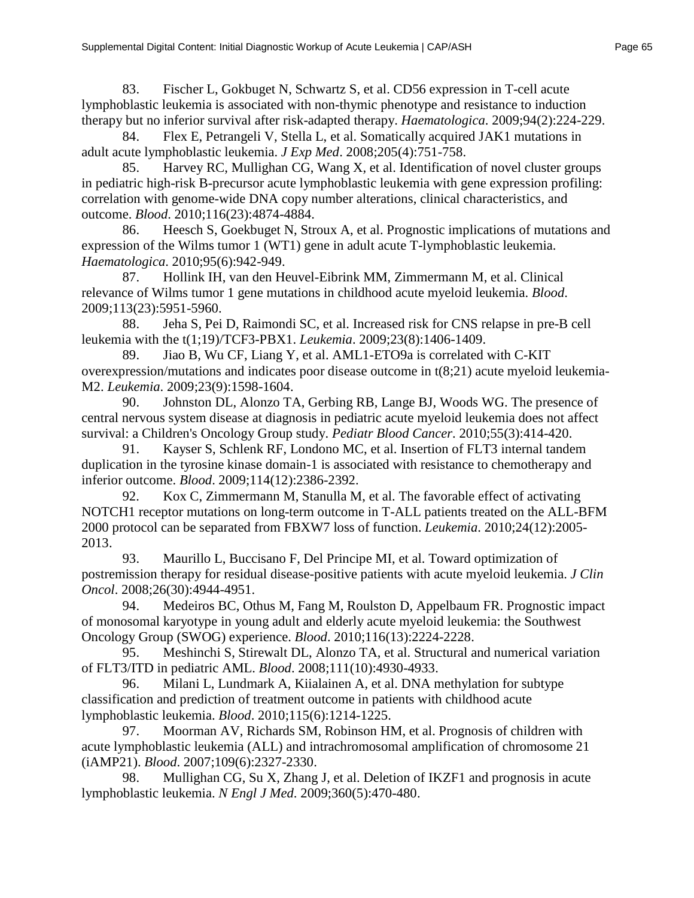83. Fischer L, Gokbuget N, Schwartz S, et al. CD56 expression in T-cell acute lymphoblastic leukemia is associated with non-thymic phenotype and resistance to induction therapy but no inferior survival after risk-adapted therapy. *Haematologica*. 2009;94(2):224-229.

84. Flex E, Petrangeli V, Stella L, et al. Somatically acquired JAK1 mutations in adult acute lymphoblastic leukemia. *J Exp Med*. 2008;205(4):751-758.

85. Harvey RC, Mullighan CG, Wang X, et al. Identification of novel cluster groups in pediatric high-risk B-precursor acute lymphoblastic leukemia with gene expression profiling: correlation with genome-wide DNA copy number alterations, clinical characteristics, and outcome. *Blood*. 2010;116(23):4874-4884.

86. Heesch S, Goekbuget N, Stroux A, et al. Prognostic implications of mutations and expression of the Wilms tumor 1 (WT1) gene in adult acute T-lymphoblastic leukemia. *Haematologica*. 2010;95(6):942-949.

87. Hollink IH, van den Heuvel-Eibrink MM, Zimmermann M, et al. Clinical relevance of Wilms tumor 1 gene mutations in childhood acute myeloid leukemia. *Blood*. 2009;113(23):5951-5960.

88. Jeha S, Pei D, Raimondi SC, et al. Increased risk for CNS relapse in pre-B cell leukemia with the t(1;19)/TCF3-PBX1. *Leukemia*. 2009;23(8):1406-1409.

89. Jiao B, Wu CF, Liang Y, et al. AML1-ETO9a is correlated with C-KIT overexpression/mutations and indicates poor disease outcome in t(8;21) acute myeloid leukemia-M2. *Leukemia*. 2009;23(9):1598-1604.

90. Johnston DL, Alonzo TA, Gerbing RB, Lange BJ, Woods WG. The presence of central nervous system disease at diagnosis in pediatric acute myeloid leukemia does not affect survival: a Children's Oncology Group study. *Pediatr Blood Cancer*. 2010;55(3):414-420.

91. Kayser S, Schlenk RF, Londono MC, et al. Insertion of FLT3 internal tandem duplication in the tyrosine kinase domain-1 is associated with resistance to chemotherapy and inferior outcome. *Blood*. 2009;114(12):2386-2392.

92. Kox C, Zimmermann M, Stanulla M, et al. The favorable effect of activating NOTCH1 receptor mutations on long-term outcome in T-ALL patients treated on the ALL-BFM 2000 protocol can be separated from FBXW7 loss of function. *Leukemia*. 2010;24(12):2005-2013.

93. Maurillo L, Buccisano F, Del Principe MI, et al. Toward optimization of postremission therapy for residual disease-positive patients with acute myeloid leukemia. *J Clin Oncol*. 2008;26(30):4944-4951.

94. Medeiros BC, Othus M, Fang M, Roulston D, Appelbaum FR. Prognostic impact of monosomal karyotype in young adult and elderly acute myeloid leukemia: the Southwest Oncology Group (SWOG) experience. *Blood*. 2010;116(13):2224-2228.

95. Meshinchi S, Stirewalt DL, Alonzo TA, et al. Structural and numerical variation of FLT3/ITD in pediatric AML. *Blood*. 2008;111(10):4930-4933.

96. Milani L, Lundmark A, Kiialainen A, et al. DNA methylation for subtype classification and prediction of treatment outcome in patients with childhood acute lymphoblastic leukemia. *Blood*. 2010;115(6):1214-1225.

97. Moorman AV, Richards SM, Robinson HM, et al. Prognosis of children with acute lymphoblastic leukemia (ALL) and intrachromosomal amplification of chromosome 21 (iAMP21). *Blood*. 2007;109(6):2327-2330.

98. Mullighan CG, Su X, Zhang J, et al. Deletion of IKZF1 and prognosis in acute lymphoblastic leukemia. *N Engl J Med*. 2009;360(5):470-480.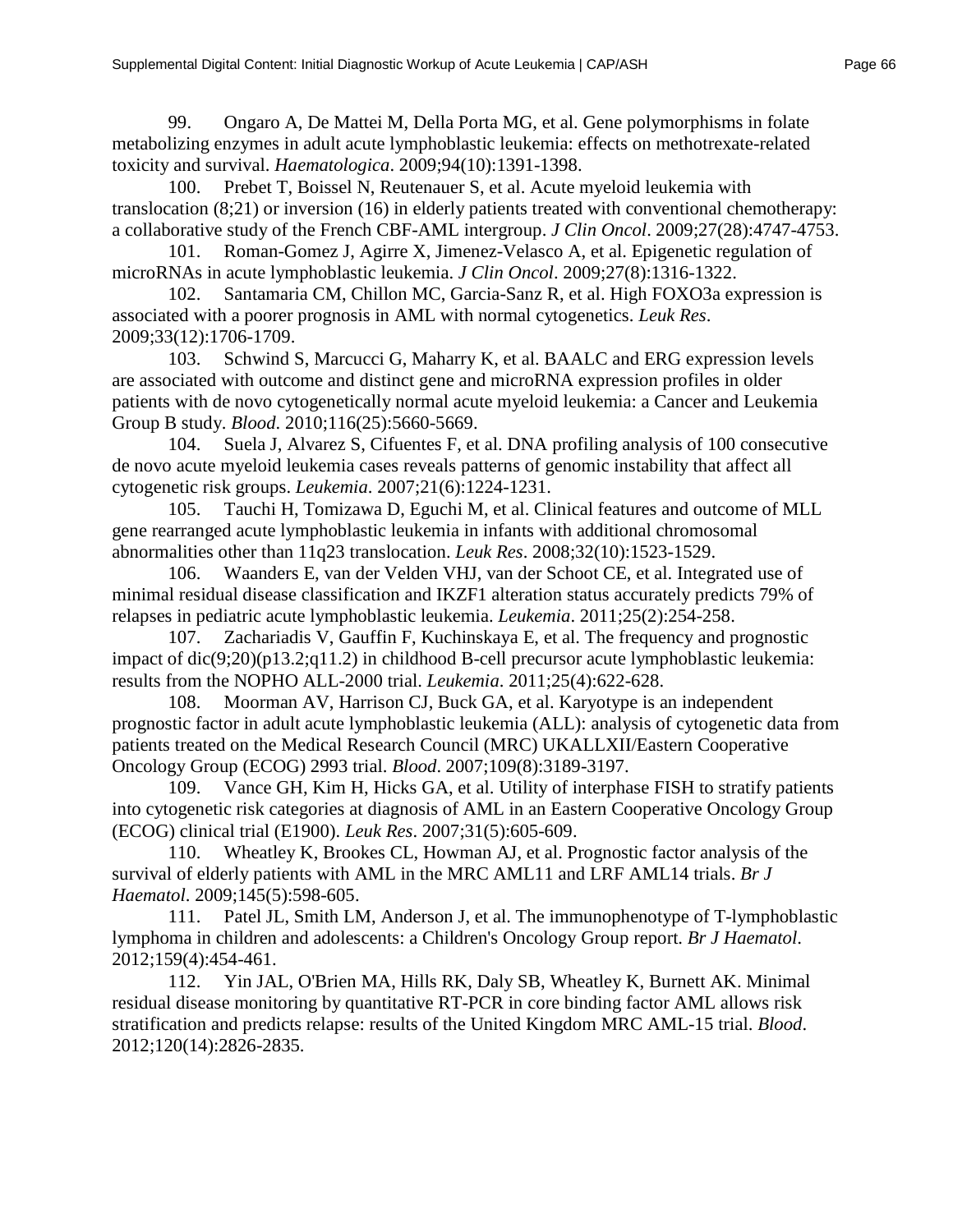99. Ongaro A, De Mattei M, Della Porta MG, et al. Gene polymorphisms in folate metabolizing enzymes in adult acute lymphoblastic leukemia: effects on methotrexate-related toxicity and survival. *Haematologica*. 2009;94(10):1391-1398.

100. Prebet T, Boissel N, Reutenauer S, et al. Acute myeloid leukemia with translocation (8;21) or inversion (16) in elderly patients treated with conventional chemotherapy: a collaborative study of the French CBF-AML intergroup. *J Clin Oncol*. 2009;27(28):4747-4753.

101. Roman-Gomez J, Agirre X, Jimenez-Velasco A, et al. Epigenetic regulation of microRNAs in acute lymphoblastic leukemia. *J Clin Oncol*. 2009;27(8):1316-1322.

102. Santamaria CM, Chillon MC, Garcia-Sanz R, et al. High FOXO3a expression is associated with a poorer prognosis in AML with normal cytogenetics. *Leuk Res*. 2009;33(12):1706-1709.

103. Schwind S, Marcucci G, Maharry K, et al. BAALC and ERG expression levels are associated with outcome and distinct gene and microRNA expression profiles in older patients with de novo cytogenetically normal acute myeloid leukemia: a Cancer and Leukemia Group B study. *Blood*. 2010;116(25):5660-5669.

104. Suela J, Alvarez S, Cifuentes F, et al. DNA profiling analysis of 100 consecutive de novo acute myeloid leukemia cases reveals patterns of genomic instability that affect all cytogenetic risk groups. *Leukemia*. 2007;21(6):1224-1231.

105. Tauchi H, Tomizawa D, Eguchi M, et al. Clinical features and outcome of MLL gene rearranged acute lymphoblastic leukemia in infants with additional chromosomal abnormalities other than 11q23 translocation. *Leuk Res*. 2008;32(10):1523-1529.

106. Waanders E, van der Velden VHJ, van der Schoot CE, et al. Integrated use of minimal residual disease classification and IKZF1 alteration status accurately predicts 79% of relapses in pediatric acute lymphoblastic leukemia. *Leukemia*. 2011;25(2):254-258.

107. Zachariadis V, Gauffin F, Kuchinskaya E, et al. The frequency and prognostic impact of dic(9;20)(p13.2;q11.2) in childhood B-cell precursor acute lymphoblastic leukemia: results from the NOPHO ALL-2000 trial. *Leukemia*. 2011;25(4):622-628.

108. Moorman AV, Harrison CJ, Buck GA, et al. Karyotype is an independent prognostic factor in adult acute lymphoblastic leukemia (ALL): analysis of cytogenetic data from patients treated on the Medical Research Council (MRC) UKALLXII/Eastern Cooperative Oncology Group (ECOG) 2993 trial. *Blood*. 2007;109(8):3189-3197.

109. Vance GH, Kim H, Hicks GA, et al. Utility of interphase FISH to stratify patients into cytogenetic risk categories at diagnosis of AML in an Eastern Cooperative Oncology Group (ECOG) clinical trial (E1900). *Leuk Res*. 2007;31(5):605-609.

110. Wheatley K, Brookes CL, Howman AJ, et al. Prognostic factor analysis of the survival of elderly patients with AML in the MRC AML11 and LRF AML14 trials. *Br J Haematol*. 2009;145(5):598-605.

111. Patel JL, Smith LM, Anderson J, et al. The immunophenotype of T-lymphoblastic lymphoma in children and adolescents: a Children's Oncology Group report. *Br J Haematol*. 2012;159(4):454-461.

112. Yin JAL, O'Brien MA, Hills RK, Daly SB, Wheatley K, Burnett AK. Minimal residual disease monitoring by quantitative RT-PCR in core binding factor AML allows risk stratification and predicts relapse: results of the United Kingdom MRC AML-15 trial. *Blood*. 2012;120(14):2826-2835.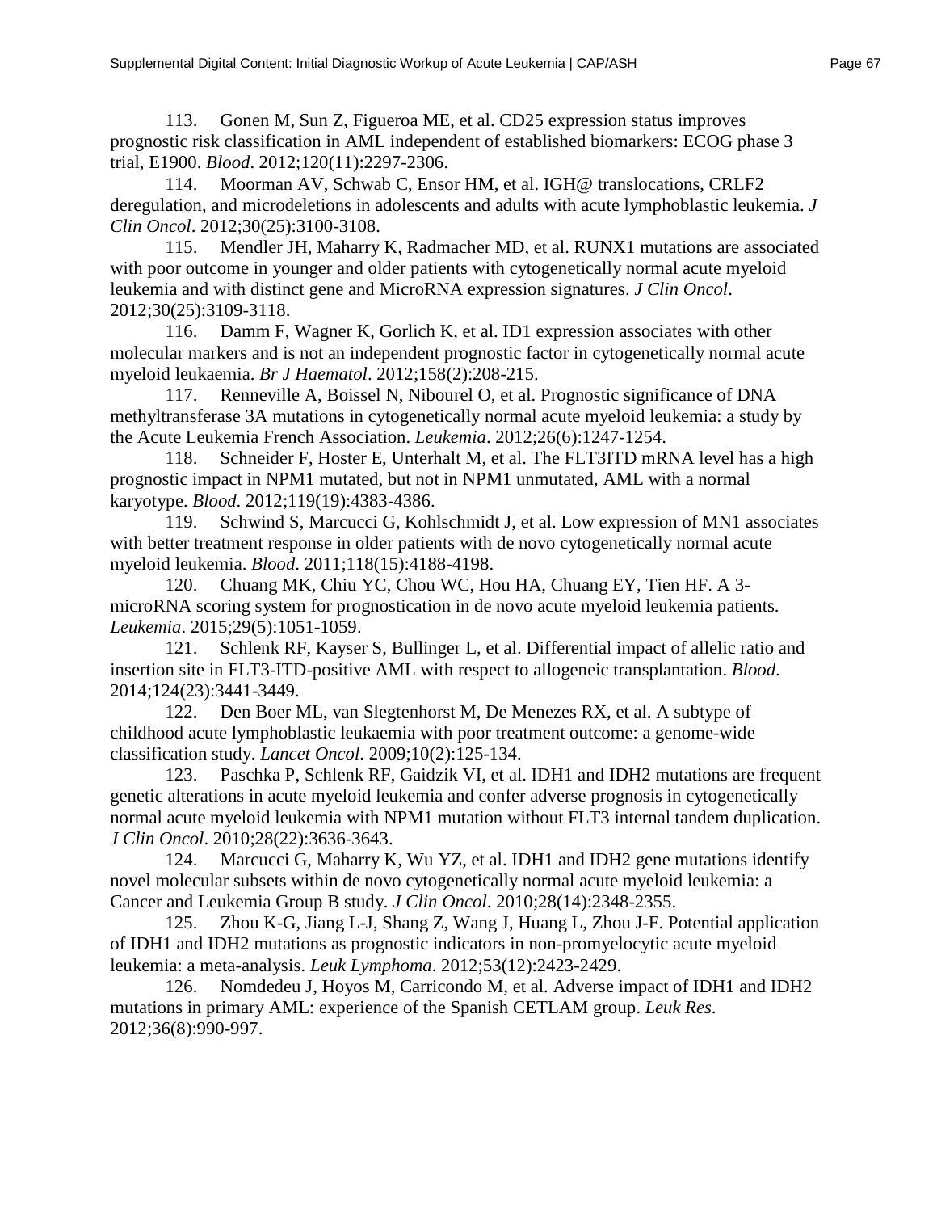113. Gonen M, Sun Z, Figueroa ME, et al. CD25 expression status improves prognostic risk classification in AML independent of established biomarkers: ECOG phase 3 trial, E1900. *Blood*. 2012;120(11):2297-2306.

114. Moorman AV, Schwab C, Ensor HM, et al. IGH@ translocations, CRLF2 deregulation, and microdeletions in adolescents and adults with acute lymphoblastic leukemia. *J Clin Oncol*. 2012;30(25):3100-3108.

115. Mendler JH, Maharry K, Radmacher MD, et al. RUNX1 mutations are associated with poor outcome in younger and older patients with cytogenetically normal acute myeloid leukemia and with distinct gene and MicroRNA expression signatures. *J Clin Oncol*. 2012;30(25):3109-3118.

116. Damm F, Wagner K, Gorlich K, et al. ID1 expression associates with other molecular markers and is not an independent prognostic factor in cytogenetically normal acute myeloid leukaemia. *Br J Haematol*. 2012;158(2):208-215.

117. Renneville A, Boissel N, Nibourel O, et al. Prognostic significance of DNA methyltransferase 3A mutations in cytogenetically normal acute myeloid leukemia: a study by the Acute Leukemia French Association. *Leukemia*. 2012;26(6):1247-1254.

118. Schneider F, Hoster E, Unterhalt M, et al. The FLT3ITD mRNA level has a high prognostic impact in NPM1 mutated, but not in NPM1 unmutated, AML with a normal karyotype. *Blood*. 2012;119(19):4383-4386.

119. Schwind S, Marcucci G, Kohlschmidt J, et al. Low expression of MN1 associates with better treatment response in older patients with de novo cytogenetically normal acute myeloid leukemia. *Blood*. 2011;118(15):4188-4198.

120. Chuang MK, Chiu YC, Chou WC, Hou HA, Chuang EY, Tien HF. A 3-microRNA scoring system for prognostication in de novo acute myeloid leukemia patients. *Leukemia*. 2015;29(5):1051-1059.

121. Schlenk RF, Kayser S, Bullinger L, et al. Differential impact of allelic ratio and insertion site in FLT3-ITD-positive AML with respect to allogeneic transplantation. *Blood*. 2014;124(23):3441-3449.

122. Den Boer ML, van Slegtenhorst M, De Menezes RX, et al. A subtype of childhood acute lymphoblastic leukaemia with poor treatment outcome: a genome-wide classification study. *Lancet Oncol*. 2009;10(2):125-134.

123. Paschka P, Schlenk RF, Gaidzik VI, et al. IDH1 and IDH2 mutations are frequent genetic alterations in acute myeloid leukemia and confer adverse prognosis in cytogenetically normal acute myeloid leukemia with NPM1 mutation without FLT3 internal tandem duplication. *J Clin Oncol*. 2010;28(22):3636-3643.

124. Marcucci G, Maharry K, Wu YZ, et al. IDH1 and IDH2 gene mutations identify novel molecular subsets within de novo cytogenetically normal acute myeloid leukemia: a Cancer and Leukemia Group B study. *J Clin Oncol*. 2010;28(14):2348-2355.

125. Zhou K-G, Jiang L-J, Shang Z, Wang J, Huang L, Zhou J-F. Potential application of IDH1 and IDH2 mutations as prognostic indicators in non-promyelocytic acute myeloid leukemia: a meta-analysis. *Leuk Lymphoma*. 2012;53(12):2423-2429.

126. Nomdedeu J, Hoyos M, Carricondo M, et al. Adverse impact of IDH1 and IDH2 mutations in primary AML: experience of the Spanish CETLAM group. *Leuk Res*. 2012;36(8):990-997.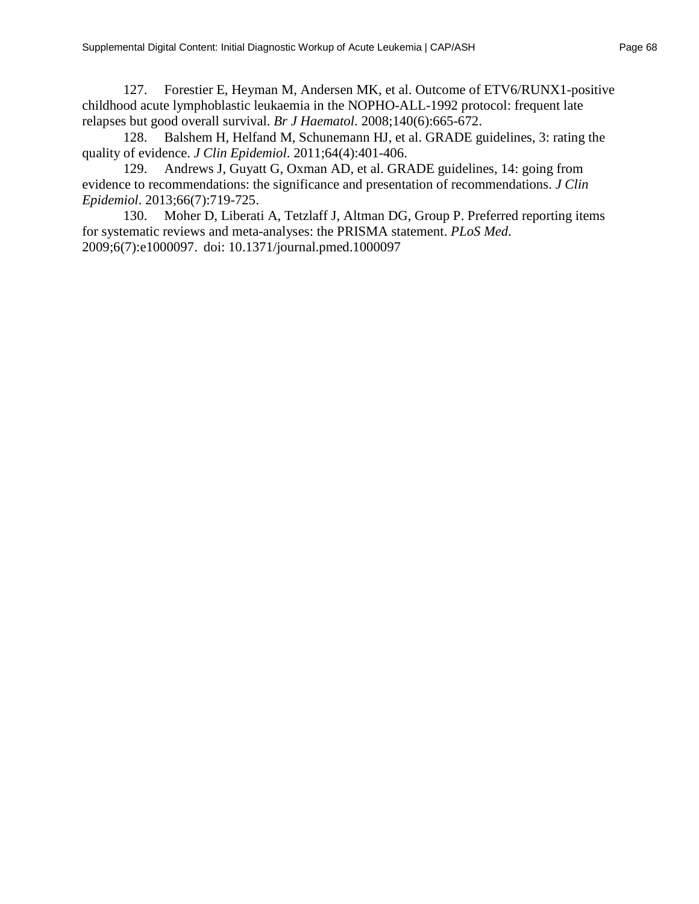127. Forestier E, Heyman M, Andersen MK, et al. Outcome of ETV6/RUNX1-positive childhood acute lymphoblastic leukaemia in the NOPHO-ALL-1992 protocol: frequent late relapses but good overall survival. *Br J Haematol.* 2008;140(6):665-672.

128. Balshem H, Helfand M, Schunemann HJ, et al. GRADE guidelines, 3: rating the quality of evidence. *J Clin Epidemiol*. 2011;64(4):401-406.

129. Andrews J, Guyatt G, Oxman AD, et al. GRADE guidelines, 14: going from evidence to recommendations: the significance and presentation of recommendations. *J Clin Epidemiol*. 2013;66(7):719-725.

130. Moher D, Liberati A, Tetzlaff J, Altman DG, Group P. Preferred reporting items for systematic reviews and meta-analyses: the PRISMA statement. *PLoS Med.* 2009;6(7):e1000097. doi: 10.1371/journal.pmed.1000097